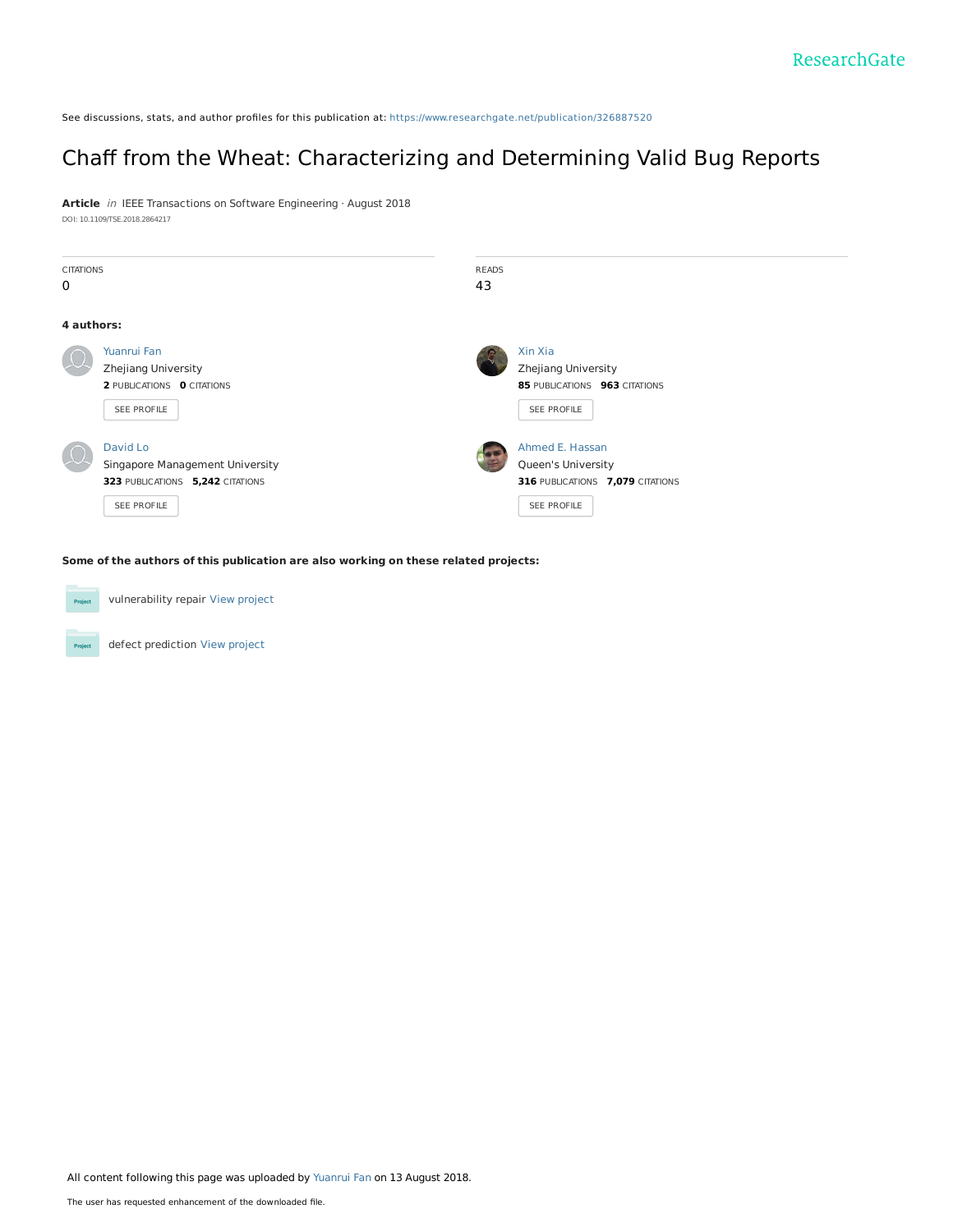ResearchGate

See discussions, stats, and author profiles for this publication at: https://www.researchgate.net/publication/326887520

# Chaff from the Wheat: Characterizing and Determining Valid Bug Reports

**Article** *in* IEEE Transactions on Software Engineering · August 2018

DOI: 10.1109/TSE.2018.2864217

| CITATIONS | READS |
|---|---|
| 0 | 43 |

**4 authors:**

**Yuanrui Fan**
Zhejiang University
**2** PUBLICATIONS **0** CITATIONS
SEE PROFILE

**Xin Xia**
Zhejiang University
**85** PUBLICATIONS **963** CITATIONS
SEE PROFILE

**David Lo**
Singapore Management University
**323** PUBLICATIONS **5,242** CITATIONS
SEE PROFILE

**Ahmed E. Hassan**
Queen's University
**316** PUBLICATIONS **7,079** CITATIONS
SEE PROFILE

**Some of the authors of this publication are also working on these related projects:**

- vulnerability repair View project
- defect prediction View project

All content following this page was uploaded by Yuanrui Fan on 13 August 2018.

The user has requested enhancement of the downloaded file.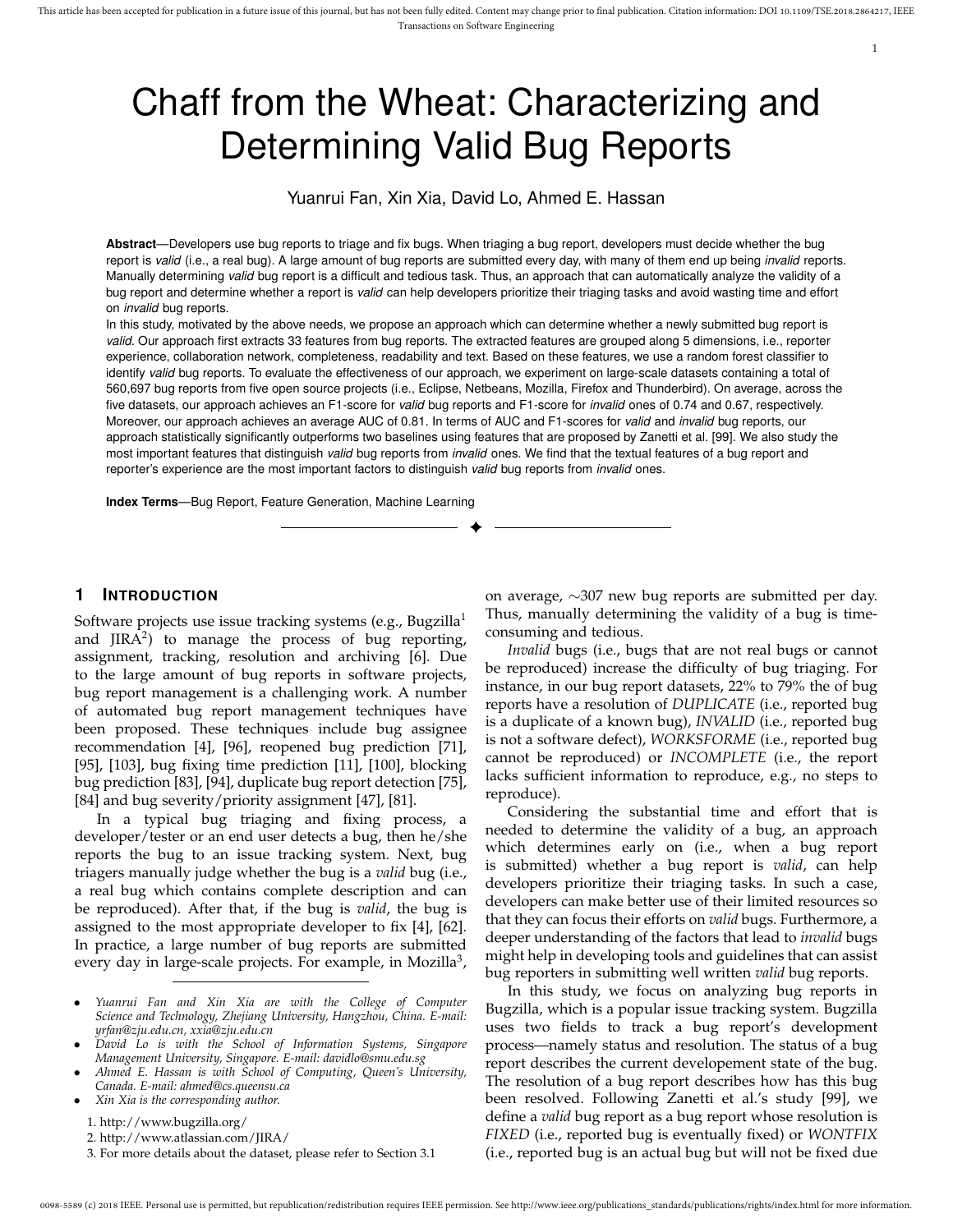# Chaff from the Wheat: Characterizing and Determining Valid Bug Reports

Yuanrui Fan, Xin Xia, David Lo, Ahmed E. Hassan

**Abstract**—Developers use bug reports to triage and fix bugs. When triaging a bug report, developers must decide whether the bug report is *valid* (i.e., a real bug). A large amount of bug reports are submitted every day, with many of them end up being *invalid* reports. Manually determining *valid* bug report is a difficult and tedious task. Thus, an approach that can automatically analyze the validity of a bug report and determine whether a report is *valid* can help developers prioritize their triaging tasks and avoid wasting time and effort on *invalid* bug reports.

In this study, motivated by the above needs, we propose an approach which can determine whether a newly submitted bug report is *valid*. Our approach first extracts 33 features from bug reports. The extracted features are grouped along 5 dimensions, i.e., reporter experience, collaboration network, completeness, readability and text. Based on these features, we use a random forest classifier to identify *valid* bug reports. To evaluate the effectiveness of our approach, we experiment on large-scale datasets containing a total of 560,697 bug reports from five open source projects (i.e., Eclipse, Netbeans, Mozilla, Firefox and Thunderbird). On average, across the five datasets, our approach achieves an F1-score for *valid* bug reports and F1-score for *invalid* ones of 0.74 and 0.67, respectively. Moreover, our approach achieves an average AUC of 0.81. In terms of AUC and F1-scores for *valid* and *invalid* bug reports, our approach statistically significantly outperforms two baselines using features that are proposed by Zanetti et al. [99]. We also study the most important features that distinguish *valid* bug reports from *invalid* ones. We find that the textual features of a bug report and reporter's experience are the most important factors to distinguish *valid* bug reports from *invalid* ones.

**Index Terms**—Bug Report, Feature Generation, Machine Learning

## 1 Introduction

Software projects use issue tracking systems (e.g., Bugzilla[1] and JIRA[2]) to manage the process of bug reporting, assignment, tracking, resolution and archiving [6]. Due to the large amount of bug reports in software projects, bug report management is a challenging work. A number of automated bug report management techniques have been proposed. These techniques include bug assignee recommendation [4], [96], reopened bug prediction [71], [95], [103], bug fixing time prediction [11], [100], blocking bug prediction [83], [94], duplicate bug report detection [75], [84] and bug severity/priority assignment [47], [81].

In a typical bug triaging and fixing process, a developer/tester or an end user detects a bug, then he/she reports the bug to an issue tracking system. Next, bug triagers manually judge whether the bug is a *valid* bug (i.e., a real bug which contains complete description and can be reproduced). After that, if the bug is *valid*, the bug is assigned to the most appropriate developer to fix [4], [62]. In practice, a large number of bug reports are submitted every day in large-scale projects. For example, in Mozilla[3], on average, ∼307 new bug reports are submitted per day. Thus, manually determining the validity of a bug is time-consuming and tedious.

*Invalid* bugs (i.e., bugs that are not real bugs or cannot be reproduced) increase the difficulty of bug triaging. For instance, in our bug report datasets, 22% to 79% the of bug reports have a resolution of *DUPLICATE* (i.e., reported bug is a duplicate of a known bug), *INVALID* (i.e., reported bug is not a software defect), *WORKSFORME* (i.e., reported bug cannot be reproduced) or *INCOMPLETE* (i.e., the report lacks sufficient information to reproduce, e.g., no steps to reproduce).

Considering the substantial time and effort that is needed to determine the validity of a bug, an approach which determines early on (i.e., when a bug report is submitted) whether a bug report is *valid*, can help developers prioritize their triaging tasks. In such a case, developers can make better use of their limited resources so that they can focus their efforts on *valid* bugs. Furthermore, a deeper understanding of the factors that lead to *invalid* bugs might help in developing tools and guidelines that can assist bug reporters in submitting well written *valid* bug reports.

In this study, we focus on analyzing bug reports in Bugzilla, which is a popular issue tracking system. Bugzilla uses two fields to track a bug report's development process—namely status and resolution. The status of a bug report describes the current developement state of the bug. The resolution of a bug report describes how has this bug been resolved. Following Zanetti et al.'s study [99], we define a *valid* bug report as a bug report whose resolution is *FIXED* (i.e., reported bug is eventually fixed) or *WONTFIX* (i.e., reported bug is an actual bug but will not be fixed due

- *Yuanrui Fan and Xin Xia are with the College of Computer Science and Technology, Zhejiang University, Hangzhou, China. E-mail: yrfan@zju.edu.cn, xxia@zju.edu.cn*
- *David Lo is with the School of Information Systems, Singapore Management University, Singapore. E-mail: davidlo@smu.edu.sg*
- *Ahmed E. Hassan is with School of Computing, Queen's University, Canada. E-mail: ahmed@cs.queensu.ca*
- *Xin Xia is the corresponding author.*

1. http://www.bugzilla.org/
2. http://www.atlassian.com/JIRA/
3. For more details about the dataset, please refer to Section 3.1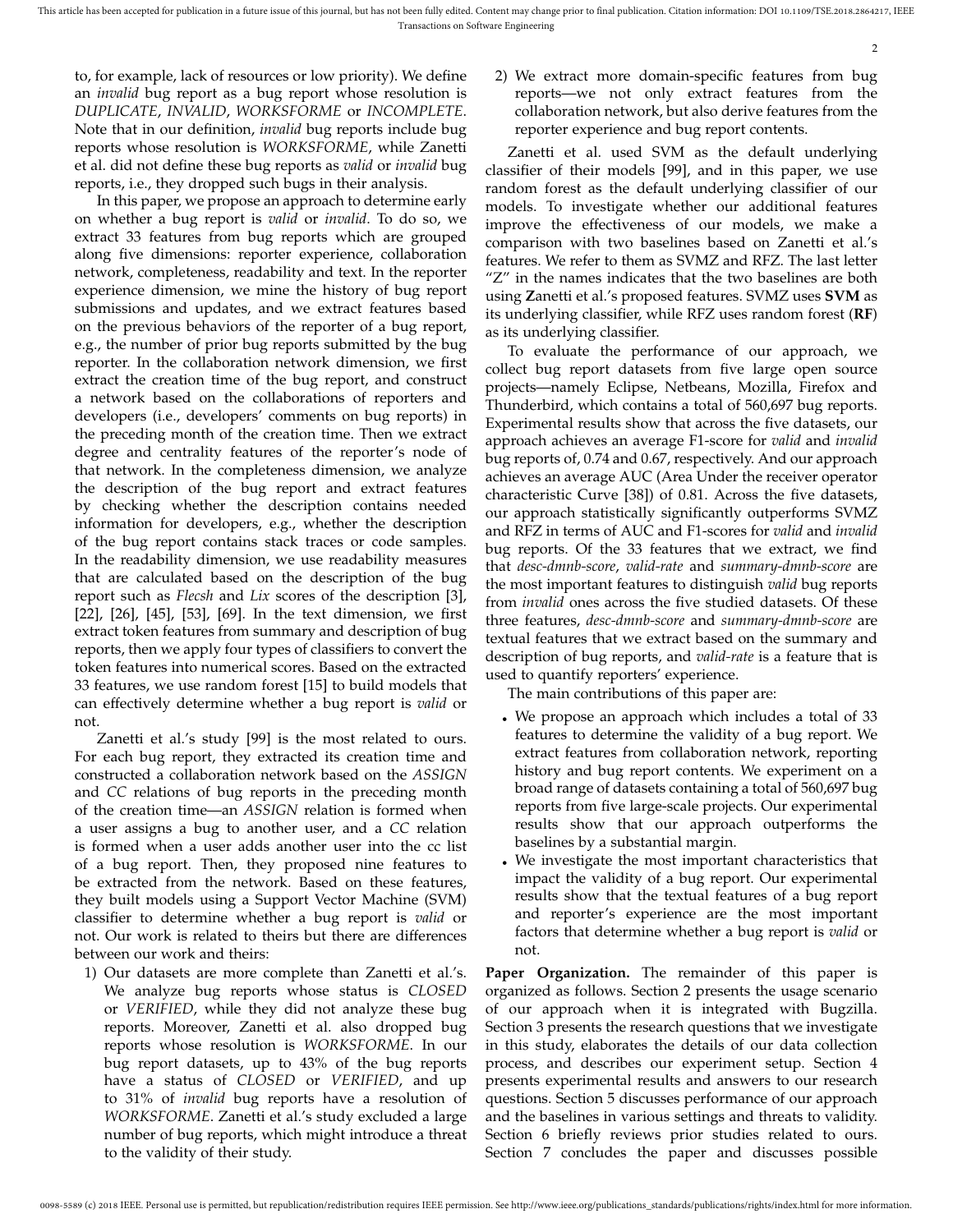to, for example, lack of resources or low priority). We define an *invalid* bug report as a bug report whose resolution is *DUPLICATE*, *INVALID*, *WORKSFORME* or *INCOMPLETE*. Note that in our definition, *invalid* bug reports include bug reports whose resolution is *WORKSFORME*, while Zanetti et al. did not define these bug reports as *valid* or *invalid* bug reports, i.e., they dropped such bugs in their analysis.

In this paper, we propose an approach to determine early on whether a bug report is *valid* or *invalid*. To do so, we extract 33 features from bug reports which are grouped along five dimensions: reporter experience, collaboration network, completeness, readability and text. In the reporter experience dimension, we mine the history of bug report submissions and updates, and we extract features based on the previous behaviors of the reporter of a bug report, e.g., the number of prior bug reports submitted by the bug reporter. In the collaboration network dimension, we first extract the creation time of the bug report, and construct a network based on the collaborations of reporters and developers (i.e., developers' comments on bug reports) in the preceding month of the creation time. Then we extract degree and centrality features of the reporter's node of that network. In the completeness dimension, we analyze the description of the bug report and extract features by checking whether the description contains needed information for developers, e.g., whether the description of the bug report contains stack traces or code samples. In the readability dimension, we use readability measures that are calculated based on the description of the bug report such as *Flecsh* and *Lix* scores of the description [3], [22], [26], [45], [53], [69]. In the text dimension, we first extract token features from summary and description of bug reports, then we apply four types of classifiers to convert the token features into numerical scores. Based on the extracted 33 features, we use random forest [15] to build models that can effectively determine whether a bug report is *valid* or not.

Zanetti et al.'s study [99] is the most related to ours. For each bug report, they extracted its creation time and constructed a collaboration network based on the *ASSIGN* and *CC* relations of bug reports in the preceding month of the creation time—an *ASSIGN* relation is formed when a user assigns a bug to another user, and a *CC* relation is formed when a user adds another user into the cc list of a bug report. Then, they proposed nine features to be extracted from the network. Based on these features, they built models using a Support Vector Machine (SVM) classifier to determine whether a bug report is *valid* or not. Our work is related to theirs but there are differences between our work and theirs:

1) Our datasets are more complete than Zanetti et al.'s. We analyze bug reports whose status is *CLOSED* or *VERIFIED*, while they did not analyze these bug reports. Moreover, Zanetti et al. also dropped bug reports whose resolution is *WORKSFORME*. In our bug report datasets, up to 43% of the bug reports have a status of *CLOSED* or *VERIFIED*, and up to 31% of *invalid* bug reports have a resolution of *WORKSFORME*. Zanetti et al.'s study excluded a large number of bug reports, which might introduce a threat to the validity of their study.
2) We extract more domain-specific features from bug reports—we not only extract features from the collaboration network, but also derive features from the reporter experience and bug report contents.

Zanetti et al. used SVM as the default underlying classifier of their models [99], and in this paper, we use random forest as the default underlying classifier of our models. To investigate whether our additional features improve the effectiveness of our models, we make a comparison with two baselines based on Zanetti et al.'s features. We refer to them as SVMZ and RFZ. The last letter "Z" in the names indicates that the two baselines are both using **Z**anetti et al.'s proposed features. SVMZ uses **SVM** as its underlying classifier, while RFZ uses random forest (**RF**) as its underlying classifier.

To evaluate the performance of our approach, we collect bug report datasets from five large open source projects—namely Eclipse, Netbeans, Mozilla, Firefox and Thunderbird, which contains a total of 560,697 bug reports. Experimental results show that across the five datasets, our approach achieves an average F1-score for *valid* and *invalid* bug reports of, 0.74 and 0.67, respectively. And our approach achieves an average AUC (Area Under the receiver operator characteristic Curve [38]) of 0.81. Across the five datasets, our approach statistically significantly outperforms SVMZ and RFZ in terms of AUC and F1-scores for *valid* and *invalid* bug reports. Of the 33 features that we extract, we find that *desc-dmnb-score*, *valid-rate* and *summary-dmnb-score* are the most important features to distinguish *valid* bug reports from *invalid* ones across the five studied datasets. Of these three features, *desc-dmnb-score* and *summary-dmnb-score* are textual features that we extract based on the summary and description of bug reports, and *valid-rate* is a feature that is used to quantify reporters' experience.

The main contributions of this paper are:

- We propose an approach which includes a total of 33 features to determine the validity of a bug report. We extract features from collaboration network, reporting history and bug report contents. We experiment on a broad range of datasets containing a total of 560,697 bug reports from five large-scale projects. Our experimental results show that our approach outperforms the baselines by a substantial margin.
- We investigate the most important characteristics that impact the validity of a bug report. Our experimental results show that the textual features of a bug report and reporter's experience are the most important factors that determine whether a bug report is *valid* or not.

**Paper Organization.** The remainder of this paper is organized as follows. Section 2 presents the usage scenario of our approach when it is integrated with Bugzilla. Section 3 presents the research questions that we investigate in this study, elaborates the details of our data collection process, and describes our experiment setup. Section 4 presents experimental results and answers to our research questions. Section 5 discusses performance of our approach and the baselines in various settings and threats to validity. Section 6 briefly reviews prior studies related to ours. Section 7 concludes the paper and discusses possible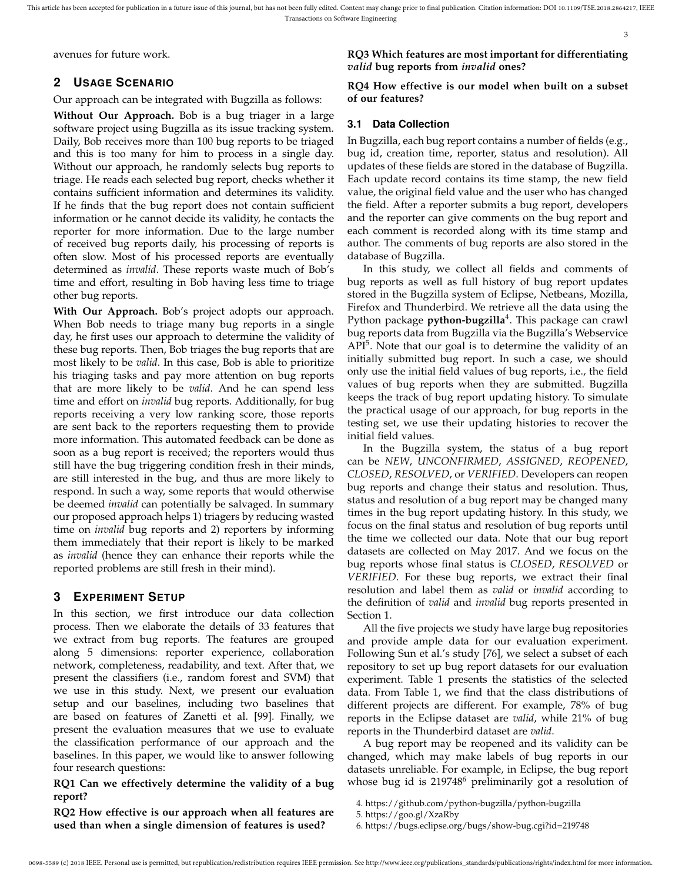avenues for future work.

## 2 Usage Scenario

Our approach can be integrated with Bugzilla as follows:

**Without Our Approach.** Bob is a bug triager in a large software project using Bugzilla as its issue tracking system. Daily, Bob receives more than 100 bug reports to be triaged and this is too many for him to process in a single day. Without our approach, he randomly selects bug reports to triage. He reads each selected bug report, checks whether it contains sufficient information and determines its validity. If he finds that the bug report does not contain sufficient information or he cannot decide its validity, he contacts the reporter for more information. Due to the large number of received bug reports daily, his processing of reports is often slow. Most of his processed reports are eventually determined as *invalid*. These reports waste much of Bob's time and effort, resulting in Bob having less time to triage other bug reports.

**With Our Approach.** Bob's project adopts our approach. When Bob needs to triage many bug reports in a single day, he first uses our approach to determine the validity of these bug reports. Then, Bob triages the bug reports that are most likely to be *valid*. In this case, Bob is able to prioritize his triaging tasks and pay more attention on bug reports that are more likely to be *valid*. And he can spend less time and effort on *invalid* bug reports. Additionally, for bug reports receiving a very low ranking score, those reports are sent back to the reporters requesting them to provide more information. This automated feedback can be done as soon as a bug report is received; the reporters would thus still have the bug triggering condition fresh in their minds, are still interested in the bug, and thus are more likely to respond. In such a way, some reports that would otherwise be deemed *invalid* can potentially be salvaged. In summary our proposed approach helps 1) triagers by reducing wasted time on *invalid* bug reports and 2) reporters by informing them immediately that their report is likely to be marked as *invalid* (hence they can enhance their reports while the reported problems are still fresh in their mind).

## 3 Experiment Setup

In this section, we first introduce our data collection process. Then we elaborate the details of 33 features that we extract from bug reports. The features are grouped along 5 dimensions: reporter experience, collaboration network, completeness, readability, and text. After that, we present the classifiers (i.e., random forest and SVM) that we use in this study. Next, we present our evaluation setup and our baselines, including two baselines that are based on features of Zanetti et al. [99]. Finally, we present the evaluation measures that we use to evaluate the classification performance of our approach and the baselines. In this paper, we would like to answer following four research questions:

**RQ1 Can we effectively determine the validity of a bug report?**

**RQ2 How effective is our approach when all features are used than when a single dimension of features is used?**

**RQ3 Which features are most important for differentiating *valid* bug reports from *invalid* ones?**

**RQ4 How effective is our model when built on a subset of our features?**

### 3.1 Data Collection

In Bugzilla, each bug report contains a number of fields (e.g., bug id, creation time, reporter, status and resolution). All updates of these fields are stored in the database of Bugzilla. Each update record contains its time stamp, the new field value, the original field value and the user who has changed the field. After a reporter submits a bug report, developers and the reporter can give comments on the bug report and each comment is recorded along with its time stamp and author. The comments of bug reports are also stored in the database of Bugzilla.

In this study, we collect all fields and comments of bug reports as well as full history of bug report updates stored in the Bugzilla system of Eclipse, Netbeans, Mozilla, Firefox and Thunderbird. We retrieve all the data using the Python package **python-bugzilla**[4]. This package can crawl bug reports data from Bugzilla via the Bugzilla's Webservice API[5]. Note that our goal is to determine the validity of an initially submitted bug report. In such a case, we should only use the initial field values of bug reports, i.e., the field values of bug reports when they are submitted. Bugzilla keeps the track of bug report updating history. To simulate the practical usage of our approach, for bug reports in the testing set, we use their updating histories to recover the initial field values.

In the Bugzilla system, the status of a bug report can be *NEW*, *UNCONFIRMED*, *ASSIGNED*, *REOPENED*, *CLOSED*, *RESOLVED*, or *VERIFIED*. Developers can reopen bug reports and change their status and resolution. Thus, status and resolution of a bug report may be changed many times in the bug report updating history. In this study, we focus on the final status and resolution of bug reports until the time we collected our data. Note that our bug report datasets are collected on May 2017. And we focus on the bug reports whose final status is *CLOSED*, *RESOLVED* or *VERIFIED*. For these bug reports, we extract their final resolution and label them as *valid* or *invalid* according to the definition of *valid* and *invalid* bug reports presented in Section 1.

All the five projects we study have large bug repositories and provide ample data for our evaluation experiment. Following Sun et al.'s study [76], we select a subset of each repository to set up bug report datasets for our evaluation experiment. Table 1 presents the statistics of the selected data. From Table 1, we find that the class distributions of different projects are different. For example, 78% of bug reports in the Eclipse dataset are *valid*, while 21% of bug reports in the Thunderbird dataset are *valid*.

A bug report may be reopened and its validity can be changed, which may make labels of bug reports in our datasets unreliable. For example, in Eclipse, the bug report whose bug id is 219748[6] preliminarily got a resolution of

4. https://github.com/python-bugzilla/python-bugzilla
5. https://goo.gl/XzaRby
6. https://bugs.eclipse.org/bugs/show-bug.cgi?id=219748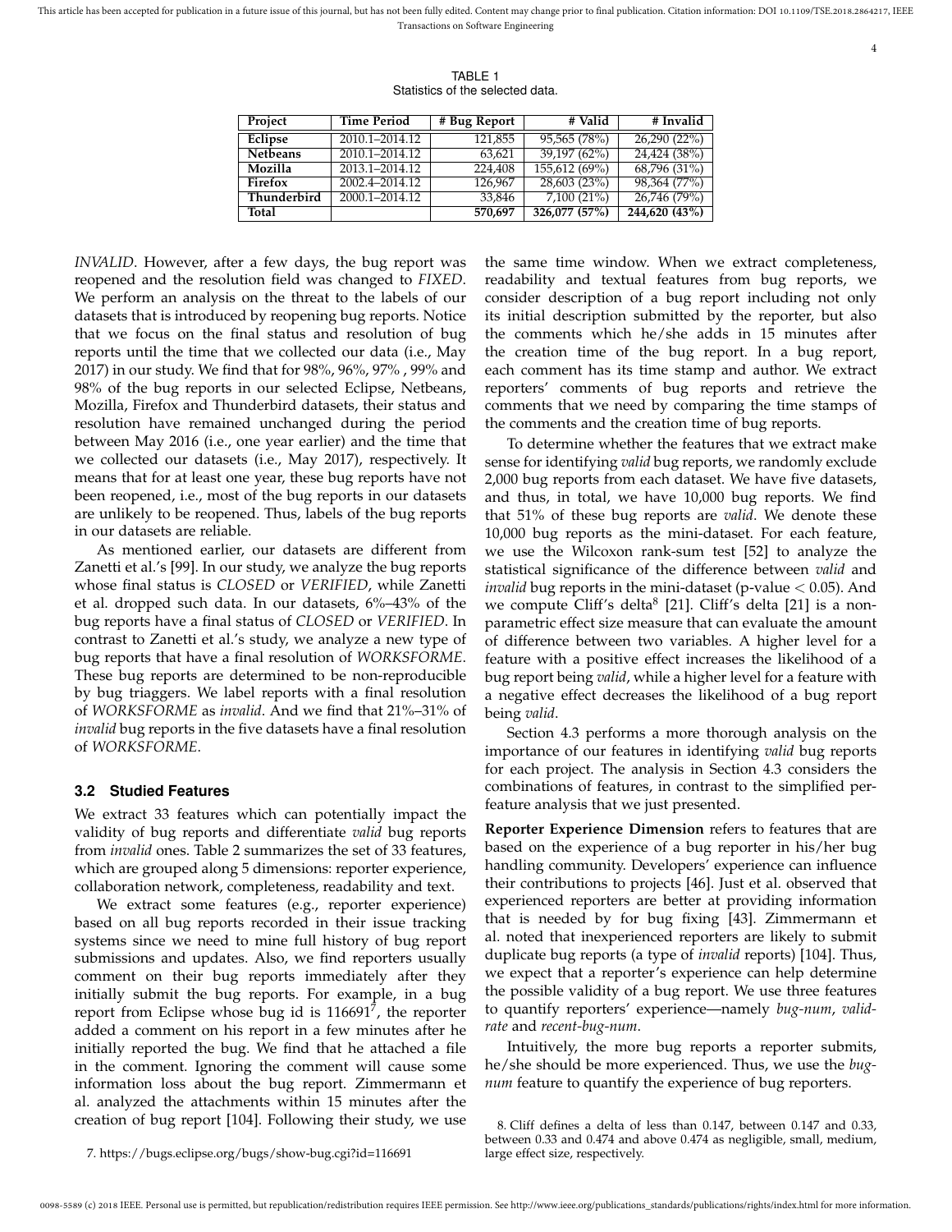TABLE 1
Statistics of the selected data.

| Project | Time Period | # Bug Report | # Valid | # Invalid |
|---|---|---|---|---|
| **Eclipse** | 2010.1–2014.12 | 121,855 | 95,565 (78%) | 26,290 (22%) |
| **Netbeans** | 2010.1–2014.12 | 63,621 | 39,197 (62%) | 24,424 (38%) |
| **Mozilla** | 2013.1–2014.12 | 224,408 | 155,612 (69%) | 68,796 (31%) |
| **Firefox** | 2002.4–2014.12 | 126,967 | 28,603 (23%) | 98,364 (77%) |
| **Thunderbird** | 2000.1–2014.12 | 33,846 | 7,100 (21%) | 26,746 (79%) |
| **Total** | | **570,697** | **326,077 (57%)** | **244,620 (43%)** |

*INVALID*. However, after a few days, the bug report was reopened and the resolution field was changed to *FIXED*. We perform an analysis on the threat to the labels of our datasets that is introduced by reopening bug reports. Notice that we focus on the final status and resolution of bug reports until the time that we collected our data (i.e., May 2017) in our study. We find that for 98%, 96%, 97% , 99% and 98% of the bug reports in our selected Eclipse, Netbeans, Mozilla, Firefox and Thunderbird datasets, their status and resolution have remained unchanged during the period between May 2016 (i.e., one year earlier) and the time that we collected our datasets (i.e., May 2017), respectively. It means that for at least one year, these bug reports have not been reopened, i.e., most of the bug reports in our datasets are unlikely to be reopened. Thus, labels of the bug reports in our datasets are reliable.

As mentioned earlier, our datasets are different from Zanetti et al.'s [99]. In our study, we analyze the bug reports whose final status is *CLOSED* or *VERIFIED*, while Zanetti et al. dropped such data. In our datasets, 6%–43% of the bug reports have a final status of *CLOSED* or *VERIFIED*. In contrast to Zanetti et al.'s study, we analyze a new type of bug reports that have a final resolution of *WORKSFORME*. These bug reports are determined to be non-reproducible by bug triaggers. We label reports with a final resolution of *WORKSFORME* as *invalid*. And we find that 21%–31% of *invalid* bug reports in the five datasets have a final resolution of *WORKSFORME*.

### 3.2 Studied Features

We extract 33 features which can potentially impact the validity of bug reports and differentiate *valid* bug reports from *invalid* ones. Table 2 summarizes the set of 33 features, which are grouped along 5 dimensions: reporter experience, collaboration network, completeness, readability and text.

We extract some features (e.g., reporter experience) based on all bug reports recorded in their issue tracking systems since we need to mine full history of bug report submissions and updates. Also, we find reporters usually comment on their bug reports immediately after they initially submit the bug reports. For example, in a bug report from Eclipse whose bug id is 116691[7], the reporter added a comment on his report in a few minutes after he initially reported the bug. We find that he attached a file in the comment. Ignoring the comment will cause some information loss about the bug report. Zimmermann et al. analyzed the attachments within 15 minutes after the creation of bug report [104]. Following their study, we use the same time window. When we extract completeness, readability and textual features from bug reports, we consider description of a bug report including not only its initial description submitted by the reporter, but also the comments which he/she adds in 15 minutes after the creation time of the bug report. In a bug report, each comment has its time stamp and author. We extract reporters' comments of bug reports and retrieve the comments that we need by comparing the time stamps of the comments and the creation time of bug reports.

To determine whether the features that we extract make sense for identifying *valid* bug reports, we randomly exclude 2,000 bug reports from each dataset. We have five datasets, and thus, in total, we have 10,000 bug reports. We find that 51% of these bug reports are *valid*. We denote these 10,000 bug reports as the mini-dataset. For each feature, we use the Wilcoxon rank-sum test [52] to analyze the statistical significance of the difference between *valid* and *invalid* bug reports in the mini-dataset (p-value $< 0.05$). And we compute Cliff's delta[8] [21]. Cliff's delta [21] is a non-parametric effect size measure that can evaluate the amount of difference between two variables. A higher level for a feature with a positive effect increases the likelihood of a bug report being *valid*, while a higher level for a feature with a negative effect decreases the likelihood of a bug report being *valid*.

Section 4.3 performs a more thorough analysis on the importance of our features in identifying *valid* bug reports for each project. The analysis in Section 4.3 considers the combinations of features, in contrast to the simplified per-feature analysis that we just presented.

**Reporter Experience Dimension** refers to features that are based on the experience of a bug reporter in his/her bug handling community. Developers' experience can influence their contributions to projects [46]. Just et al. observed that experienced reporters are better at providing information that is needed by for bug fixing [43]. Zimmermann et al. noted that inexperienced reporters are likely to submit duplicate bug reports (a type of *invalid* reports) [104]. Thus, we expect that a reporter's experience can help determine the possible validity of a bug report. We use three features to quantify reporters' experience—namely *bug-num*, *valid-rate* and *recent-bug-num*.

Intuitively, the more bug reports a reporter submits, he/she should be more experienced. Thus, we use the *bug-num* feature to quantify the experience of bug reporters.

7. https://bugs.eclipse.org/bugs/show-bug.cgi?id=116691

8. Cliff defines a delta of less than 0.147, between 0.147 and 0.33, between 0.33 and 0.474 and above 0.474 as negligible, small, medium, large effect size, respectively.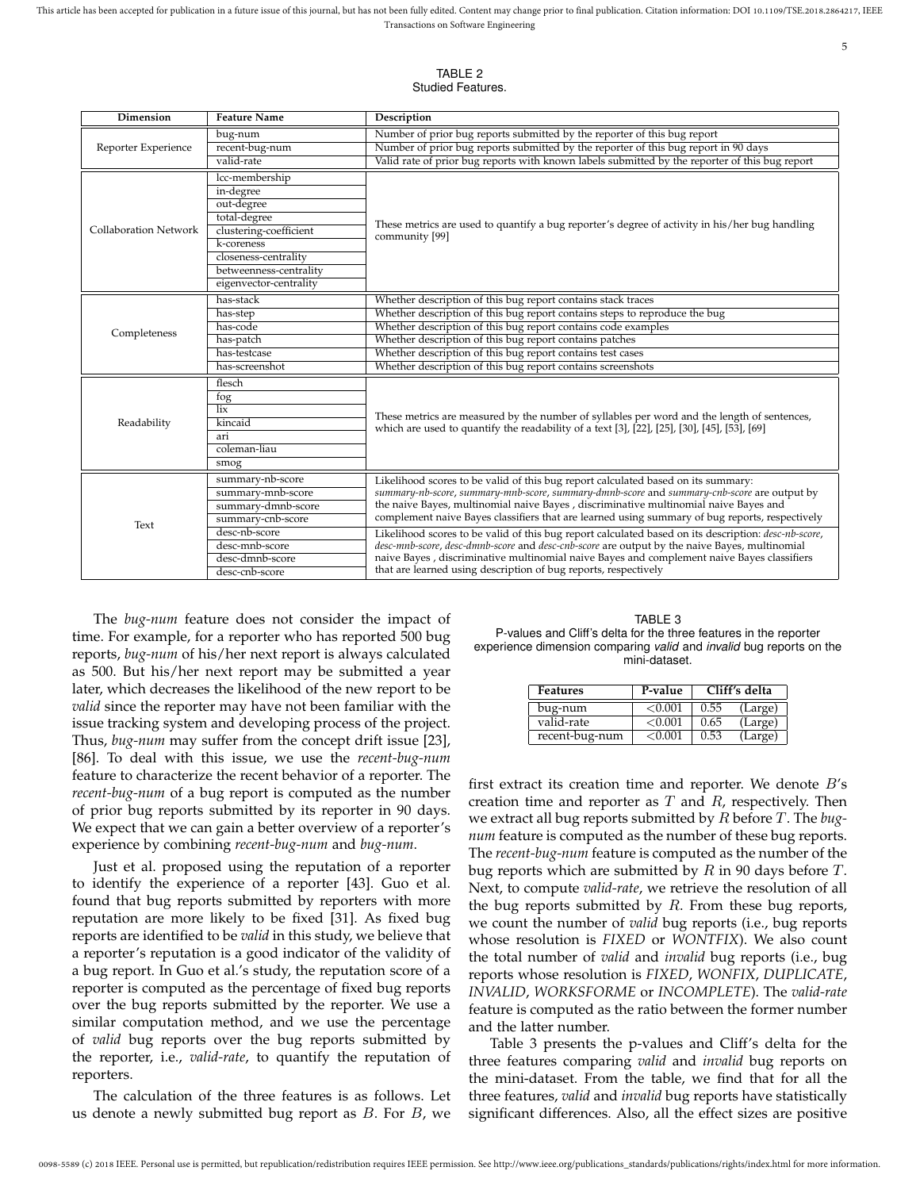TABLE 2
Studied Features.

| Dimension | Feature Name | Description |
| --- | --- | --- |
| Reporter Experience | bug-num | Number of prior bug reports submitted by the reporter of this bug report |
| | recent-bug-num | Number of prior bug reports submitted by the reporter of this bug report in 90 days |
| | valid-rate | Valid rate of prior bug reports with known labels submitted by the reporter of this bug report |
| Collaboration Network | lcc-membership | These metrics are used to quantify a bug reporter's degree of activity in his/her bug handling community [99] |
| | in-degree | |
| | out-degree | |
| | total-degree | |
| | clustering-coefficient | |
| | k-coreness | |
| | closeness-centrality | |
| | betweenness-centrality | |
| | eigenvector-centrality | |
| Completeness | has-stack | Whether description of this bug report contains stack traces |
| | has-step | Whether description of this bug report contains steps to reproduce the bug |
| | has-code | Whether description of this bug report contains code examples |
| | has-patch | Whether description of this bug report contains patches |
| | has-testcase | Whether description of this bug report contains test cases |
| | has-screenshot | Whether description of this bug report contains screenshots |
| Readability | flesch | These metrics are measured by the number of syllables per word and the length of sentences, which are used to quantify the readability of a text [3], [22], [25], [30], [45], [53], [69] |
| | fog | |
| | lix | |
| | kincaid | |
| | ari | |
| | coleman-liau | |
| | smog | |
| Text | summary-nb-score | Likelihood scores to be valid of this bug report calculated based on its summary: *summary-nb-score*, *summary-mnb-score*, *summary-dmnb-score* and *summary-cnb-score* are output by the naive Bayes, multinomial naive Bayes , discriminative multinomial naive Bayes and complement naive Bayes classifiers that are learned using summary of bug reports, respectively |
| | summary-mnb-score | |
| | summary-dmnb-score | |
| | summary-cnb-score | |
| | desc-nb-score | Likelihood scores to be valid of this bug report calculated based on its description: *desc-nb-score*, *desc-mnb-score*, *desc-dmnb-score* and *desc-cnb-score* are output by the naive Bayes, multinomial naive Bayes , discriminative multinomial naive Bayes and complement naive Bayes classifiers that are learned using description of bug reports, respectively |
| | desc-mnb-score | |
| | desc-dmnb-score | |
| | desc-cnb-score | |

The *bug-num* feature does not consider the impact of time. For example, for a reporter who has reported 500 bug reports, *bug-num* of his/her next report is always calculated as 500. But his/her next report may be submitted a year later, which decreases the likelihood of the new report to be *valid* since the reporter may have not been familiar with the issue tracking system and developing process of the project. Thus, *bug-num* may suffer from the concept drift issue [23], [86]. To deal with this issue, we use the *recent-bug-num* feature to characterize the recent behavior of a reporter. The *recent-bug-num* of a bug report is computed as the number of prior bug reports submitted by its reporter in 90 days. We expect that we can gain a better overview of a reporter's experience by combining *recent-bug-num* and *bug-num*.

Just et al. proposed using the reputation of a reporter to identify the experience of a reporter [43]. Guo et al. found that bug reports submitted by reporters with more reputation are more likely to be fixed [31]. As fixed bug reports are identified to be *valid* in this study, we believe that a reporter's reputation is a good indicator of the validity of a bug report. In Guo et al.'s study, the reputation score of a reporter is computed as the percentage of fixed bug reports over the bug reports submitted by the reporter. We use a similar computation method, and we use the percentage of *valid* bug reports over the bug reports submitted by the reporter, i.e., *valid-rate*, to quantify the reputation of reporters.

The calculation of the three features is as follows. Let us denote a newly submitted bug report as $B$. For $B$, we first extract its creation time and reporter. We denote $B$'s creation time and reporter as $T$ and $R$, respectively. Then we extract all bug reports submitted by $R$ before $T$. The *bug-num* feature is computed as the number of these bug reports. The *recent-bug-num* feature is computed as the number of the bug reports which are submitted by $R$ in 90 days before $T$. Next, to compute *valid-rate*, we retrieve the resolution of all the bug reports submitted by $R$. From these bug reports, we count the number of *valid* bug reports (i.e., bug reports whose resolution is *FIXED* or *WONTFIX*). We also count the total number of *valid* and *invalid* bug reports (i.e., bug reports whose resolution is *FIXED*, *WONFIX*, *DUPLICATE*, *INVALID*, *WORKSFORME* or *INCOMPLETE*). The *valid-rate* feature is computed as the ratio between the former number and the latter number.

TABLE 3
P-values and Cliff's delta for the three features in the reporter experience dimension comparing *valid* and *invalid* bug reports on the mini-dataset.

| Features | P-value | Cliff's delta | |
| --- | --- | --- | --- |
| bug-num | <0.001 | 0.55 | (Large) |
| valid-rate | <0.001 | 0.65 | (Large) |
| recent-bug-num | <0.001 | 0.53 | (Large) |

Table 3 presents the p-values and Cliff's delta for the three features comparing *valid* and *invalid* bug reports on the mini-dataset. From the table, we find that for all the three features, *valid* and *invalid* bug reports have statistically significant differences. Also, all the effect sizes are positive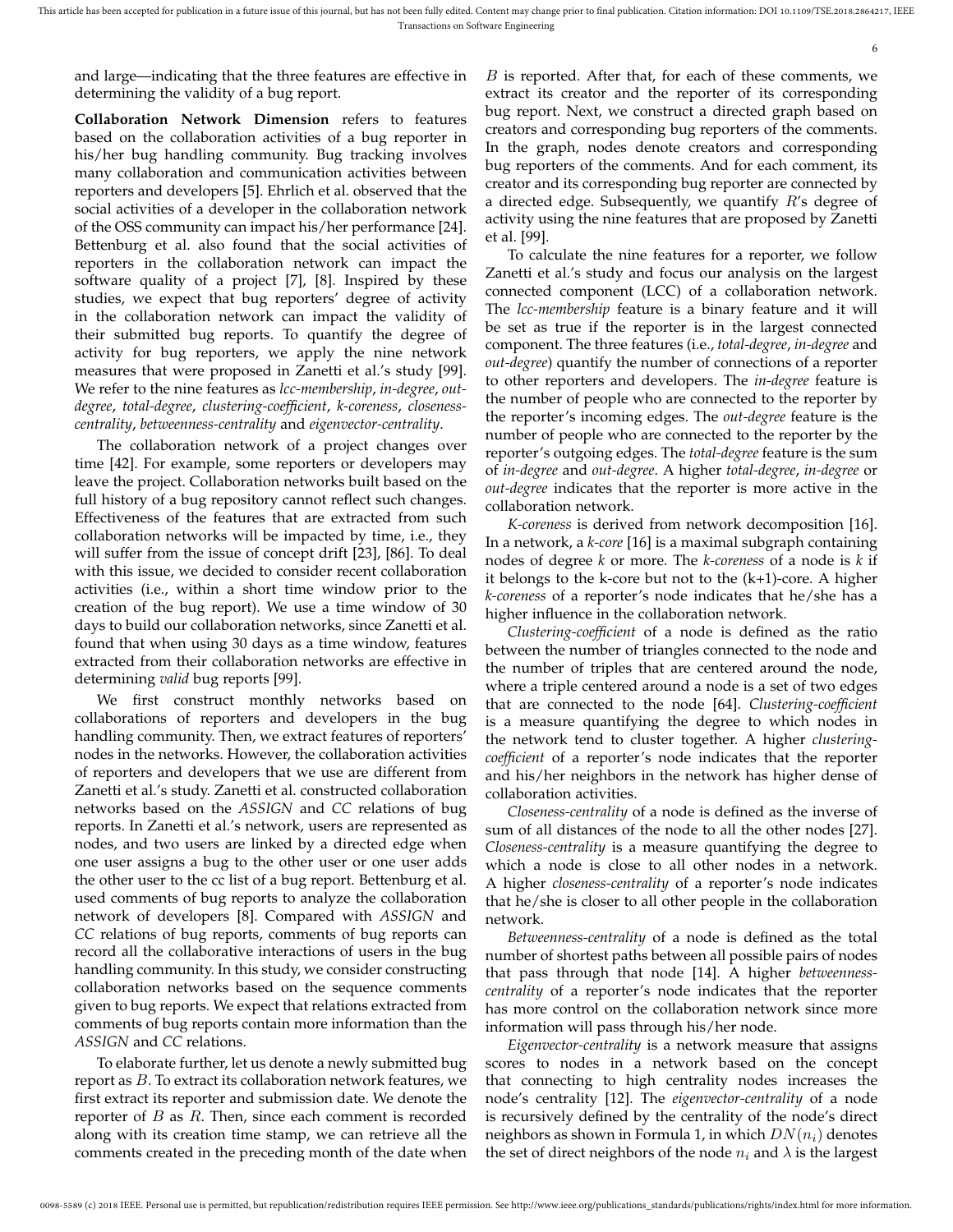and large—indicating that the three features are effective in determining the validity of a bug report.

**Collaboration Network Dimension** refers to features based on the collaboration activities of a bug reporter in his/her bug handling community. Bug tracking involves many collaboration and communication activities between reporters and developers [5]. Ehrlich et al. observed that the social activities of a developer in the collaboration network of the OSS community can impact his/her performance [24]. Bettenburg et al. also found that the social activities of reporters in the collaboration network can impact the software quality of a project [7], [8]. Inspired by these studies, we expect that bug reporters' degree of activity in the collaboration network can impact the validity of their submitted bug reports. To quantify the degree of activity for bug reporters, we apply the nine network measures that were proposed in Zanetti et al.'s study [99]. We refer to the nine features as *lcc-membership*, *in-degree*, *out-degree*, *total-degree*, *clustering-coefficient*, *k-coreness*, *closeness-centrality*, *betweenness-centrality* and *eigenvector-centrality*.

The collaboration network of a project changes over time [42]. For example, some reporters or developers may leave the project. Collaboration networks built based on the full history of a bug repository cannot reflect such changes. Effectiveness of the features that are extracted from such collaboration networks will be impacted by time, i.e., they will suffer from the issue of concept drift [23], [86]. To deal with this issue, we decided to consider recent collaboration activities (i.e., within a short time window prior to the creation of the bug report). We use a time window of 30 days to build our collaboration networks, since Zanetti et al. found that when using 30 days as a time window, features extracted from their collaboration networks are effective in determining *valid* bug reports [99].

We first construct monthly networks based on collaborations of reporters and developers in the bug handling community. Then, we extract features of reporters' nodes in the networks. However, the collaboration activities of reporters and developers that we use are different from Zanetti et al.'s study. Zanetti et al. constructed collaboration networks based on the *ASSIGN* and *CC* relations of bug reports. In Zanetti et al.'s network, users are represented as nodes, and two users are linked by a directed edge when one user assigns a bug to the other user or one user adds the other user to the cc list of a bug report. Bettenburg et al. used comments of bug reports to analyze the collaboration network of developers [8]. Compared with *ASSIGN* and *CC* relations of bug reports, comments of bug reports can record all the collaborative interactions of users in the bug handling community. In this study, we consider constructing collaboration networks based on the sequence comments given to bug reports. We expect that relations extracted from comments of bug reports contain more information than the *ASSIGN* and *CC* relations.

To elaborate further, let us denote a newly submitted bug report as $B$. To extract its collaboration network features, we first extract its reporter and submission date. We denote the reporter of $B$ as $R$. Then, since each comment is recorded along with its creation time stamp, we can retrieve all the comments created in the preceding month of the date when $B$ is reported. After that, for each of these comments, we extract its creator and the reporter of its corresponding bug report. Next, we construct a directed graph based on creators and corresponding bug reporters of the comments. In the graph, nodes denote creators and corresponding bug reporters of the comments. And for each comment, its creator and its corresponding bug reporter are connected by a directed edge. Subsequently, we quantify $R$'s degree of activity using the nine features that are proposed by Zanetti et al. [99].

To calculate the nine features for a reporter, we follow Zanetti et al.'s study and focus our analysis on the largest connected component (LCC) of a collaboration network. The *lcc-membership* feature is a binary feature and it will be set as true if the reporter is in the largest connected component. The three features (i.e., *total-degree*, *in-degree* and *out-degree*) quantify the number of connections of a reporter to other reporters and developers. The *in-degree* feature is the number of people who are connected to the reporter by the reporter's incoming edges. The *out-degree* feature is the number of people who are connected to the reporter by the reporter's outgoing edges. The *total-degree* feature is the sum of *in-degree* and *out-degree*. A higher *total-degree*, *in-degree* or *out-degree* indicates that the reporter is more active in the collaboration network.

*K-coreness* is derived from network decomposition [16]. In a network, a *k-core* [16] is a maximal subgraph containing nodes of degree *k* or more. The *k-coreness* of a node is *k* if it belongs to the k-core but not to the (k+1)-core. A higher *k-coreness* of a reporter's node indicates that he/she has a higher influence in the collaboration network.

*Clustering-coefficient* of a node is defined as the ratio between the number of triangles connected to the node and the number of triples that are centered around the node, where a triple centered around a node is a set of two edges that are connected to the node [64]. *Clustering-coefficient* is a measure quantifying the degree to which nodes in the network tend to cluster together. A higher *clustering-coefficient* of a reporter's node indicates that the reporter and his/her neighbors in the network has higher dense of collaboration activities.

*Closeness-centrality* of a node is defined as the inverse of sum of all distances of the node to all the other nodes [27]. *Closeness-centrality* is a measure quantifying the degree to which a node is close to all other nodes in a network. A higher *closeness-centrality* of a reporter's node indicates that he/she is closer to all other people in the collaboration network.

*Betweenness-centrality* of a node is defined as the total number of shortest paths between all possible pairs of nodes that pass through that node [14]. A higher *betweenness-centrality* of a reporter's node indicates that the reporter has more control on the collaboration network since more information will pass through his/her node.

*Eigenvector-centrality* is a network measure that assigns scores to nodes in a network based on the concept that connecting to high centrality nodes increases the node's centrality [12]. The *eigenvector-centrality* of a node is recursively defined by the centrality of the node's direct neighbors as shown in Formula 1, in which $DN(n_i)$ denotes the set of direct neighbors of the node $n_i$ and $\lambda$ is the largest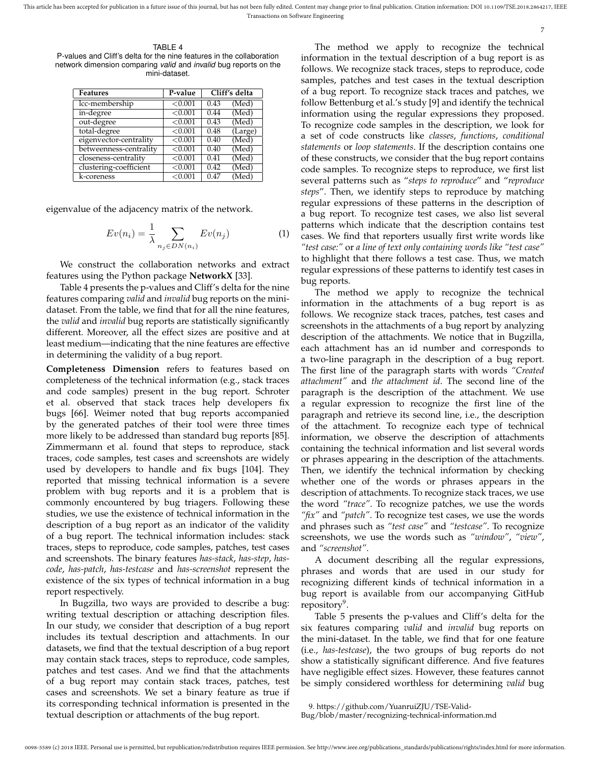TABLE 4
P-values and Cliff's delta for the nine features in the collaboration network dimension comparing *valid* and *invalid* bug reports on the mini-dataset.

| Features | P-value | Cliff's delta | |
|---|---|---|---|
| lcc-membership | <0.001 | 0.43 | (Med) |
| in-degree | <0.001 | 0.44 | (Med) |
| out-degree | <0.001 | 0.43 | (Med) |
| total-degree | <0.001 | 0.48 | (Large) |
| eigenvector-centrality | <0.001 | 0.40 | (Med) |
| betweenness-centrality | <0.001 | 0.40 | (Med) |
| closeness-centrality | <0.001 | 0.41 | (Med) |
| clustering-coefficient | <0.001 | 0.42 | (Med) |
| k-coreness | <0.001 | 0.47 | (Med) |

eigenvalue of the adjacency matrix of the network.

$$Ev(n_i) = \frac{1}{\lambda} \sum_{n_j \in DN(n_i)} Ev(n_j) \tag{1}$$

We construct the collaboration networks and extract features using the Python package **NetworkX** [33].

Table 4 presents the p-values and Cliff's delta for the nine features comparing *valid* and *invalid* bug reports on the mini-dataset. From the table, we find that for all the nine features, the *valid* and *invalid* bug reports are statistically significantly different. Moreover, all the effect sizes are positive and at least medium—indicating that the nine features are effective in determining the validity of a bug report.

**Completeness Dimension** refers to features based on completeness of the technical information (e.g., stack traces and code samples) present in the bug report. Schroter et al. observed that stack traces help developers fix bugs [66]. Weimer noted that bug reports accompanied by the generated patches of their tool were three times more likely to be addressed than standard bug reports [85]. Zimmermann et al. found that steps to reproduce, stack traces, code samples, test cases and screenshots are widely used by developers to handle and fix bugs [104]. They reported that missing technical information is a severe problem with bug reports and it is a problem that is commonly encountered by bug triagers. Following these studies, we use the existence of technical information in the description of a bug report as an indicator of the validity of a bug report. The technical information includes: stack traces, steps to reproduce, code samples, patches, test cases and screenshots. The binary features *has-stack*, *has-step*, *has-code*, *has-patch*, *has-testcase* and *has-screenshot* represent the existence of the six types of technical information in a bug report respectively.

In Bugzilla, two ways are provided to describe a bug: writing textual description or attaching description files. In our study, we consider that description of a bug report includes its textual description and attachments. In our datasets, we find that the textual description of a bug report may contain stack traces, steps to reproduce, code samples, patches and test cases. And we find that the attachments of a bug report may contain stack traces, patches, test cases and screenshots. We set a binary feature as true if its corresponding technical information is presented in the textual description or attachments of the bug report.

The method we apply to recognize the technical information in the textual description of a bug report is as follows. We recognize stack traces, steps to reproduce, code samples, patches and test cases in the textual description of a bug report. To recognize stack traces and patches, we follow Bettenburg et al.'s study [9] and identify the technical information using the regular expressions they proposed. To recognize code samples in the description, we look for a set of code constructs like *classes*, *functions*, *conditional statements* or *loop statements*. If the description contains one of these constructs, we consider that the bug report contains code samples. To recognize steps to reproduce, we first list several patterns such as "*steps to reproduce*" and "*reproduce steps*". Then, we identify steps to reproduce by matching regular expressions of these patterns in the description of a bug report. To recognize test cases, we also list several patterns which indicate that the description contains test cases. We find that reporters usually first write words like *"test case:"* or *a line of text only containing words like "test case"* to highlight that there follows a test case. Thus, we match regular expressions of these patterns to identify test cases in bug reports.

The method we apply to recognize the technical information in the attachments of a bug report is as follows. We recognize stack traces, patches, test cases and screenshots in the attachments of a bug report by analyzing description of the attachments. We notice that in Bugzilla, each attachment has an id number and corresponds to a two-line paragraph in the description of a bug report. The first line of the paragraph starts with words *"Created attachment"* and *the attachment id*. The second line of the paragraph is the description of the attachment. We use a regular expression to recognize the first line of the paragraph and retrieve its second line, i.e., the description of the attachment. To recognize each type of technical information, we observe the description of attachments containing the technical information and list several words or phrases appearing in the description of the attachments. Then, we identify the technical information by checking whether one of the words or phrases appears in the description of attachments. To recognize stack traces, we use the word *"trace"*. To recognize patches, we use the words *"fix"* and *"patch"*. To recognize test cases, we use the words and phrases such as *"test case"* and *"testcase"*. To recognize screenshots, we use the words such as *"window"*, *"view"*, and *"screenshot"*.

A document describing all the regular expressions, phrases and words that are used in our study for recognizing different kinds of technical information in a bug report is available from our accompanying GitHub repository[9].

Table 5 presents the p-values and Cliff's delta for the six features comparing *valid* and *invalid* bug reports on the mini-dataset. In the table, we find that for one feature (i.e., *has-testcase*), the two groups of bug reports do not show a statistically significant difference. And five features have negligible effect sizes. However, these features cannot be simply considered worthless for determining *valid* bug

9. https://github.com/YuanruiZJU/TSE-Valid-Bug/blob/master/recognizing-technical-information.md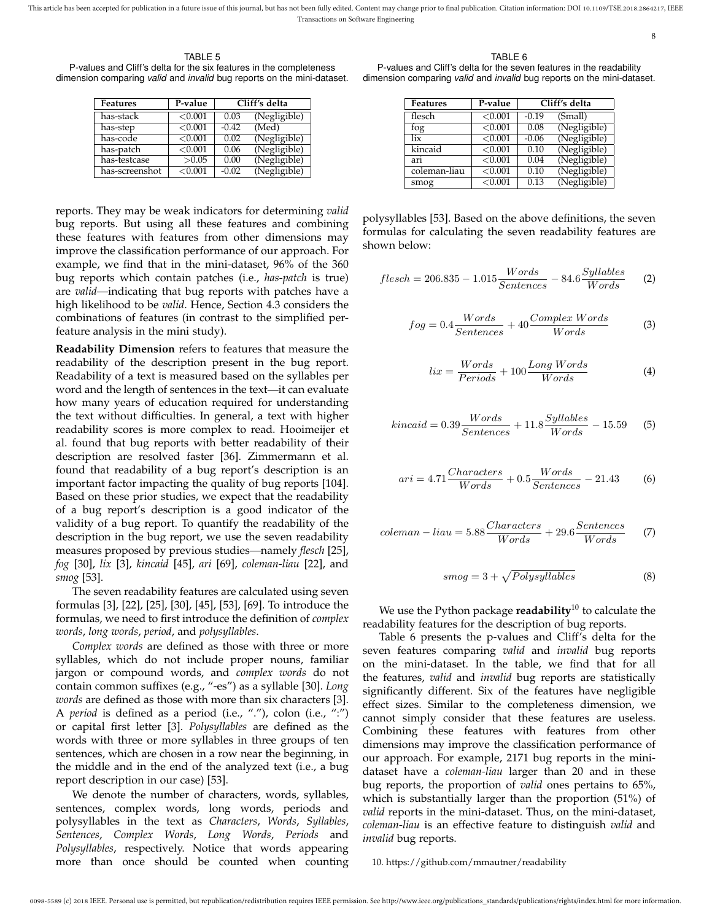TABLE 5
P-values and Cliff's delta for the six features in the completeness dimension comparing *valid* and *invalid* bug reports on the mini-dataset.

| Features | P-value | Cliff's delta | |
|---|---|---|---|
| has-stack | <0.001 | 0.03 | (Negligible) |
| has-step | <0.001 | -0.42 | (Med) |
| has-code | <0.001 | 0.02 | (Negligible) |
| has-patch | <0.001 | 0.06 | (Negligible) |
| has-testcase | >0.05 | 0.00 | (Negligible) |
| has-screenshot | <0.001 | -0.02 | (Negligible) |

reports. They may be weak indicators for determining *valid* bug reports. But using all these features and combining these features with features from other dimensions may improve the classification performance of our approach. For example, we find that in the mini-dataset, 96% of the 360 bug reports which contain patches (i.e., *has-patch* is true) are *valid*—indicating that bug reports with patches have a high likelihood to be *valid*. Hence, Section 4.3 considers the combinations of features (in contrast to the simplified per-feature analysis in the mini study).

**Readability Dimension** refers to features that measure the readability of the description present in the bug report. Readability of a text is measured based on the syllables per word and the length of sentences in the text—it can evaluate how many years of education required for understanding the text without difficulties. In general, a text with higher readability scores is more complex to read. Hooimeijer et al. found that bug reports with better readability of their description are resolved faster [36]. Zimmermann et al. found that readability of a bug report's description is an important factor impacting the quality of bug reports [104]. Based on these prior studies, we expect that the readability of a bug report's description is a good indicator of the validity of a bug report. To quantify the readability of the description in the bug report, we use the seven readability measures proposed by previous studies—namely *flesch* [25], *fog* [30], *lix* [3], *kincaid* [45], *ari* [69], *coleman-liau* [22], and *smog* [53].

The seven readability features are calculated using seven formulas [3], [22], [25], [30], [45], [53], [69]. To introduce the formulas, we need to first introduce the definition of *complex words*, *long words*, *period*, and *polysyllables*.

*Complex words* are defined as those with three or more syllables, which do not include proper nouns, familiar jargon or compound words, and *complex words* do not contain common suffixes (e.g., "-es") as a syllable [30]. *Long words* are defined as those with more than six characters [3]. A *period* is defined as a period (i.e., "."), colon (i.e., ":") or capital first letter [3]. *Polysyllables* are defined as the words with three or more syllables in three groups of ten sentences, which are chosen in a row near the beginning, in the middle and in the end of the analyzed text (i.e., a bug report description in our case) [53].

We denote the number of characters, words, syllables, sentences, complex words, long words, periods and polysyllables in the text as *Characters*, *Words*, *Syllables*, *Sentences*, *Complex Words*, *Long Words*, *Periods* and *Polysyllables*, respectively. Notice that words appearing more than once should be counted when counting polysyllables [53]. Based on the above definitions, the seven formulas for calculating the seven readability features are shown below:

$$flesch = 206.835 - 1.015\frac{Words}{Sentences} - 84.6\frac{Syllables}{Words} \quad (2)$$

$$fog = 0.4\frac{Words}{Sentences} + 40\frac{Complex\ Words}{Words} \quad (3)$$

$$lix = \frac{Words}{Periods} + 100\frac{Long\ Words}{Words} \quad (4)$$

$$kincaid = 0.39\frac{Words}{Sentences} + 11.8\frac{Syllables}{Words} - 15.59 \quad (5)$$

$$ari = 4.71\frac{Characters}{Words} + 0.5\frac{Words}{Sentences} - 21.43 \quad (6)$$

$$coleman-liau = 5.88\frac{Characters}{Words} + 29.6\frac{Sentences}{Words} \quad (7)$$

$$smog = 3 + \sqrt{Polysyllables} \quad (8)$$

We use the Python package **readability**[10] to calculate the readability features for the description of bug reports.

TABLE 6
P-values and Cliff's delta for the seven features in the readability dimension comparing *valid* and *invalid* bug reports on the mini-dataset.

| Features | P-value | Cliff's delta | |
|---|---|---|---|
| flesch | <0.001 | -0.19 | (Small) |
| fog | <0.001 | 0.08 | (Negligible) |
| lix | <0.001 | -0.06 | (Negligible) |
| kincaid | <0.001 | 0.10 | (Negligible) |
| ari | <0.001 | 0.04 | (Negligible) |
| coleman-liau | <0.001 | 0.10 | (Negligible) |
| smog | <0.001 | 0.13 | (Negligible) |

Table 6 presents the p-values and Cliff's delta for the seven features comparing *valid* and *invalid* bug reports on the mini-dataset. In the table, we find that for all the features, *valid* and *invalid* bug reports are statistically significantly different. Six of the features have negligible effect sizes. Similar to the completeness dimension, we cannot simply consider that these features are useless. Combining these features with features from other dimensions may improve the classification performance of our approach. For example, 2171 bug reports in the mini-dataset have a *coleman-liau* larger than 20 and in these bug reports, the proportion of *valid* ones pertains to 65%, which is substantially larger than the proportion (51%) of *valid* reports in the mini-dataset. Thus, on the mini-dataset, *coleman-liau* is an effective feature to distinguish *valid* and *invalid* bug reports.

10. https://github.com/mmautner/readability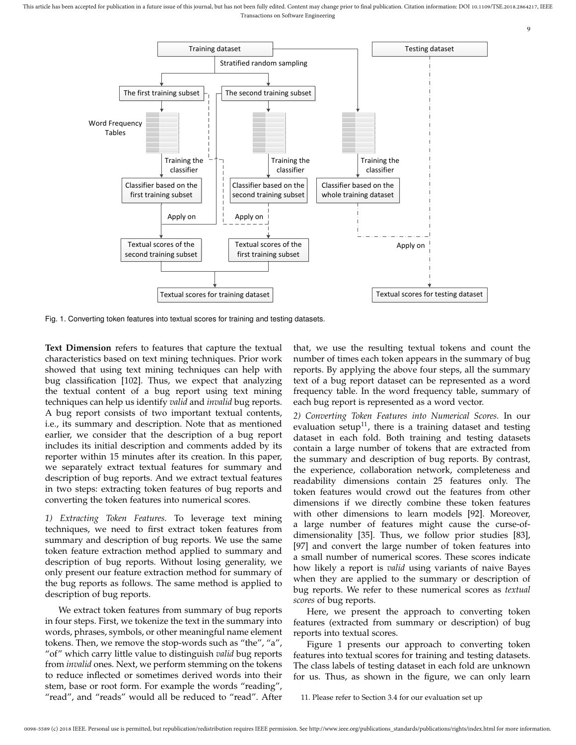Fig. 1. Converting token features into textual scores for training and testing datasets.

**Text Dimension** refers to features that capture the textual characteristics based on text mining techniques. Prior work showed that using text mining techniques can help with bug classification [102]. Thus, we expect that analyzing the textual content of a bug report using text mining techniques can help us identify *valid* and *invalid* bug reports. A bug report consists of two important textual contents, i.e., its summary and description. Note that as mentioned earlier, we consider that the description of a bug report includes its initial description and comments added by its reporter within 15 minutes after its creation. In this paper, we separately extract textual features for summary and description of bug reports. And we extract textual features in two steps: extracting token features of bug reports and converting the token features into numerical scores.

*1) Extracting Token Features.* To leverage text mining techniques, we need to first extract token features from summary and description of bug reports. We use the same token feature extraction method applied to summary and description of bug reports. Without losing generality, we only present our feature extraction method for summary of the bug reports as follows. The same method is applied to description of bug reports.

We extract token features from summary of bug reports in four steps. First, we tokenize the text in the summary into words, phrases, symbols, or other meaningful name element tokens. Then, we remove the stop-words such as "the", "a", "of" which carry little value to distinguish *valid* bug reports from *invalid* ones. Next, we perform stemming on the tokens to reduce inflected or sometimes derived words into their stem, base or root form. For example the words "reading", "read", and "reads" would all be reduced to "read". After that, we use the resulting textual tokens and count the number of times each token appears in the summary of bug reports. By applying the above four steps, all the summary text of a bug report dataset can be represented as a word frequency table. In the word frequency table, summary of each bug report is represented as a word vector.

*2) Converting Token Features into Numerical Scores.* In our evaluation setup[11], there is a training dataset and testing dataset in each fold. Both training and testing datasets contain a large number of tokens that are extracted from the summary and description of bug reports. By contrast, the experience, collaboration network, completeness and readability dimensions contain 25 features only. The token features would crowd out the features from other dimensions if we directly combine these token features with other dimensions to learn models [92]. Moreover, a large number of features might cause the curse-of-dimensionality [35]. Thus, we follow prior studies [83], [97] and convert the large number of token features into a small number of numerical scores. These scores indicate how likely a report is *valid* using variants of naive Bayes when they are applied to the summary or description of bug reports. We refer to these numerical scores as *textual scores* of bug reports.

Here, we present the approach to converting token features (extracted from summary or description) of bug reports into textual scores.

Figure 1 presents our approach to converting token features into textual scores for training and testing datasets. The class labels of testing dataset in each fold are unknown for us. Thus, as shown in the figure, we can only learn

11. Please refer to Section 3.4 for our evaluation set up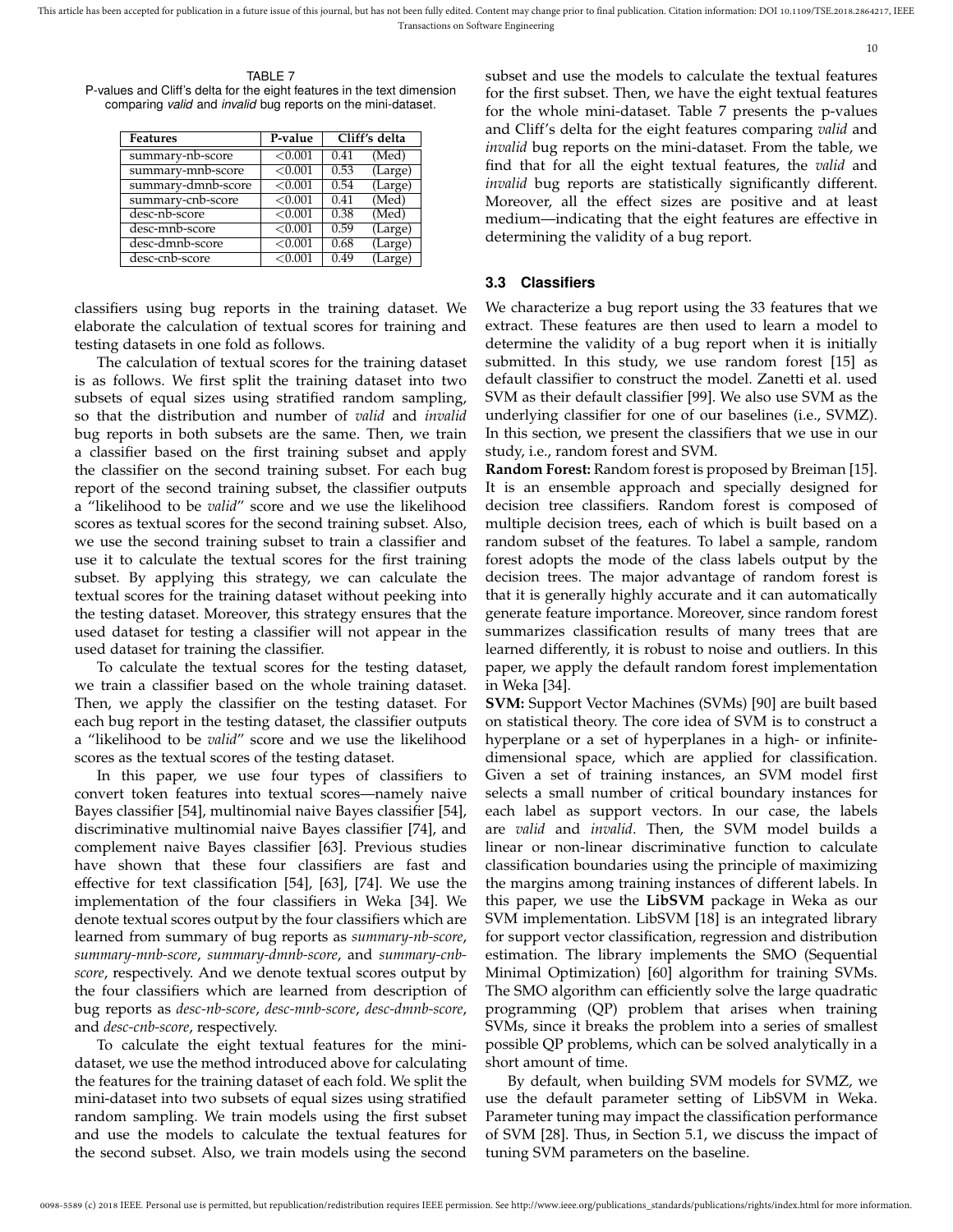TABLE 7
P-values and Cliff's delta for the eight features in the text dimension comparing *valid* and *invalid* bug reports on the mini-dataset.

| Features | P-value | Cliff's delta | |
|---|---|---|---|
| summary-nb-score | <0.001 | 0.41 | (Med) |
| summary-mnb-score | <0.001 | 0.53 | (Large) |
| summary-dmnb-score | <0.001 | 0.54 | (Large) |
| summary-cnb-score | <0.001 | 0.41 | (Med) |
| desc-nb-score | <0.001 | 0.38 | (Med) |
| desc-mnb-score | <0.001 | 0.59 | (Large) |
| desc-dmnb-score | <0.001 | 0.68 | (Large) |
| desc-cnb-score | <0.001 | 0.49 | (Large) |

classifiers using bug reports in the training dataset. We elaborate the calculation of textual scores for training and testing datasets in one fold as follows.

The calculation of textual scores for the training dataset is as follows. We first split the training dataset into two subsets of equal sizes using stratified random sampling, so that the distribution and number of *valid* and *invalid* bug reports in both subsets are the same. Then, we train a classifier based on the first training subset and apply the classifier on the second training subset. For each bug report of the second training subset, the classifier outputs a "likelihood to be *valid*" score and we use the likelihood scores as textual scores for the second training subset. Also, we use the second training subset to train a classifier and use it to calculate the textual scores for the first training subset. By applying this strategy, we can calculate the textual scores for the training dataset without peeking into the testing dataset. Moreover, this strategy ensures that the used dataset for testing a classifier will not appear in the used dataset for training the classifier.

To calculate the textual scores for the testing dataset, we train a classifier based on the whole training dataset. Then, we apply the classifier on the testing dataset. For each bug report in the testing dataset, the classifier outputs a "likelihood to be *valid*" score and we use the likelihood scores as the textual scores of the testing dataset.

In this paper, we use four types of classifiers to convert token features into textual scores—namely naive Bayes classifier [54], multinomial naive Bayes classifier [54], discriminative multinomial naive Bayes classifier [74], and complement naive Bayes classifier [63]. Previous studies have shown that these four classifiers are fast and effective for text classification [54], [63], [74]. We use the implementation of the four classifiers in Weka [34]. We denote textual scores output by the four classifiers which are learned from summary of bug reports as *summary-nb-score*, *summary-mnb-score*, *summary-dmnb-score*, and *summary-cnb-score*, respectively. And we denote textual scores output by the four classifiers which are learned from description of bug reports as *desc-nb-score*, *desc-mnb-score*, *desc-dmnb-score*, and *desc-cnb-score*, respectively.

To calculate the eight textual features for the mini-dataset, we use the method introduced above for calculating the features for the training dataset of each fold. We split the mini-dataset into two subsets of equal sizes using stratified random sampling. We train models using the first subset and use the models to calculate the textual features for the second subset. Also, we train models using the second subset and use the models to calculate the textual features for the first subset. Then, we have the eight textual features for the whole mini-dataset. Table 7 presents the p-values and Cliff's delta for the eight features comparing *valid* and *invalid* bug reports on the mini-dataset. From the table, we find that for all the eight textual features, the *valid* and *invalid* bug reports are statistically significantly different. Moreover, all the effect sizes are positive and at least medium—indicating that the eight features are effective in determining the validity of a bug report.

### 3.3 Classifiers

We characterize a bug report using the 33 features that we extract. These features are then used to learn a model to determine the validity of a bug report when it is initially submitted. In this study, we use random forest [15] as default classifier to construct the model. Zanetti et al. used SVM as their default classifier [99]. We also use SVM as the underlying classifier for one of our baselines (i.e., SVMZ). In this section, we present the classifiers that we use in our study, i.e., random forest and SVM.

**Random Forest:** Random forest is proposed by Breiman [15]. It is an ensemble approach and specially designed for decision tree classifiers. Random forest is composed of multiple decision trees, each of which is built based on a random subset of the features. To label a sample, random forest adopts the mode of the class labels output by the decision trees. The major advantage of random forest is that it is generally highly accurate and it can automatically generate feature importance. Moreover, since random forest summarizes classification results of many trees that are learned differently, it is robust to noise and outliers. In this paper, we apply the default random forest implementation in Weka [34].

**SVM:** Support Vector Machines (SVMs) [90] are built based on statistical theory. The core idea of SVM is to construct a hyperplane or a set of hyperplanes in a high- or infinite-dimensional space, which are applied for classification. Given a set of training instances, an SVM model first selects a small number of critical boundary instances for each label as support vectors. In our case, the labels are *valid* and *invalid*. Then, the SVM model builds a linear or non-linear discriminative function to calculate classification boundaries using the principle of maximizing the margins among training instances of different labels. In this paper, we use the **LibSVM** package in Weka as our SVM implementation. LibSVM [18] is an integrated library for support vector classification, regression and distribution estimation. The library implements the SMO (Sequential Minimal Optimization) [60] algorithm for training SVMs. The SMO algorithm can efficiently solve the large quadratic programming (QP) problem that arises when training SVMs, since it breaks the problem into a series of smallest possible QP problems, which can be solved analytically in a short amount of time.

By default, when building SVM models for SVMZ, we use the default parameter setting of LibSVM in Weka. Parameter tuning may impact the classification performance of SVM [28]. Thus, in Section 5.1, we discuss the impact of tuning SVM parameters on the baseline.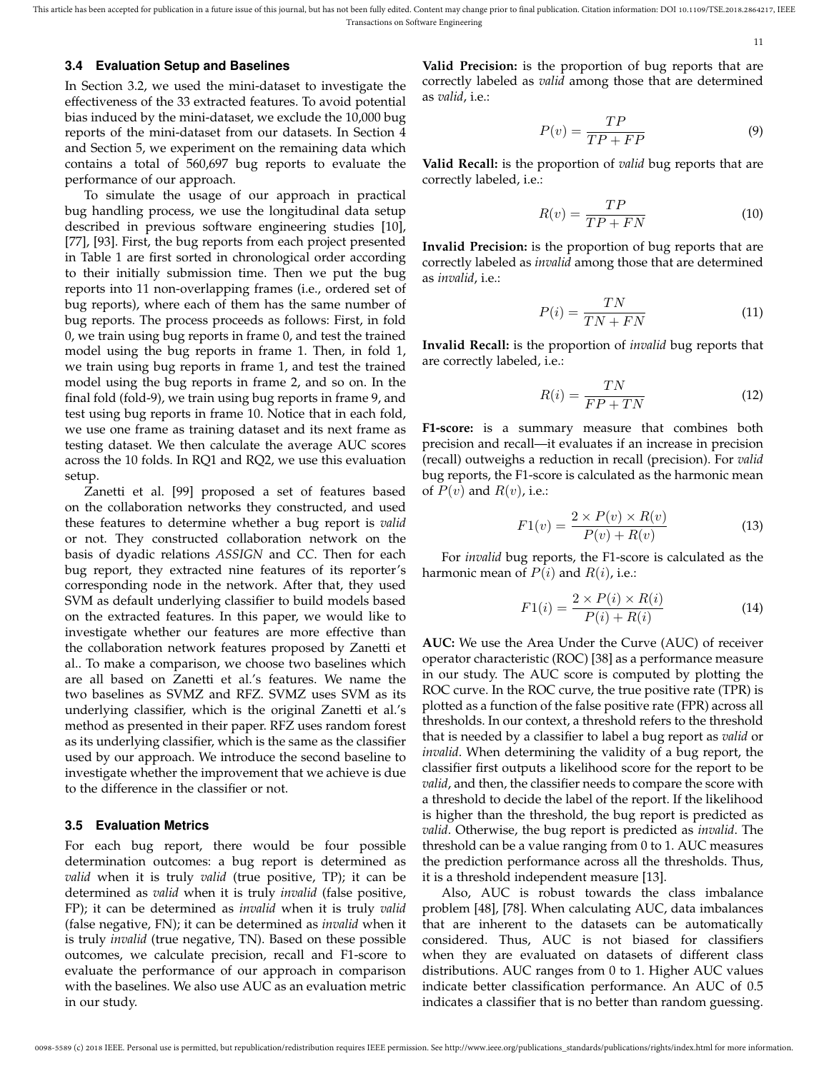### 3.4 Evaluation Setup and Baselines

In Section 3.2, we used the mini-dataset to investigate the effectiveness of the 33 extracted features. To avoid potential bias induced by the mini-dataset, we exclude the 10,000 bug reports of the mini-dataset from our datasets. In Section 4 and Section 5, we experiment on the remaining data which contains a total of 560,697 bug reports to evaluate the performance of our approach.

To simulate the usage of our approach in practical bug handling process, we use the longitudinal data setup described in previous software engineering studies [10], [77], [93]. First, the bug reports from each project presented in Table 1 are first sorted in chronological order according to their initially submission time. Then we put the bug reports into 11 non-overlapping frames (i.e., ordered set of bug reports), where each of them has the same number of bug reports. The process proceeds as follows: First, in fold 0, we train using bug reports in frame 0, and test the trained model using the bug reports in frame 1. Then, in fold 1, we train using bug reports in frame 1, and test the trained model using the bug reports in frame 2, and so on. In the final fold (fold-9), we train using bug reports in frame 9, and test using bug reports in frame 10. Notice that in each fold, we use one frame as training dataset and its next frame as testing dataset. We then calculate the average AUC scores across the 10 folds. In RQ1 and RQ2, we use this evaluation setup.

Zanetti et al. [99] proposed a set of features based on the collaboration networks they constructed, and used these features to determine whether a bug report is *valid* or not. They constructed collaboration network on the basis of dyadic relations *ASSIGN* and *CC*. Then for each bug report, they extracted nine features of its reporter's corresponding node in the network. After that, they used SVM as default underlying classifier to build models based on the extracted features. In this paper, we would like to investigate whether our features are more effective than the collaboration network features proposed by Zanetti et al.. To make a comparison, we choose two baselines which are all based on Zanetti et al.'s features. We name the two baselines as SVMZ and RFZ. SVMZ uses SVM as its underlying classifier, which is the original Zanetti et al.'s method as presented in their paper. RFZ uses random forest as its underlying classifier, which is the same as the classifier used by our approach. We introduce the second baseline to investigate whether the improvement that we achieve is due to the difference in the classifier or not.

### 3.5 Evaluation Metrics

For each bug report, there would be four possible determination outcomes: a bug report is determined as *valid* when it is truly *valid* (true positive, TP); it can be determined as *valid* when it is truly *invalid* (false positive, FP); it can be determined as *invalid* when it is truly *valid* (false negative, FN); it can be determined as *invalid* when it is truly *invalid* (true negative, TN). Based on these possible outcomes, we calculate precision, recall and F1-score to evaluate the performance of our approach in comparison with the baselines. We also use AUC as an evaluation metric in our study.

**Valid Precision:** is the proportion of bug reports that are correctly labeled as *valid* among those that are determined as *valid*, i.e.:

$$P(v) = \frac{TP}{TP + FP} \tag{9}$$

**Valid Recall:** is the proportion of *valid* bug reports that are correctly labeled, i.e.:

$$R(v) = \frac{TP}{TP + FN} \tag{10}$$

**Invalid Precision:** is the proportion of bug reports that are correctly labeled as *invalid* among those that are determined as *invalid*, i.e.:

$$P(i) = \frac{TN}{TN + FN} \tag{11}$$

**Invalid Recall:** is the proportion of *invalid* bug reports that are correctly labeled, i.e.:

$$R(i) = \frac{TN}{FP + TN} \tag{12}$$

**F1-score:** is a summary measure that combines both precision and recall—it evaluates if an increase in precision (recall) outweighs a reduction in recall (precision). For *valid* bug reports, the F1-score is calculated as the harmonic mean of $P(v)$ and $R(v)$, i.e.:

$$F1(v) = \frac{2 \times P(v) \times R(v)}{P(v) + R(v)} \tag{13}$$

For *invalid* bug reports, the F1-score is calculated as the harmonic mean of $P(i)$ and $R(i)$, i.e.:

$$F1(i) = \frac{2 \times P(i) \times R(i)}{P(i) + R(i)} \tag{14}$$

**AUC:** We use the Area Under the Curve (AUC) of receiver operator characteristic (ROC) [38] as a performance measure in our study. The AUC score is computed by plotting the ROC curve. In the ROC curve, the true positive rate (TPR) is plotted as a function of the false positive rate (FPR) across all thresholds. In our context, a threshold refers to the threshold that is needed by a classifier to label a bug report as *valid* or *invalid*. When determining the validity of a bug report, the classifier first outputs a likelihood score for the report to be *valid*, and then, the classifier needs to compare the score with a threshold to decide the label of the report. If the likelihood is higher than the threshold, the bug report is predicted as *valid*. Otherwise, the bug report is predicted as *invalid*. The threshold can be a value ranging from 0 to 1. AUC measures the prediction performance across all the thresholds. Thus, it is a threshold independent measure [13].

Also, AUC is robust towards the class imbalance problem [48], [78]. When calculating AUC, data imbalances that are inherent to the datasets can be automatically considered. Thus, AUC is not biased for classifiers when they are evaluated on datasets of different class distributions. AUC ranges from 0 to 1. Higher AUC values indicate better classification performance. An AUC of 0.5 indicates a classifier that is no better than random guessing.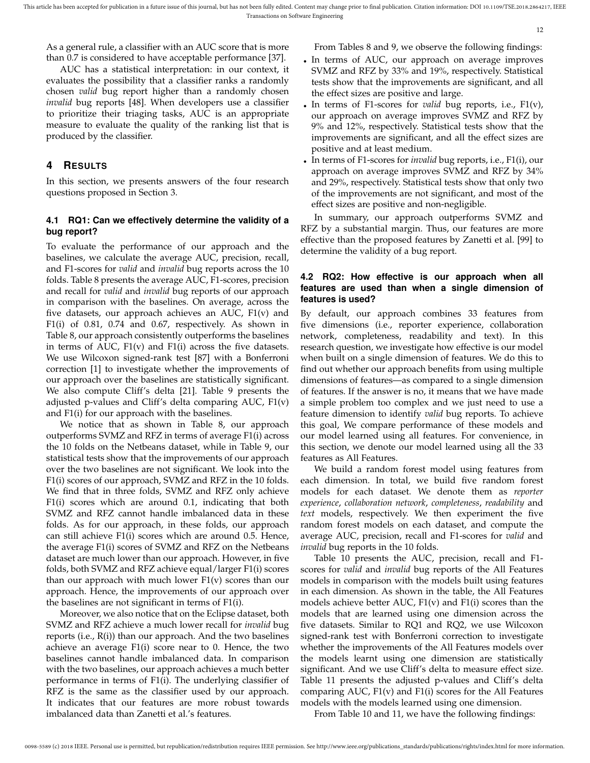As a general rule, a classifier with an AUC score that is more than 0.7 is considered to have acceptable performance [37].

AUC has a statistical interpretation: in our context, it evaluates the possibility that a classifier ranks a randomly chosen *valid* bug report higher than a randomly chosen *invalid* bug reports [48]. When developers use a classifier to prioritize their triaging tasks, AUC is an appropriate measure to evaluate the quality of the ranking list that is produced by the classifier.

## 4 RESULTS

In this section, we presents answers of the four research questions proposed in Section 3.

### 4.1 RQ1: Can we effectively determine the validity of a bug report?

To evaluate the performance of our approach and the baselines, we calculate the average AUC, precision, recall, and F1-scores for *valid* and *invalid* bug reports across the 10 folds. Table 8 presents the average AUC, F1-scores, precision and recall for *valid* and *invalid* bug reports of our approach in comparison with the baselines. On average, across the five datasets, our approach achieves an AUC, F1(v) and F1(i) of 0.81, 0.74 and 0.67, respectively. As shown in Table 8, our approach consistently outperforms the baselines in terms of AUC, F1(v) and F1(i) across the five datasets. We use Wilcoxon signed-rank test [87] with a Bonferroni correction [1] to investigate whether the improvements of our approach over the baselines are statistically significant. We also compute Cliff's delta [21]. Table 9 presents the adjusted p-values and Cliff's delta comparing AUC, F1(v) and F1(i) for our approach with the baselines.

We notice that as shown in Table 8, our approach outperforms SVMZ and RFZ in terms of average F1(i) across the 10 folds on the Netbeans dataset, while in Table 9, our statistical tests show that the improvements of our approach over the two baselines are not significant. We look into the F1(i) scores of our approach, SVMZ and RFZ in the 10 folds. We find that in three folds, SVMZ and RFZ only achieve F1(i) scores which are around 0.1, indicating that both SVMZ and RFZ cannot handle imbalanced data in these folds. As for our approach, in these folds, our approach can still achieve F1(i) scores which are around 0.5. Hence, the average F1(i) scores of SVMZ and RFZ on the Netbeans dataset are much lower than our approach. However, in five folds, both SVMZ and RFZ achieve equal/larger F1(i) scores than our approach with much lower F1(v) scores than our approach. Hence, the improvements of our approach over the baselines are not significant in terms of F1(i).

Moreover, we also notice that on the Eclipse dataset, both SVMZ and RFZ achieve a much lower recall for *invalid* bug reports (i.e., R(i)) than our approach. And the two baselines achieve an average F1(i) score near to 0. Hence, the two baselines cannot handle imbalanced data. In comparison with the two baselines, our approach achieves a much better performance in terms of F1(i). The underlying classifier of RFZ is the same as the classifier used by our approach. It indicates that our features are more robust towards imbalanced data than Zanetti et al.'s features.

From Tables 8 and 9, we observe the following findings:

- In terms of AUC, our approach on average improves SVMZ and RFZ by 33% and 19%, respectively. Statistical tests show that the improvements are significant, and all the effect sizes are positive and large.
- In terms of F1-scores for *valid* bug reports, i.e., F1(v), our approach on average improves SVMZ and RFZ by 9% and 12%, respectively. Statistical tests show that the improvements are significant, and all the effect sizes are positive and at least medium.
- In terms of F1-scores for *invalid* bug reports, i.e., F1(i), our approach on average improves SVMZ and RFZ by 34% and 29%, respectively. Statistical tests show that only two of the improvements are not significant, and most of the effect sizes are positive and non-negligible.

In summary, our approach outperforms SVMZ and RFZ by a substantial margin. Thus, our features are more effective than the proposed features by Zanetti et al. [99] to determine the validity of a bug report.

### 4.2 RQ2: How effective is our approach when all features are used than when a single dimension of features is used?

By default, our approach combines 33 features from five dimensions (i.e., reporter experience, collaboration network, completeness, readability and text). In this research question, we investigate how effective is our model when built on a single dimension of features. We do this to find out whether our approach benefits from using multiple dimensions of features—as compared to a single dimension of features. If the answer is no, it means that we have made a simple problem too complex and we just need to use a feature dimension to identify *valid* bug reports. To achieve this goal, We compare performance of these models and our model learned using all features. For convenience, in this section, we denote our model learned using all the 33 features as All Features.

We build a random forest model using features from each dimension. In total, we build five random forest models for each dataset. We denote them as *reporter experience*, *collaboration network*, *completeness*, *readability* and *text* models, respectively. We then experiment the five random forest models on each dataset, and compute the average AUC, precision, recall and F1-scores for *valid* and *invalid* bug reports in the 10 folds.

Table 10 presents the AUC, precision, recall and F1-scores for *valid* and *invalid* bug reports of the All Features models in comparison with the models built using features in each dimension. As shown in the table, the All Features models achieve better AUC, F1(v) and F1(i) scores than the models that are learned using one dimension across the five datasets. Similar to RQ1 and RQ2, we use Wilcoxon signed-rank test with Bonferroni correction to investigate whether the improvements of the All Features models over the models learnt using one dimension are statistically significant. And we use Cliff's delta to measure effect size. Table 11 presents the adjusted p-values and Cliff's delta comparing AUC, F1(v) and F1(i) scores for the All Features models with the models learned using one dimension.

From Table 10 and 11, we have the following findings: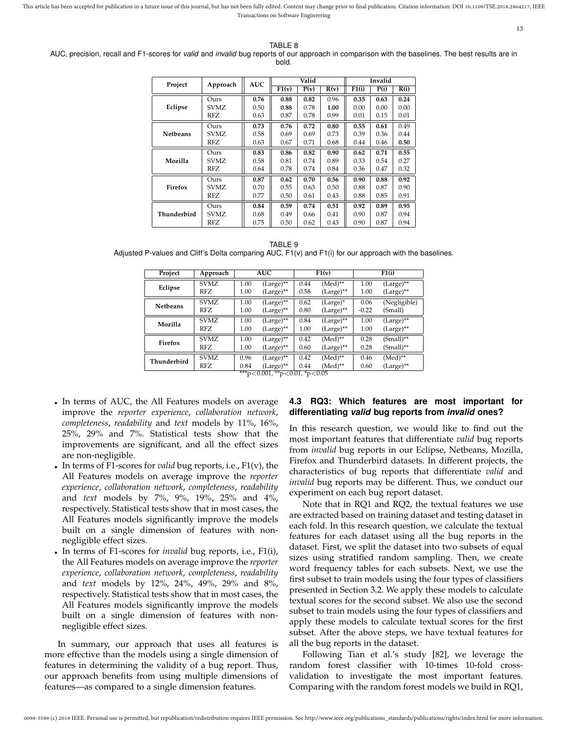TABLE 8
AUC, precision, recall and F1-scores for *valid* and *invalid* bug reports of our approach in comparison with the baselines. The best results are in bold.

| Project | Approach | AUC | Valid | | | Invalid | | |
|---|---|---|---|---|---|---|---|---|
| | | | F1(v) | P(v) | R(v) | F1(i) | P(i) | R(i) |
| Eclipse | Ours | **0.76** | **0.88** | **0.82** | 0.96 | **0.35** | **0.63** | **0.24** |
| | SVMZ | 0.50 | **0.88** | 0.78 | **1.00** | 0.00 | 0.00 | 0.00 |
| | RFZ | 0.63 | 0.87 | 0.78 | 0.99 | 0.01 | 0.15 | 0.01 |
| Netbeans | Ours | **0.73** | **0.76** | **0.72** | **0.80** | **0.55** | **0.61** | 0.49 |
| | SVMZ | 0.58 | 0.69 | 0.69 | 0.73 | 0.39 | 0.36 | 0.44 |
| | RFZ | 0.63 | 0.67 | 0.71 | 0.68 | 0.44 | 0.46 | **0.50** |
| Mozilla | Ours | **0.83** | **0.86** | **0.82** | **0.90** | **0.62** | **0.71** | **0.55** |
| | SVMZ | 0.58 | 0.81 | 0.74 | 0.89 | 0.33 | 0.54 | 0.27 |
| | RFZ | 0.64 | 0.78 | 0.74 | 0.84 | 0.36 | 0.47 | 0.32 |
| Firefox | Ours | **0.87** | **0.62** | **0.70** | **0.56** | **0.90** | **0.88** | **0.92** |
| | SVMZ | 0.70 | 0.55 | 0.63 | 0.50 | 0.88 | 0.87 | 0.90 |
| | RFZ | 0.77 | 0.50 | 0.61 | 0.43 | 0.88 | 0.85 | 0.91 |
| Thunderbird | Ours | **0.84** | **0.59** | **0.74** | **0.51** | **0.92** | **0.89** | **0.95** |
| | SVMZ | 0.68 | 0.49 | 0.66 | 0.41 | 0.90 | 0.87 | 0.94 |
| | RFZ | 0.75 | 0.50 | 0.62 | 0.43 | 0.90 | 0.87 | 0.94 |

TABLE 9
Adjusted P-values and Cliff's Delta comparing AUC, F1(v) and F1(i) for our approach with the baselines.

| Project | Approach | AUC | | F1(v) | | F1(i) | |
|---|---|---|---|---|---|---|---|
| Eclipse | SVMZ | 1.00 | (Large)** | 0.44 | (Med)** | 1.00 | (Large)** |
| | RFZ | 1.00 | (Large)** | 0.58 | (Large)** | 1.00 | (Large)** |
| Netbeans | SVMZ | 1.00 | (Large)** | 0.62 | (Large)* | 0.06 | (Negligible) |
| | RFZ | 1.00 | (Large)** | 0.80 | (Large)** | -0.22 | (Small) |
| Mozilla | SVMZ | 1.00 | (Large)** | 0.84 | (Large)** | 1.00 | (Large)** |
| | RFZ | 1.00 | (Large)** | 1.00 | (Large)** | 1.00 | (Large)** |
| Firefox | SVMZ | 1.00 | (Large)** | 0.42 | (Med)** | 0.28 | (Small)** |
| | RFZ | 1.00 | (Large)** | 0.60 | (Large)** | 0.28 | (Small)** |
| Thunderbird | SVMZ | 0.96 | (Large)** | 0.42 | (Med)** | 0.46 | (Med)** |
| | RFZ | 0.84 | (Large)** | 0.44 | (Med)** | 0.60 | (Large)** |

***$p<0.001$, **$p<0.01$, *$p<0.05$

- In terms of AUC, the All Features models on average improve the *reporter experience*, *collaboration network*, *completeness*, *readability* and *text* models by 11%, 16%, 25%, 29% and 7%. Statistical tests show that the improvements are significant, and all the effect sizes are non-negligible.
- In terms of F1-scores for *valid* bug reports, i.e., F1(v), the All Features models on average improve the *reporter experience*, *collaboration network*, *completeness*, *readability* and *text* models by 7%, 9%, 19%, 25% and 4%, respectively. Statistical tests show that in most cases, the All Features models significantly improve the models built on a single dimension of features with non-negligible effect sizes.
- In terms of F1-scores for *invalid* bug reports, i.e., F1(i), the All Features models on average improve the *reporter experience*, *collaboration network*, *completeness*, *readability* and *text* models by 12%, 24%, 49%, 29% and 8%, respectively. Statistical tests show that in most cases, the All Features models significantly improve the models built on a single dimension of features with non-negligible effect sizes.

In summary, our approach that uses all features is more effective than the models using a single dimension of features in determining the validity of a bug report. Thus, our approach benefits from using multiple dimensions of features—as compared to a single dimension features.

### 4.3 RQ3: Which features are most important for differentiating *valid* bug reports from *invalid* ones?

In this research question, we would like to find out the most important features that differentiate *valid* bug reports from *invalid* bug reports in our Eclipse, Netbeans, Mozilla, Firefox and Thunderbird datasets. In different projects, the characteristics of bug reports that differentiate *valid* and *invalid* bug reports may be different. Thus, we conduct our experiment on each bug report dataset.

Note that in RQ1 and RQ2, the textual features we use are extracted based on training dataset and testing dataset in each fold. In this research question, we calculate the textual features for each dataset using all the bug reports in the dataset. First, we split the dataset into two subsets of equal sizes using stratified random sampling. Then, we create word frequency tables for each subsets. Next, we use the first subset to train models using the four types of classifiers presented in Section 3.2. We apply these models to calculate textual scores for the second subset. We also use the second subset to train models using the four types of classifiers and apply these models to calculate textual scores for the first subset. After the above steps, we have textual features for all the bug reports in the dataset.

Following Tian et al.'s study [82], we leverage the random forest classifier with 10-times 10-fold cross-validation to investigate the most important features. Comparing with the random forest models we build in RQ1,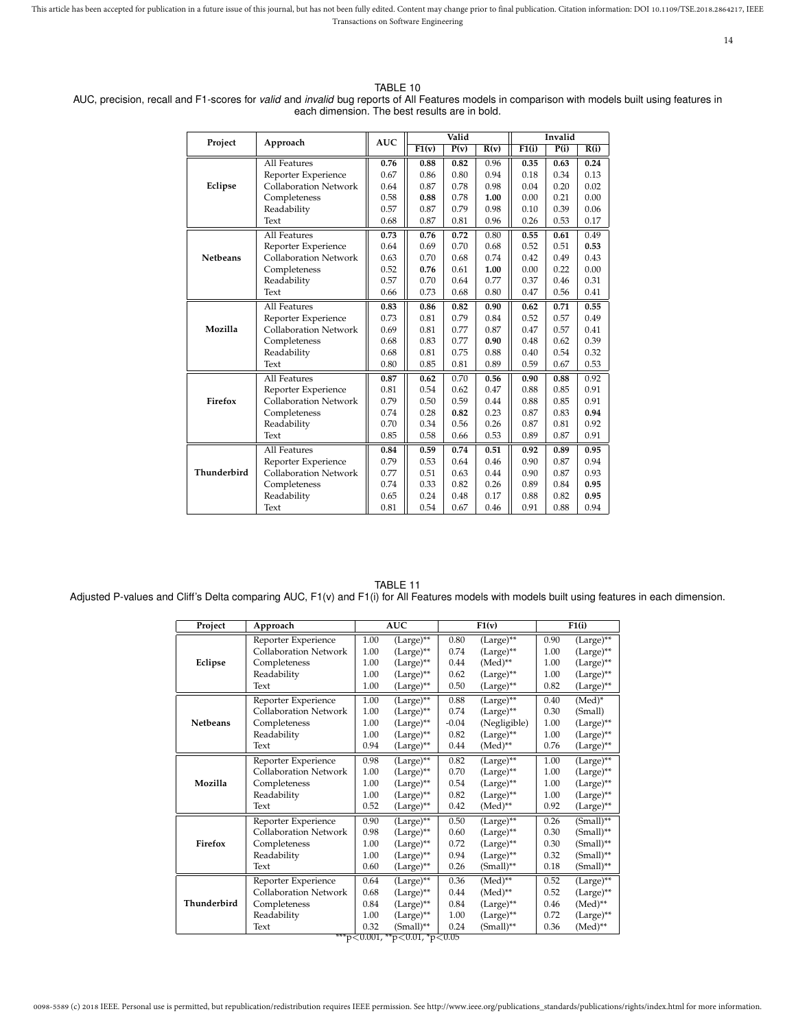TABLE 10
AUC, precision, recall and F1-scores for *valid* and *invalid* bug reports of All Features models in comparison with models built using features in each dimension. The best results are in bold.

| Project | Approach | AUC | Valid | | | Invalid | | |
|---|---|---|---|---|---|---|---|---|
| | | | F1(v) | P(v) | R(v) | F1(i) | P(i) | R(i) |
| Eclipse | All Features | **0.76** | **0.88** | **0.82** | 0.96 | **0.35** | **0.63** | **0.24** |
| | Reporter Experience | 0.67 | 0.86 | 0.80 | 0.94 | 0.18 | 0.34 | 0.13 |
| | Collaboration Network | 0.64 | 0.87 | 0.78 | 0.98 | 0.04 | 0.20 | 0.02 |
| | Completeness | 0.58 | **0.88** | 0.78 | **1.00** | 0.00 | 0.21 | 0.00 |
| | Readability | 0.57 | 0.87 | 0.79 | 0.98 | 0.10 | 0.39 | 0.06 |
| | Text | 0.68 | 0.87 | 0.81 | 0.96 | 0.26 | 0.53 | 0.17 |
| Netbeans | All Features | **0.73** | **0.76** | **0.72** | 0.80 | **0.55** | **0.61** | 0.49 |
| | Reporter Experience | 0.64 | 0.69 | 0.70 | 0.68 | 0.52 | 0.51 | **0.53** |
| | Collaboration Network | 0.63 | 0.70 | 0.68 | 0.74 | 0.42 | 0.49 | 0.43 |
| | Completeness | 0.52 | **0.76** | 0.61 | **1.00** | 0.00 | 0.22 | 0.00 |
| | Readability | 0.57 | 0.70 | 0.64 | 0.77 | 0.37 | 0.46 | 0.31 |
| | Text | 0.66 | 0.73 | 0.68 | 0.80 | 0.47 | 0.56 | 0.41 |
| Mozilla | All Features | **0.83** | **0.86** | **0.82** | **0.90** | **0.62** | **0.71** | **0.55** |
| | Reporter Experience | 0.73 | 0.81 | 0.79 | 0.84 | 0.52 | 0.57 | 0.49 |
| | Collaboration Network | 0.69 | 0.81 | 0.77 | 0.87 | 0.47 | 0.57 | 0.41 |
| | Completeness | 0.68 | 0.83 | 0.77 | **0.90** | 0.48 | 0.62 | 0.39 |
| | Readability | 0.68 | 0.81 | 0.75 | 0.88 | 0.40 | 0.54 | 0.32 |
| | Text | 0.80 | 0.85 | 0.81 | 0.89 | 0.59 | 0.67 | 0.53 |
| Firefox | All Features | **0.87** | **0.62** | 0.70 | **0.56** | **0.90** | **0.88** | 0.92 |
| | Reporter Experience | 0.81 | 0.54 | 0.62 | 0.47 | 0.88 | 0.85 | 0.91 |
| | Collaboration Network | 0.79 | 0.50 | 0.59 | 0.44 | 0.88 | 0.85 | 0.91 |
| | Completeness | 0.74 | 0.28 | **0.82** | 0.23 | 0.87 | 0.83 | **0.94** |
| | Readability | 0.70 | 0.34 | 0.56 | 0.26 | 0.87 | 0.81 | 0.92 |
| | Text | 0.85 | 0.58 | 0.66 | 0.53 | 0.89 | 0.87 | 0.91 |
| Thunderbird | All Features | **0.84** | **0.59** | **0.74** | **0.51** | **0.92** | **0.89** | **0.95** |
| | Reporter Experience | 0.79 | 0.53 | 0.64 | 0.46 | 0.90 | 0.87 | 0.94 |
| | Collaboration Network | 0.77 | 0.51 | 0.63 | 0.44 | 0.90 | 0.87 | 0.93 |
| | Completeness | 0.74 | 0.33 | 0.82 | 0.26 | 0.89 | 0.84 | **0.95** |
| | Readability | 0.65 | 0.24 | 0.48 | 0.17 | 0.88 | 0.82 | **0.95** |
| | Text | 0.81 | 0.54 | 0.67 | 0.46 | 0.91 | 0.88 | 0.94 |

TABLE 11
Adjusted P-values and Cliff's Delta comparing AUC, F1(v) and F1(i) for All Features models with models built using features in each dimension.

| Project | Approach | AUC | | F1(v) | | F1(i) | |
|---|---|---|---|---|---|---|---|
| Eclipse | Reporter Experience | 1.00 | (Large)** | 0.80 | (Large)** | 0.90 | (Large)** |
| | Collaboration Network | 1.00 | (Large)** | 0.74 | (Large)** | 1.00 | (Large)** |
| | Completeness | 1.00 | (Large)** | 0.44 | (Med)** | 1.00 | (Large)** |
| | Readability | 1.00 | (Large)** | 0.62 | (Large)** | 1.00 | (Large)** |
| | Text | 1.00 | (Large)** | 0.50 | (Large)** | 0.82 | (Large)** |
| Netbeans | Reporter Experience | 1.00 | (Large)** | 0.88 | (Large)** | 0.40 | (Med)* |
| | Collaboration Network | 1.00 | (Large)** | 0.74 | (Large)** | 0.30 | (Small) |
| | Completeness | 1.00 | (Large)** | -0.04 | (Negligible) | 1.00 | (Large)** |
| | Readability | 1.00 | (Large)** | 0.82 | (Large)** | 1.00 | (Large)** |
| | Text | 0.94 | (Large)** | 0.44 | (Med)** | 0.76 | (Large)** |
| Mozilla | Reporter Experience | 0.98 | (Large)** | 0.82 | (Large)** | 1.00 | (Large)** |
| | Collaboration Network | 1.00 | (Large)** | 0.70 | (Large)** | 1.00 | (Large)** |
| | Completeness | 1.00 | (Large)** | 0.54 | (Large)** | 1.00 | (Large)** |
| | Readability | 1.00 | (Large)** | 0.82 | (Large)** | 1.00 | (Large)** |
| | Text | 0.52 | (Large)** | 0.42 | (Med)** | 0.92 | (Large)** |
| Firefox | Reporter Experience | 0.90 | (Large)** | 0.50 | (Large)** | 0.26 | (Small)** |
| | Collaboration Network | 0.98 | (Large)** | 0.60 | (Large)** | 0.30 | (Small)** |
| | Completeness | 1.00 | (Large)** | 0.72 | (Large)** | 0.30 | (Small)** |
| | Readability | 1.00 | (Large)** | 0.94 | (Large)** | 0.32 | (Small)** |
| | Text | 0.60 | (Large)** | 0.26 | (Small)** | 0.18 | (Small)** |
| Thunderbird | Reporter Experience | 0.64 | (Large)** | 0.36 | (Med)** | 0.52 | (Large)** |
| | Collaboration Network | 0.68 | (Large)** | 0.44 | (Med)** | 0.52 | (Large)** |
| | Completeness | 0.84 | (Large)** | 0.84 | (Large)** | 0.46 | (Med)** |
| | Readability | 1.00 | (Large)** | 1.00 | (Large)** | 0.72 | (Large)** |
| | Text | 0.32 | (Small)** | 0.24 | (Small)** | 0.36 | (Med)** |

***$p<0.001$, **$p<0.01$, *$p<0.05$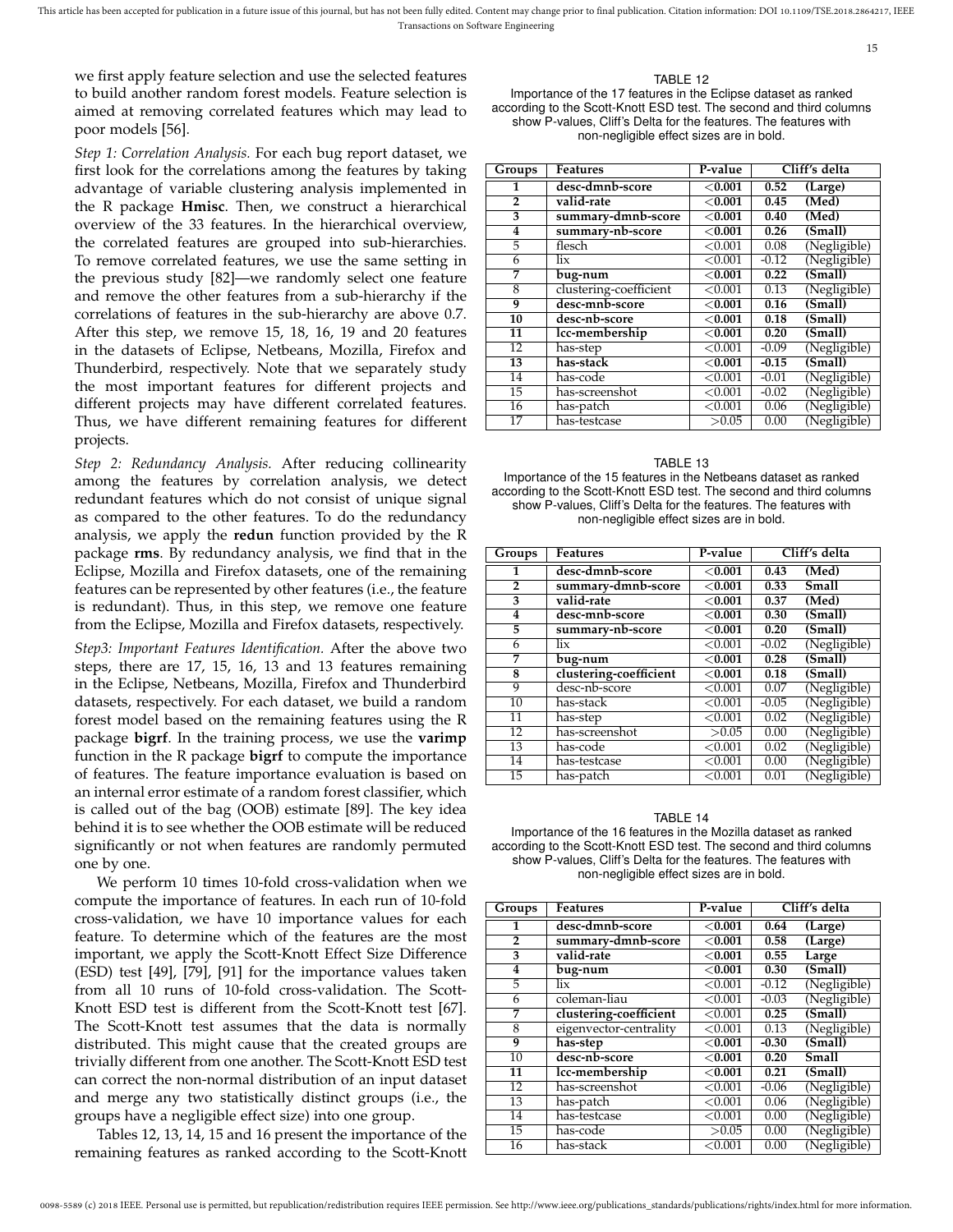we first apply feature selection and use the selected features to build another random forest models. Feature selection is aimed at removing correlated features which may lead to poor models [56].

*Step 1: Correlation Analysis.* For each bug report dataset, we first look for the correlations among the features by taking advantage of variable clustering analysis implemented in the R package **Hmisc**. Then, we construct a hierarchical overview of the 33 features. In the hierarchical overview, the correlated features are grouped into sub-hierarchies. To remove correlated features, we use the same setting in the previous study [82]—we randomly select one feature and remove the other features from a sub-hierarchy if the correlations of features in the sub-hierarchy are above 0.7. After this step, we remove 15, 18, 16, 19 and 20 features in the datasets of Eclipse, Netbeans, Mozilla, Firefox and Thunderbird, respectively. Note that we separately study the most important features for different projects and different projects may have different correlated features. Thus, we have different remaining features for different projects.

*Step 2: Redundancy Analysis.* After reducing collinearity among the features by correlation analysis, we detect redundant features which do not consist of unique signal as compared to the other features. To do the redundancy analysis, we apply the **redun** function provided by the R package **rms**. By redundancy analysis, we find that in the Eclipse, Mozilla and Firefox datasets, one of the remaining features can be represented by other features (i.e., the feature is redundant). Thus, in this step, we remove one feature from the Eclipse, Mozilla and Firefox datasets, respectively.

*Step3: Important Features Identification.* After the above two steps, there are 17, 15, 16, 13 and 13 features remaining in the Eclipse, Netbeans, Mozilla, Firefox and Thunderbird datasets, respectively. For each dataset, we build a random forest model based on the remaining features using the R package **bigrf**. In the training process, we use the **varimp** function in the R package **bigrf** to compute the importance of features. The feature importance evaluation is based on an internal error estimate of a random forest classifier, which is called out of the bag (OOB) estimate [89]. The key idea behind it is to see whether the OOB estimate will be reduced significantly or not when features are randomly permuted one by one.

We perform 10 times 10-fold cross-validation when we compute the importance of features. In each run of 10-fold cross-validation, we have 10 importance values for each feature. To determine which of the features are the most important, we apply the Scott-Knott Effect Size Difference (ESD) test [49], [79], [91] for the importance values taken from all 10 runs of 10-fold cross-validation. The Scott-Knott ESD test is different from the Scott-Knott test [67]. The Scott-Knott test assumes that the data is normally distributed. This might cause that the created groups are trivially different from one another. The Scott-Knott ESD test can correct the non-normal distribution of an input dataset and merge any two statistically distinct groups (i.e., the groups have a negligible effect size) into one group.

Tables 12, 13, 14, 15 and 16 present the importance of the remaining features as ranked according to the Scott-Knott

TABLE 12
Importance of the 17 features in the Eclipse dataset as ranked according to the Scott-Knott ESD test. The second and third columns show P-values, Cliff's Delta for the features. The features with non-negligible effect sizes are in bold.

| Groups | Features | P-value | Cliff's delta | |
|---|---|---|---|---|
| **1** | **desc-dmnb-score** | **<0.001** | **0.52** | **(Large)** |
| **2** | **valid-rate** | **<0.001** | **0.45** | **(Med)** |
| **3** | **summary-dmnb-score** | **<0.001** | **0.40** | **(Med)** |
| **4** | **summary-nb-score** | **<0.001** | **0.26** | **(Small)** |
| 5 | flesch | <0.001 | 0.08 | (Negligible) |
| 6 | lix | <0.001 | -0.12 | (Negligible) |
| **7** | **bug-num** | **<0.001** | **0.22** | **(Small)** |
| 8 | clustering-coefficient | <0.001 | 0.13 | (Negligible) |
| **9** | **desc-mnb-score** | **<0.001** | **0.16** | **(Small)** |
| **10** | **desc-nb-score** | **<0.001** | **0.18** | **(Small)** |
| **11** | **lcc-membership** | **<0.001** | **0.20** | **(Small)** |
| 12 | has-step | <0.001 | -0.09 | (Negligible) |
| **13** | **has-stack** | **<0.001** | **-0.15** | **(Small)** |
| 14 | has-code | <0.001 | -0.01 | (Negligible) |
| 15 | has-screenshot | <0.001 | -0.02 | (Negligible) |
| 16 | has-patch | <0.001 | 0.06 | (Negligible) |
| 17 | has-testcase | >0.05 | 0.00 | (Negligible) |

TABLE 13
Importance of the 15 features in the Netbeans dataset as ranked according to the Scott-Knott ESD test. The second and third columns show P-values, Cliff's Delta for the features. The features with non-negligible effect sizes are in bold.

| Groups | Features | P-value | Cliff's delta | |
|---|---|---|---|---|
| **1** | **desc-dmnb-score** | **<0.001** | **0.43** | **(Med)** |
| **2** | **summary-dmnb-score** | **<0.001** | **0.33** | **Small** |
| **3** | **valid-rate** | **<0.001** | **0.37** | **(Med)** |
| **4** | **desc-mnb-score** | **<0.001** | **0.30** | **(Small)** |
| **5** | **summary-nb-score** | **<0.001** | **0.20** | **(Small)** |
| 6 | lix | <0.001 | -0.02 | (Negligible) |
| **7** | **bug-num** | **<0.001** | **0.28** | **(Small)** |
| **8** | **clustering-coefficient** | **<0.001** | **0.18** | **(Small)** |
| 9 | desc-nb-score | <0.001 | 0.07 | (Negligible) |
| 10 | has-stack | <0.001 | -0.05 | (Negligible) |
| 11 | has-step | <0.001 | 0.02 | (Negligible) |
| 12 | has-screenshot | >0.05 | 0.00 | (Negligible) |
| 13 | has-code | <0.001 | 0.02 | (Negligible) |
| 14 | has-testcase | <0.001 | 0.00 | (Negligible) |
| 15 | has-patch | <0.001 | 0.01 | (Negligible) |

TABLE 14
Importance of the 16 features in the Mozilla dataset as ranked according to the Scott-Knott ESD test. The second and third columns show P-values, Cliff's Delta for the features. The features with non-negligible effect sizes are in bold.

| Groups | Features | P-value | Cliff's delta | |
|---|---|---|---|---|
| **1** | **desc-dmnb-score** | **<0.001** | **0.64** | **(Large)** |
| **2** | **summary-dmnb-score** | **<0.001** | **0.58** | **(Large)** |
| **3** | **valid-rate** | **<0.001** | **0.55** | **Large** |
| **4** | **bug-num** | **<0.001** | **0.30** | **(Small)** |
| 5 | lix | <0.001 | -0.12 | (Negligible) |
| 6 | coleman-liau | <0.001 | -0.03 | (Negligible) |
| **7** | **clustering-coefficient** | <0.001 | **0.25** | **(Small)** |
| 8 | eigenvector-centrality | <0.001 | 0.13 | (Negligible) |
| **9** | **has-step** | **<0.001** | **-0.30** | **(Small)** |
| 10 | **desc-nb-score** | **<0.001** | **0.20** | **Small** |
| **11** | **lcc-membership** | **<0.001** | **0.21** | **(Small)** |
| 12 | has-screenshot | <0.001 | -0.06 | (Negligible) |
| 13 | has-patch | <0.001 | 0.06 | (Negligible) |
| 14 | has-testcase | <0.001 | 0.00 | (Negligible) |
| 15 | has-code | >0.05 | 0.00 | (Negligible) |
| 16 | has-stack | <0.001 | 0.00 | (Negligible) |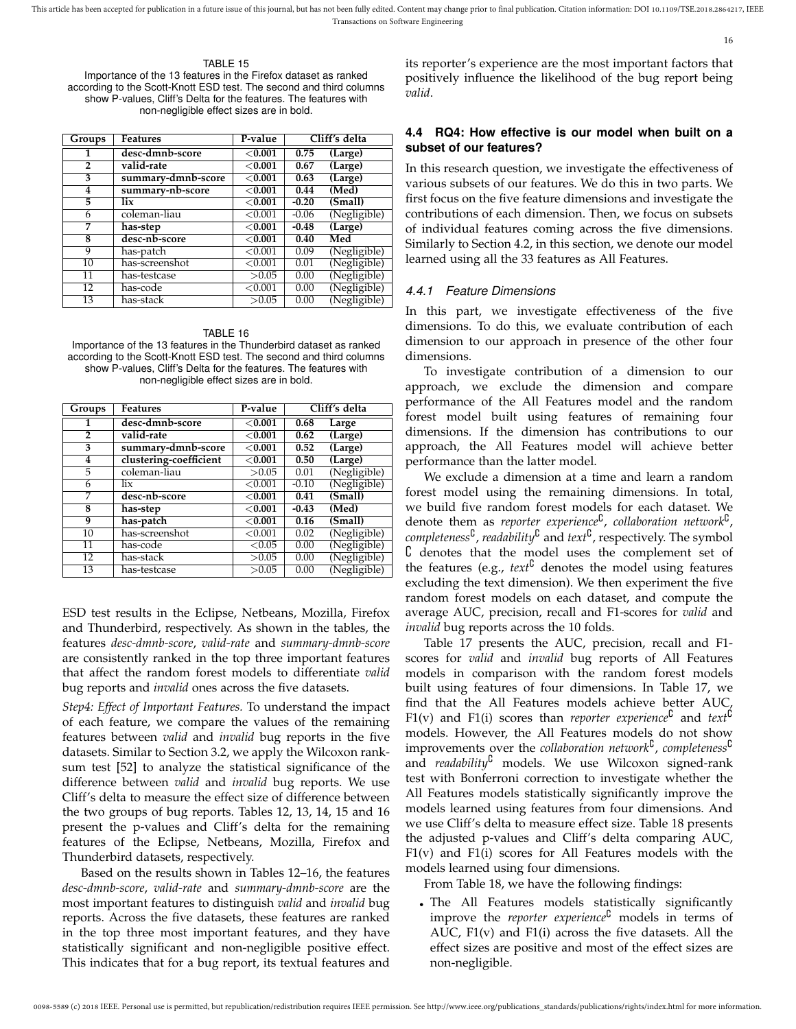TABLE 15
Importance of the 13 features in the Firefox dataset as ranked according to the Scott-Knott ESD test. The second and third columns show P-values, Cliff's Delta for the features. The features with non-negligible effect sizes are in bold.

| Groups | Features | P-value | Cliff's delta | |
|---|---|---|---|---|
| 1 | **desc-dmnb-score** | **<0.001** | **0.75** | **(Large)** |
| 2 | **valid-rate** | **<0.001** | **0.67** | **(Large)** |
| 3 | **summary-dmnb-score** | **<0.001** | **0.63** | **(Large)** |
| 4 | **summary-nb-score** | **<0.001** | **0.44** | **(Med)** |
| 5 | **lix** | **<0.001** | **-0.20** | **(Small)** |
| 6 | coleman-liau | <0.001 | -0.06 | (Negligible) |
| 7 | **has-step** | **<0.001** | **-0.48** | **(Large)** |
| 8 | **desc-nb-score** | **<0.001** | **0.40** | **Med** |
| 9 | has-patch | <0.001 | 0.09 | (Negligible) |
| 10 | has-screenshot | <0.001 | 0.01 | (Negligible) |
| 11 | has-testcase | >0.05 | 0.00 | (Negligible) |
| 12 | has-code | <0.001 | 0.00 | (Negligible) |
| 13 | has-stack | >0.05 | 0.00 | (Negligible) |

TABLE 16
Importance of the 13 features in the Thunderbird dataset as ranked according to the Scott-Knott ESD test. The second and third columns show P-values, Cliff's Delta for the features. The features with non-negligible effect sizes are in bold.

| Groups | Features | P-value | Cliff's delta | |
|---|---|---|---|---|
| 1 | **desc-dmnb-score** | **<0.001** | **0.68** | **Large** |
| 2 | **valid-rate** | **<0.001** | **0.62** | **(Large)** |
| 3 | **summary-dmnb-score** | **<0.001** | **0.52** | **(Large)** |
| 4 | **clustering-coefficient** | **<0.001** | **0.50** | **(Large)** |
| 5 | coleman-liau | >0.05 | 0.01 | (Negligible) |
| 6 | lix | <0.001 | -0.10 | (Negligible) |
| 7 | **desc-nb-score** | **<0.001** | **0.41** | **(Small)** |
| 8 | **has-step** | **<0.001** | **-0.43** | **(Med)** |
| 9 | **has-patch** | **<0.001** | **0.16** | **(Small)** |
| 10 | has-screenshot | <0.001 | 0.02 | (Negligible) |
| 11 | has-code | <0.05 | 0.00 | (Negligible) |
| 12 | has-stack | >0.05 | 0.00 | (Negligible) |
| 13 | has-testcase | >0.05 | 0.00 | (Negligible) |

ESD test results in the Eclipse, Netbeans, Mozilla, Firefox and Thunderbird, respectively. As shown in the tables, the features *desc-dmnb-score*, *valid-rate* and *summary-dmnb-score* are consistently ranked in the top three important features that affect the random forest models to differentiate *valid* bug reports and *invalid* ones across the five datasets.

*Step4: Effect of Important Features.* To understand the impact of each feature, we compare the values of the remaining features between *valid* and *invalid* bug reports in the five datasets. Similar to Section 3.2, we apply the Wilcoxon rank-sum test [52] to analyze the statistical significance of the difference between *valid* and *invalid* bug reports. We use Cliff's delta to measure the effect size of difference between the two groups of bug reports. Tables 12, 13, 14, 15 and 16 present the p-values and Cliff's delta for the remaining features of the Eclipse, Netbeans, Mozilla, Firefox and Thunderbird datasets, respectively.

Based on the results shown in Tables 12–16, the features *desc-dmnb-score*, *valid-rate* and *summary-dmnb-score* are the most important features to distinguish *valid* and *invalid* bug reports. Across the five datasets, these features are ranked in the top three most important features, and they have statistically significant and non-negligible positive effect. This indicates that for a bug report, its textual features and its reporter's experience are the most important factors that positively influence the likelihood of the bug report being *valid*.

### 4.4 RQ4: How effective is our model when built on a subset of our features?

In this research question, we investigate the effectiveness of various subsets of our features. We do this in two parts. We first focus on the five feature dimensions and investigate the contributions of each dimension. Then, we focus on subsets of individual features coming across the five dimensions. Similarly to Section 4.2, in this section, we denote our model learned using all the 33 features as All Features.

#### 4.4.1 Feature Dimensions

In this part, we investigate effectiveness of the five dimensions. To do this, we evaluate contribution of each dimension to our approach in presence of the other four dimensions.

To investigate contribution of a dimension to our approach, we exclude the dimension and compare performance of the All Features model and the random forest model built using features of remaining four dimensions. If the dimension has contributions to our approach, the All Features model will achieve better performance than the latter model.

We exclude a dimension at a time and learn a random forest model using the remaining dimensions. In total, we build five random forest models for each dataset. We denote them as *reporter experience*$^{\complement}$, *collaboration network*$^{\complement}$, *completeness*$^{\complement}$, *readability*$^{\complement}$ and *text*$^{\complement}$, respectively. The symbol $\complement$ denotes that the model uses the complement set of the features (e.g., *text*$^{\complement}$ denotes the model using features excluding the text dimension). We then experiment the five random forest models on each dataset, and compute the average AUC, precision, recall and F1-scores for *valid* and *invalid* bug reports across the 10 folds.

Table 17 presents the AUC, precision, recall and F1-scores for *valid* and *invalid* bug reports of All Features models in comparison with the random forest models built using features of four dimensions. In Table 17, we find that the All Features models achieve better AUC, F1(v) and F1(i) scores than *reporter experience*$^{\complement}$ and *text*$^{\complement}$ models. However, the All Features models do not show improvements over the *collaboration network*$^{\complement}$, *completeness*$^{\complement}$ and *readability*$^{\complement}$ models. We use Wilcoxon signed-rank test with Bonferroni correction to investigate whether the All Features models statistically significantly improve the models learned using features from four dimensions. And we use Cliff's delta to measure effect size. Table 18 presents the adjusted p-values and Cliff's delta comparing AUC, F1(v) and F1(i) scores for All Features models with the models learned using four dimensions.

From Table 18, we have the following findings:

- The All Features models statistically significantly improve the *reporter experience*$^{\complement}$ models in terms of AUC, F1(v) and F1(i) across the five datasets. All the effect sizes are positive and most of the effect sizes are non-negligible.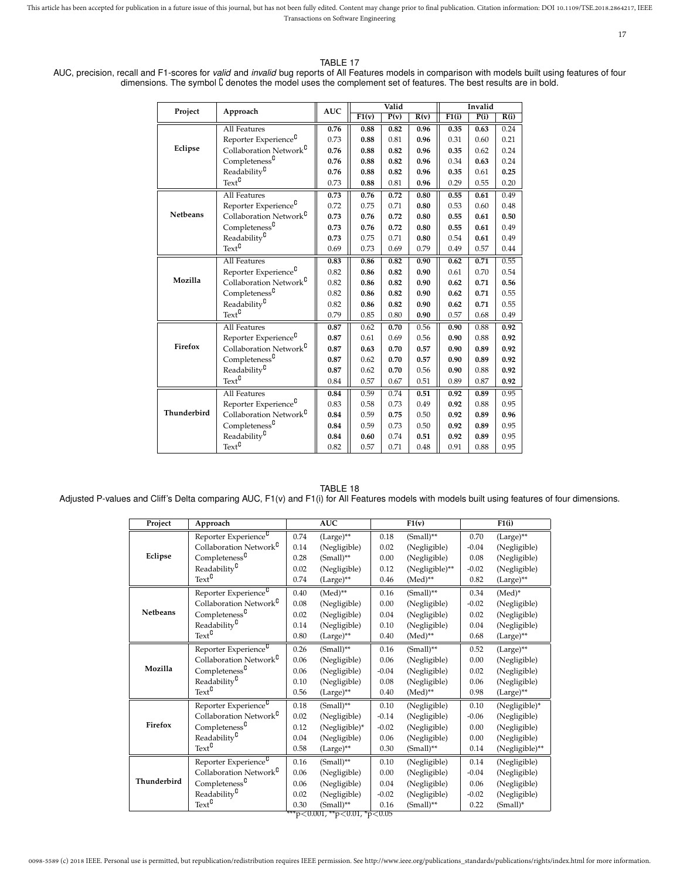TABLE 17

AUC, precision, recall and F1-scores for *valid* and *invalid* bug reports of All Features models in comparison with models built using features of four dimensions. The symbol ∁ denotes the model uses the complement set of features. The best results are in bold.

| Project | Approach | AUC | Valid | | | Invalid | | |
|---|---|---|---|---|---|---|---|---|
| | | | F1(v) | P(v) | R(v) | F1(i) | P(i) | R(i) |
| **Eclipse** | All Features | **0.76** | **0.88** | **0.82** | **0.96** | **0.35** | **0.63** | 0.24 |
| | Reporter Experience∁ | 0.73 | **0.88** | 0.81 | **0.96** | 0.31 | 0.60 | 0.21 |
| | Collaboration Network∁ | **0.76** | **0.88** | **0.82** | **0.96** | **0.35** | 0.62 | 0.24 |
| | Completeness∁ | **0.76** | **0.88** | **0.82** | **0.96** | 0.34 | **0.63** | 0.24 |
| | Readability∁ | **0.76** | **0.88** | **0.82** | **0.96** | **0.35** | 0.61 | **0.25** |
| | Text∁ | 0.73 | **0.88** | 0.81 | **0.96** | 0.29 | 0.55 | 0.20 |
| **Netbeans** | All Features | **0.73** | **0.76** | **0.72** | **0.80** | **0.55** | **0.61** | 0.49 |
| | Reporter Experience∁ | 0.72 | 0.75 | 0.71 | **0.80** | 0.53 | 0.60 | 0.48 |
| | Collaboration Network∁ | **0.73** | **0.76** | **0.72** | **0.80** | **0.55** | **0.61** | **0.50** |
| | Completeness∁ | **0.73** | **0.76** | **0.72** | **0.80** | **0.55** | **0.61** | 0.49 |
| | Readability∁ | **0.73** | 0.75 | 0.71 | **0.80** | 0.54 | **0.61** | 0.49 |
| | Text∁ | 0.69 | 0.73 | 0.69 | 0.79 | 0.49 | 0.57 | 0.44 |
| **Mozilla** | All Features | **0.83** | **0.86** | **0.82** | **0.90** | **0.62** | **0.71** | 0.55 |
| | Reporter Experience∁ | 0.82 | **0.86** | **0.82** | **0.90** | 0.61 | 0.70 | 0.54 |
| | Collaboration Network∁ | 0.82 | **0.86** | **0.82** | **0.90** | **0.62** | **0.71** | **0.56** |
| | Completeness∁ | 0.82 | **0.86** | **0.82** | **0.90** | **0.62** | **0.71** | 0.55 |
| | Readability∁ | 0.82 | **0.86** | **0.82** | **0.90** | **0.62** | **0.71** | 0.55 |
| | Text∁ | 0.79 | 0.85 | 0.80 | **0.90** | 0.57 | 0.68 | 0.49 |
| **Firefox** | All Features | **0.87** | 0.62 | **0.70** | 0.56 | **0.90** | 0.88 | **0.92** |
| | Reporter Experience∁ | **0.87** | 0.61 | 0.69 | 0.56 | **0.90** | 0.88 | **0.92** |
| | Collaboration Network∁ | **0.87** | **0.63** | **0.70** | **0.57** | **0.90** | **0.89** | **0.92** |
| | Completeness∁ | **0.87** | 0.62 | **0.70** | **0.57** | **0.90** | **0.89** | **0.92** |
| | Readability∁ | **0.87** | 0.62 | **0.70** | 0.56 | **0.90** | 0.88 | **0.92** |
| | Text∁ | 0.84 | 0.57 | 0.67 | 0.51 | 0.89 | 0.87 | **0.92** |
| **Thunderbird** | All Features | **0.84** | 0.59 | 0.74 | **0.51** | **0.92** | **0.89** | 0.95 |
| | Reporter Experience∁ | 0.83 | 0.58 | 0.73 | 0.49 | **0.92** | 0.88 | 0.95 |
| | Collaboration Network∁ | **0.84** | 0.59 | **0.75** | 0.50 | **0.92** | **0.89** | **0.96** |
| | Completeness∁ | **0.84** | 0.59 | 0.73 | 0.50 | **0.92** | **0.89** | 0.95 |
| | Readability∁ | **0.84** | **0.60** | 0.74 | **0.51** | **0.92** | **0.89** | 0.95 |
| | Text∁ | 0.82 | 0.57 | 0.71 | 0.48 | 0.91 | 0.88 | 0.95 |

TABLE 18

Adjusted P-values and Cliff's Delta comparing AUC, F1(v) and F1(i) for All Features models with models built using features of four dimensions.

| Project | Approach | AUC | | F1(v) | | F1(i) | |
|---|---|---|---|---|---|---|---|
| **Eclipse** | Reporter Experience∁ | 0.74 | (Large)** | 0.18 | (Small)** | 0.70 | (Large)** |
| | Collaboration Network∁ | 0.14 | (Negligible) | 0.02 | (Negligible) | -0.04 | (Negligible) |
| | Completeness∁ | 0.28 | (Small)** | 0.00 | (Negligible) | 0.08 | (Negligible) |
| | Readability∁ | 0.02 | (Negligible) | 0.12 | (Negligible)** | -0.02 | (Negligible) |
| | Text∁ | 0.74 | (Large)** | 0.46 | (Med)** | 0.82 | (Large)** |
| **Netbeans** | Reporter Experience∁ | 0.40 | (Med)** | 0.16 | (Small)** | 0.34 | (Med)* |
| | Collaboration Network∁ | 0.08 | (Negligible) | 0.00 | (Negligible) | -0.02 | (Negligible) |
| | Completeness∁ | 0.02 | (Negligible) | 0.04 | (Negligible) | 0.02 | (Negligible) |
| | Readability∁ | 0.14 | (Negligible) | 0.10 | (Negligible) | 0.04 | (Negligible) |
| | Text∁ | 0.80 | (Large)** | 0.40 | (Med)** | 0.68 | (Large)** |
| **Mozilla** | Reporter Experience∁ | 0.26 | (Small)** | 0.16 | (Small)** | 0.52 | (Large)** |
| | Collaboration Network∁ | 0.06 | (Negligible) | 0.06 | (Negligible) | 0.00 | (Negligible) |
| | Completeness∁ | 0.06 | (Negligible) | -0.04 | (Negligible) | 0.02 | (Negligible) |
| | Readability∁ | 0.10 | (Negligible) | 0.08 | (Negligible) | 0.06 | (Negligible) |
| | Text∁ | 0.56 | (Large)** | 0.40 | (Med)** | 0.98 | (Large)** |
| **Firefox** | Reporter Experience∁ | 0.18 | (Small)** | 0.10 | (Negligible) | 0.10 | (Negligible)* |
| | Collaboration Network∁ | 0.02 | (Negligible) | -0.14 | (Negligible) | -0.06 | (Negligible) |
| | Completeness∁ | 0.12 | (Negligible)* | -0.02 | (Negligible) | 0.00 | (Negligible) |
| | Readability∁ | 0.04 | (Negligible) | 0.06 | (Negligible) | 0.00 | (Negligible) |
| | Text∁ | 0.58 | (Large)** | 0.30 | (Small)** | 0.14 | (Negligible)** |
| **Thunderbird** | Reporter Experience∁ | 0.16 | (Small)** | 0.10 | (Negligible) | 0.14 | (Negligible) |
| | Collaboration Network∁ | 0.06 | (Negligible) | 0.00 | (Negligible) | -0.04 | (Negligible) |
| | Completeness∁ | 0.06 | (Negligible) | 0.04 | (Negligible) | 0.06 | (Negligible) |
| | Readability∁ | 0.02 | (Negligible) | -0.02 | (Negligible) | -0.02 | (Negligible) |
| | Text∁ | 0.30 | (Small)** | 0.16 | (Small)** | 0.22 | (Small)* |

***$p<0.001$, **$p<0.01$, *$p<0.05$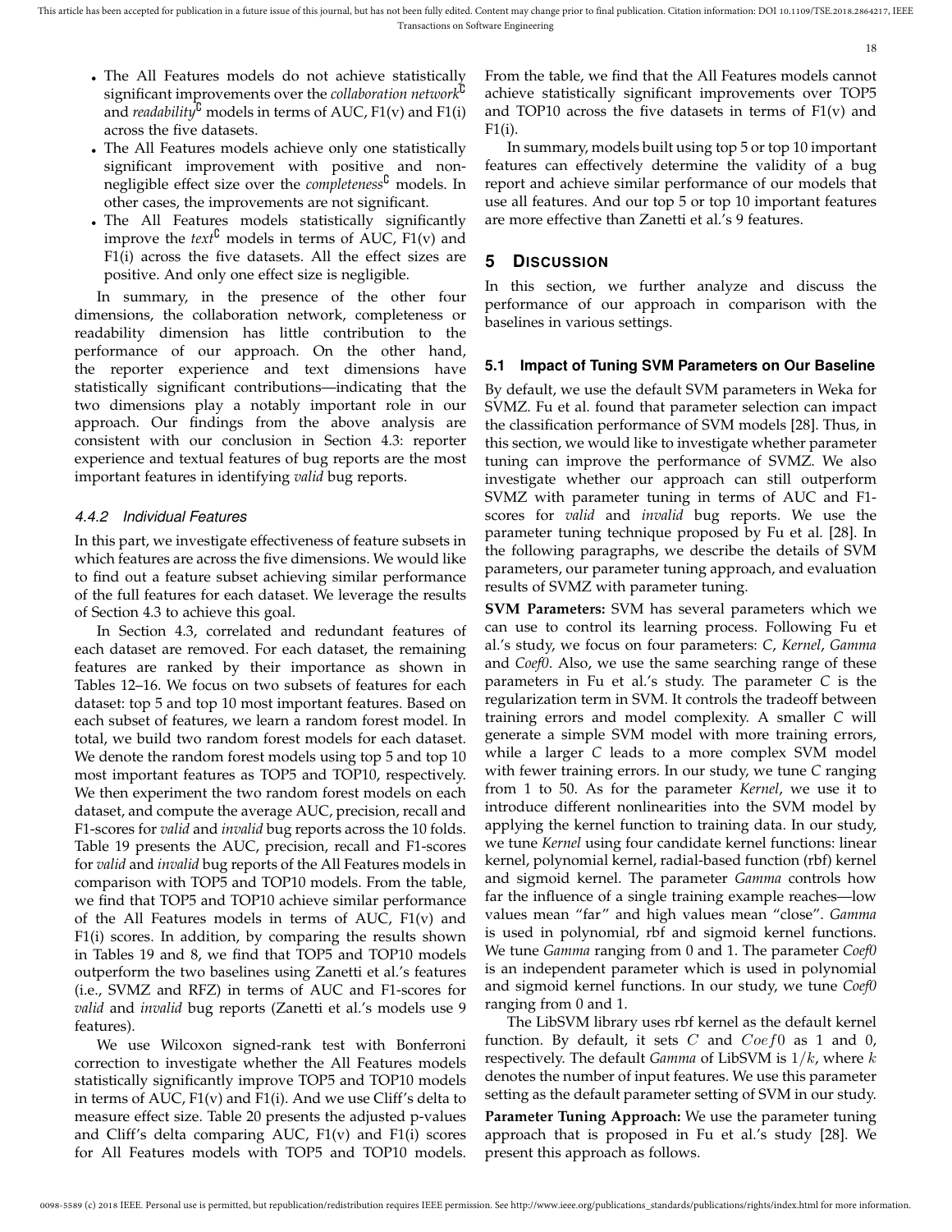- The All Features models do not achieve statistically significant improvements over the *collaboration network*$^{\complement}$ and *readability*$^{\complement}$ models in terms of AUC, F1(v) and F1(i) across the five datasets.
- The All Features models achieve only one statistically significant improvement with positive and non-negligible effect size over the *completeness*$^{\complement}$ models. In other cases, the improvements are not significant.
- The All Features models statistically significantly improve the *text*$^{\complement}$ models in terms of AUC, F1(v) and F1(i) across the five datasets. All the effect sizes are positive. And only one effect size is negligible.

In summary, in the presence of the other four dimensions, the collaboration network, completeness or readability dimension has little contribution to the performance of our approach. On the other hand, the reporter experience and text dimensions have statistically significant contributions—indicating that the two dimensions play a notably important role in our approach. Our findings from the above analysis are consistent with our conclusion in Section 4.3: reporter experience and textual features of bug reports are the most important features in identifying *valid* bug reports.

#### 4.4.2 Individual Features

In this part, we investigate effectiveness of feature subsets in which features are across the five dimensions. We would like to find out a feature subset achieving similar performance of the full features for each dataset. We leverage the results of Section 4.3 to achieve this goal.

In Section 4.3, correlated and redundant features of each dataset are removed. For each dataset, the remaining features are ranked by their importance as shown in Tables 12–16. We focus on two subsets of features for each dataset: top 5 and top 10 most important features. Based on each subset of features, we learn a random forest model. In total, we build two random forest models for each dataset. We denote the random forest models using top 5 and top 10 most important features as TOP5 and TOP10, respectively. We then experiment the two random forest models on each dataset, and compute the average AUC, precision, recall and F1-scores for *valid* and *invalid* bug reports across the 10 folds. Table 19 presents the AUC, precision, recall and F1-scores for *valid* and *invalid* bug reports of the All Features models in comparison with TOP5 and TOP10 models. From the table, we find that TOP5 and TOP10 achieve similar performance of the All Features models in terms of AUC, F1(v) and F1(i) scores. In addition, by comparing the results shown in Tables 19 and 8, we find that TOP5 and TOP10 models outperform the two baselines using Zanetti et al.'s features (i.e., SVMZ and RFZ) in terms of AUC and F1-scores for *valid* and *invalid* bug reports (Zanetti et al.'s models use 9 features).

We use Wilcoxon signed-rank test with Bonferroni correction to investigate whether the All Features models statistically significantly improve TOP5 and TOP10 models in terms of AUC, F1(v) and F1(i). And we use Cliff's delta to measure effect size. Table 20 presents the adjusted p-values and Cliff's delta comparing AUC, F1(v) and F1(i) scores for All Features models with TOP5 and TOP10 models. From the table, we find that the All Features models cannot achieve statistically significant improvements over TOP5 and TOP10 across the five datasets in terms of F1(v) and F1(i).

In summary, models built using top 5 or top 10 important features can effectively determine the validity of a bug report and achieve similar performance of our models that use all features. And our top 5 or top 10 important features are more effective than Zanetti et al.'s 9 features.

## 5 Discussion

In this section, we further analyze and discuss the performance of our approach in comparison with the baselines in various settings.

### 5.1 Impact of Tuning SVM Parameters on Our Baseline

By default, we use the default SVM parameters in Weka for SVMZ. Fu et al. found that parameter selection can impact the classification performance of SVM models [28]. Thus, in this section, we would like to investigate whether parameter tuning can improve the performance of SVMZ. We also investigate whether our approach can still outperform SVMZ with parameter tuning in terms of AUC and F1-scores for *valid* and *invalid* bug reports. We use the parameter tuning technique proposed by Fu et al. [28]. In the following paragraphs, we describe the details of SVM parameters, our parameter tuning approach, and evaluation results of SVMZ with parameter tuning.

**SVM Parameters:** SVM has several parameters which we can use to control its learning process. Following Fu et al.'s study, we focus on four parameters: *C*, *Kernel*, *Gamma* and *Coef0*. Also, we use the same searching range of these parameters in Fu et al.'s study. The parameter *C* is the regularization term in SVM. It controls the tradeoff between training errors and model complexity. A smaller *C* will generate a simple SVM model with more training errors, while a larger *C* leads to a more complex SVM model with fewer training errors. In our study, we tune *C* ranging from 1 to 50. As for the parameter *Kernel*, we use it to introduce different nonlinearities into the SVM model by applying the kernel function to training data. In our study, we tune *Kernel* using four candidate kernel functions: linear kernel, polynomial kernel, radial-based function (rbf) kernel and sigmoid kernel. The parameter *Gamma* controls how far the influence of a single training example reaches—low values mean "far" and high values mean "close". *Gamma* is used in polynomial, rbf and sigmoid kernel functions. We tune *Gamma* ranging from 0 and 1. The parameter *Coef0* is an independent parameter which is used in polynomial and sigmoid kernel functions. In our study, we tune *Coef0* ranging from 0 and 1.

The LibSVM library uses rbf kernel as the default kernel function. By default, it sets $C$ and $Coef0$ as 1 and 0, respectively. The default *Gamma* of LibSVM is $1/k$, where $k$ denotes the number of input features. We use this parameter setting as the default parameter setting of SVM in our study.

**Parameter Tuning Approach:** We use the parameter tuning approach that is proposed in Fu et al.'s study [28]. We present this approach as follows.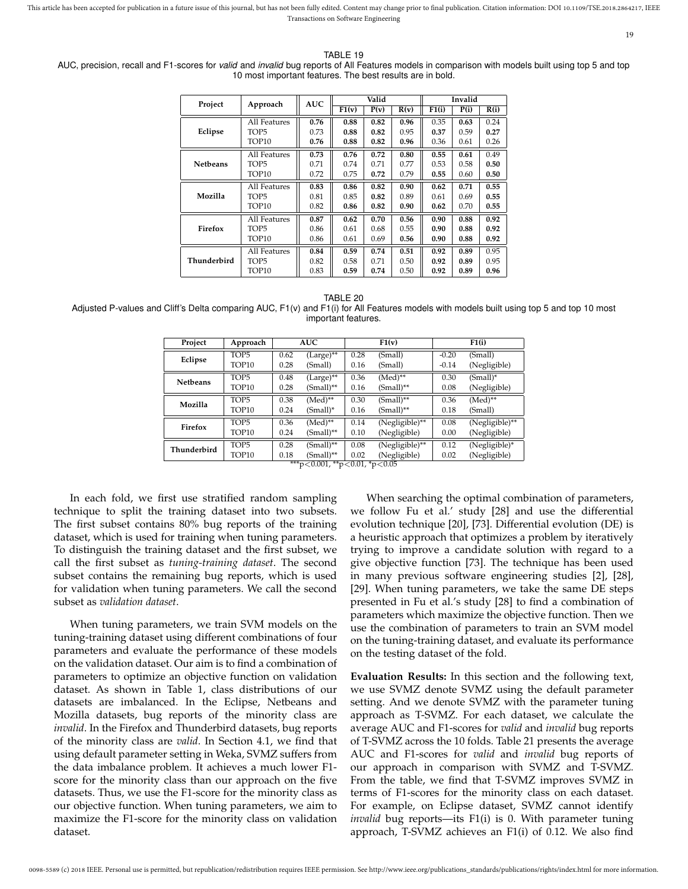TABLE 19
AUC, precision, recall and F1-scores for *valid* and *invalid* bug reports of All Features models in comparison with models built using top 5 and top 10 most important features. The best results are in bold.

| Project | Approach | AUC | Valid | | | Invalid | | |
|---|---|---|---|---|---|---|---|---|
| | | | F1(v) | P(v) | R(v) | F1(i) | P(i) | R(i) |
| Eclipse | All Features | **0.76** | **0.88** | **0.82** | **0.96** | 0.35 | **0.63** | 0.24 |
| | TOP5 | 0.73 | **0.88** | **0.82** | 0.95 | **0.37** | 0.59 | **0.27** |
| | TOP10 | **0.76** | **0.88** | **0.82** | **0.96** | 0.36 | 0.61 | 0.26 |
| Netbeans | All Features | **0.73** | **0.76** | **0.72** | **0.80** | **0.55** | **0.61** | 0.49 |
| | TOP5 | 0.71 | 0.74 | 0.71 | 0.77 | 0.53 | 0.58 | **0.50** |
| | TOP10 | 0.72 | 0.75 | **0.72** | 0.79 | **0.55** | 0.60 | **0.50** |
| Mozilla | All Features | **0.83** | **0.86** | **0.82** | **0.90** | **0.62** | **0.71** | **0.55** |
| | TOP5 | 0.81 | 0.85 | **0.82** | 0.89 | 0.61 | 0.69 | **0.55** |
| | TOP10 | 0.82 | **0.86** | **0.82** | **0.90** | **0.62** | 0.70 | **0.55** |
| Firefox | All Features | **0.87** | **0.62** | **0.70** | **0.56** | **0.90** | **0.88** | **0.92** |
| | TOP5 | 0.86 | 0.61 | 0.68 | 0.55 | **0.90** | **0.88** | **0.92** |
| | TOP10 | 0.86 | 0.61 | 0.69 | **0.56** | **0.90** | **0.88** | **0.92** |
| Thunderbird | All Features | **0.84** | **0.59** | **0.74** | **0.51** | **0.92** | **0.89** | 0.95 |
| | TOP5 | 0.82 | 0.58 | 0.71 | 0.50 | **0.92** | **0.89** | 0.95 |
| | TOP10 | 0.83 | **0.59** | **0.74** | 0.50 | **0.92** | **0.89** | **0.96** |

TABLE 20
Adjusted P-values and Cliff's Delta comparing AUC, F1(v) and F1(i) for All Features models with models built using top 5 and top 10 most important features.

| Project | Approach | AUC | | F1(v) | | F1(i) | |
|---|---|---|---|---|---|---|---|
| Eclipse | TOP5 | 0.62 | (Large)** | 0.28 | (Small) | -0.20 | (Small) |
| | TOP10 | 0.28 | (Small) | 0.16 | (Small) | -0.14 | (Negligible) |
| Netbeans | TOP5 | 0.48 | (Large)** | 0.36 | (Med)** | 0.30 | (Small)* |
| | TOP10 | 0.28 | (Small)** | 0.16 | (Small)** | 0.08 | (Negligible) |
| Mozilla | TOP5 | 0.38 | (Med)** | 0.30 | (Small)** | 0.36 | (Med)** |
| | TOP10 | 0.24 | (Small)* | 0.16 | (Small)** | 0.18 | (Small) |
| Firefox | TOP5 | 0.36 | (Med)** | 0.14 | (Negligible)** | 0.08 | (Negligible)** |
| | TOP10 | 0.24 | (Small)** | 0.10 | (Negligible) | 0.00 | (Negligible) |
| Thunderbird | TOP5 | 0.28 | (Small)** | 0.08 | (Negligible)** | 0.12 | (Negligible)* |
| | TOP10 | 0.18 | (Small)** | 0.02 | (Negligible) | 0.02 | (Negligible) |

***$p<0.001$, **$p<0.01$, *$p<0.05$

In each fold, we first use stratified random sampling technique to split the training dataset into two subsets. The first subset contains 80% bug reports of the training dataset, which is used for training when tuning parameters. To distinguish the training dataset and the first subset, we call the first subset as *tuning-training dataset*. The second subset contains the remaining bug reports, which is used for validation when tuning parameters. We call the second subset as *validation dataset*.

When tuning parameters, we train SVM models on the tuning-training dataset using different combinations of four parameters and evaluate the performance of these models on the validation dataset. Our aim is to find a combination of parameters to optimize an objective function on validation dataset. As shown in Table 1, class distributions of our datasets are imbalanced. In the Eclipse, Netbeans and Mozilla datasets, bug reports of the minority class are *invalid*. In the Firefox and Thunderbird datasets, bug reports of the minority class are *valid*. In Section 4.1, we find that using default parameter setting in Weka, SVMZ suffers from the data imbalance problem. It achieves a much lower F1-score for the minority class than our approach on the five datasets. Thus, we use the F1-score for the minority class as our objective function. When tuning parameters, we aim to maximize the F1-score for the minority class on validation dataset.

When searching the optimal combination of parameters, we follow Fu et al.' study [28] and use the differential evolution technique [20], [73]. Differential evolution (DE) is a heuristic approach that optimizes a problem by iteratively trying to improve a candidate solution with regard to a give objective function [73]. The technique has been used in many previous software engineering studies [2], [28], [29]. When tuning parameters, we take the same DE steps presented in Fu et al.'s study [28] to find a combination of parameters which maximize the objective function. Then we use the combination of parameters to train an SVM model on the tuning-training dataset, and evaluate its performance on the testing dataset of the fold.

**Evaluation Results:** In this section and the following text, we use SVMZ denote SVMZ using the default parameter setting. And we denote SVMZ with the parameter tuning approach as T-SVMZ. For each dataset, we calculate the average AUC and F1-scores for *valid* and *invalid* bug reports of T-SVMZ across the 10 folds. Table 21 presents the average AUC and F1-scores for *valid* and *invalid* bug reports of our approach in comparison with SVMZ and T-SVMZ. From the table, we find that T-SVMZ improves SVMZ in terms of F1-scores for the minority class on each dataset. For example, on Eclipse dataset, SVMZ cannot identify *invalid* bug reports—its F1(i) is 0. With parameter tuning approach, T-SVMZ achieves an F1(i) of 0.12. We also find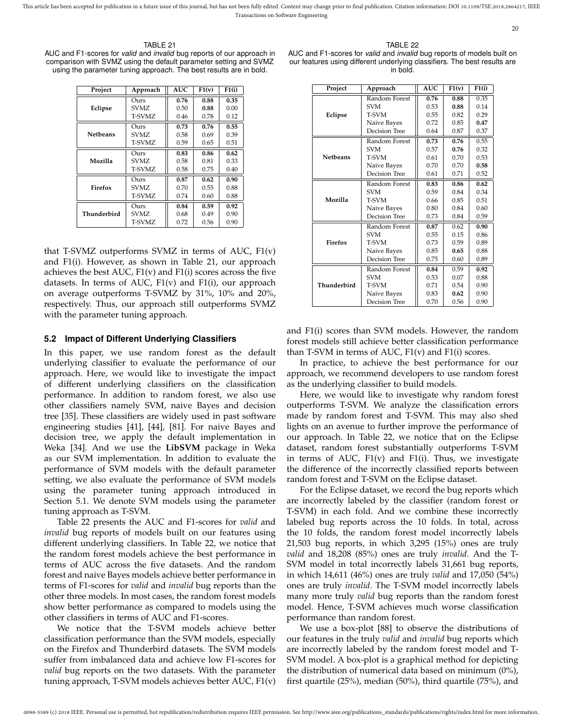TABLE 21
AUC and F1-scores for *valid* and *invalid* bug reports of our approach in comparison with SVMZ using the default parameter setting and SVMZ using the parameter tuning approach. The best results are in bold.

| Project | Approach | AUC | F1(v) | F1(i) |
|---|---|---|---|---|
| **Eclipse** | Ours | **0.76** | **0.88** | **0.35** |
| | SVMZ | 0.50 | **0.88** | 0.00 |
| | T-SVMZ | 0.46 | 0.78 | 0.12 |
| **Netbeans** | Ours | **0.73** | **0.76** | **0.55** |
| | SVMZ | 0.58 | 0.69 | 0.39 |
| | T-SVMZ | 0.59 | 0.65 | 0.51 |
| **Mozilla** | Ours | **0.83** | **0.86** | **0.62** |
| | SVMZ | 0.58 | 0.81 | 0.33 |
| | T-SVMZ | 0.58 | 0.75 | 0.40 |
| **Firefox** | Ours | **0.87** | **0.62** | **0.90** |
| | SVMZ | 0.70 | 0.55 | 0.88 |
| | T-SVMZ | 0.74 | 0.60 | 0.88 |
| **Thunderbird** | Ours | **0.84** | **0.59** | **0.92** |
| | SVMZ | 0.68 | 0.49 | 0.90 |
| | T-SVMZ | 0.72 | 0.56 | 0.90 |

that T-SVMZ outperforms SVMZ in terms of AUC, F1(v) and F1(i). However, as shown in Table 21, our approach achieves the best AUC, F1(v) and F1(i) scores across the five datasets. In terms of AUC, F1(v) and F1(i), our approach on average outperforms T-SVMZ by 31%, 10% and 20%, respectively. Thus, our approach still outperforms SVMZ with the parameter tuning approach.

## 5.2 Impact of Different Underlying Classifiers

In this paper, we use random forest as the default underlying classifier to evaluate the performance of our approach. Here, we would like to investigate the impact of different underlying classifiers on the classification performance. In addition to random forest, we also use other classifiers namely SVM, naive Bayes and decision tree [35]. These classifiers are widely used in past software engineering studies [41], [44], [81]. For naive Bayes and decision tree, we apply the default implementation in Weka [34]. And we use the **LibSVM** package in Weka as our SVM implementation. In addition to evaluate the performance of SVM models with the default parameter setting, we also evaluate the performance of SVM models using the parameter tuning approach introduced in Section 5.1. We denote SVM models using the parameter tuning approach as T-SVM.

Table 22 presents the AUC and F1-scores for *valid* and *invalid* bug reports of models built on our features using different underlying classifiers. In Table 22, we notice that the random forest models achieve the best performance in terms of AUC across the five datasets. And the random forest and naive Bayes models achieve better performance in terms of F1-scores for *valid* and *invalid* bug reports than the other three models. In most cases, the random forest models show better performance as compared to models using the other classifiers in terms of AUC and F1-scores.

We notice that the T-SVM models achieve better classification performance than the SVM models, especially on the Firefox and Thunderbird datasets. The SVM models suffer from imbalanced data and achieve low F1-scores for *valid* bug reports on the two datasets. With the parameter tuning approach, T-SVM models achieves better AUC, F1(v) and F1(i) scores than SVM models. However, the random forest models still achieve better classification performance than T-SVM in terms of AUC, F1(v) and F1(i) scores.

TABLE 22
AUC and F1-scores for *valid* and *invalid* bug reports of models built on our features using different underlying classifiers. The best results are in bold.

| Project | Approach | AUC | F1(v) | F1(i) |
|---|---|---|---|---|
| **Eclipse** | Random Forest | **0.76** | **0.88** | 0.35 |
| | SVM | 0.53 | **0.88** | 0.14 |
| | T-SVM | 0.55 | 0.82 | 0.29 |
| | Naive Bayes | 0.72 | 0.85 | **0.47** |
| | Decision Tree | 0.64 | 0.87 | 0.37 |
| **Netbeans** | Random Forest | **0.73** | **0.76** | 0.55 |
| | SVM | 0.57 | **0.76** | 0.32 |
| | T-SVM | 0.61 | 0.70 | 0.53 |
| | Naive Bayes | 0.70 | 0.70 | **0.58** |
| | Decision Tree | 0.61 | 0.71 | 0.52 |
| **Mozilla** | Random Forest | **0.83** | **0.86** | **0.62** |
| | SVM | 0.59 | 0.84 | 0.34 |
| | T-SVM | 0.66 | 0.85 | 0.51 |
| | Naive Bayes | 0.80 | 0.84 | 0.60 |
| | Decision Tree | 0.73 | 0.84 | 0.59 |
| **Firefox** | Random Forest | **0.87** | 0.62 | **0.90** |
| | SVM | 0.55 | 0.15 | 0.86 |
| | T-SVM | 0.73 | 0.59 | 0.89 |
| | Naive Bayes | 0.85 | **0.65** | 0.88 |
| | Decision Tree | 0.75 | 0.60 | 0.89 |
| **Thunderbird** | Random Forest | **0.84** | 0.59 | **0.92** |
| | SVM | 0.53 | 0.07 | 0.88 |
| | T-SVM | 0.71 | 0.54 | 0.90 |
| | Naive Bayes | 0.83 | **0.62** | 0.90 |
| | Decision Tree | 0.70 | 0.56 | 0.90 |

In practice, to achieve the best performance for our approach, we recommend developers to use random forest as the underlying classifier to build models.

Here, we would like to investigate why random forest outperforms T-SVM. We analyze the classification errors made by random forest and T-SVM. This may also shed lights on an avenue to further improve the performance of our approach. In Table 22, we notice that on the Eclipse dataset, random forest substantially outperforms T-SVM in terms of AUC, F1(v) and F1(i). Thus, we investigate the difference of the incorrectly classified reports between random forest and T-SVM on the Eclipse dataset.

For the Eclipse dataset, we record the bug reports which are incorrectly labeled by the classifier (random forest or T-SVM) in each fold. And we combine these incorrectly labeled bug reports across the 10 folds. In total, across the 10 folds, the random forest model incorrectly labels 21,503 bug reports, in which 3,295 (15%) ones are truly *valid* and 18,208 (85%) ones are truly *invalid*. And the T-SVM model in total incorrectly labels 31,661 bug reports, in which 14,611 (46%) ones are truly *valid* and 17,050 (54%) ones are truly *invalid*. The T-SVM model incorrectly labels many more truly *valid* bug reports than the random forest model. Hence, T-SVM achieves much worse classification performance than random forest.

We use a box-plot [88] to observe the distributions of our features in the truly *valid* and *invalid* bug reports which are incorrectly labeled by the random forest model and T-SVM model. A box-plot is a graphical method for depicting the distribution of numerical data based on minimum (0%), first quartile (25%), median (50%), third quartile (75%), and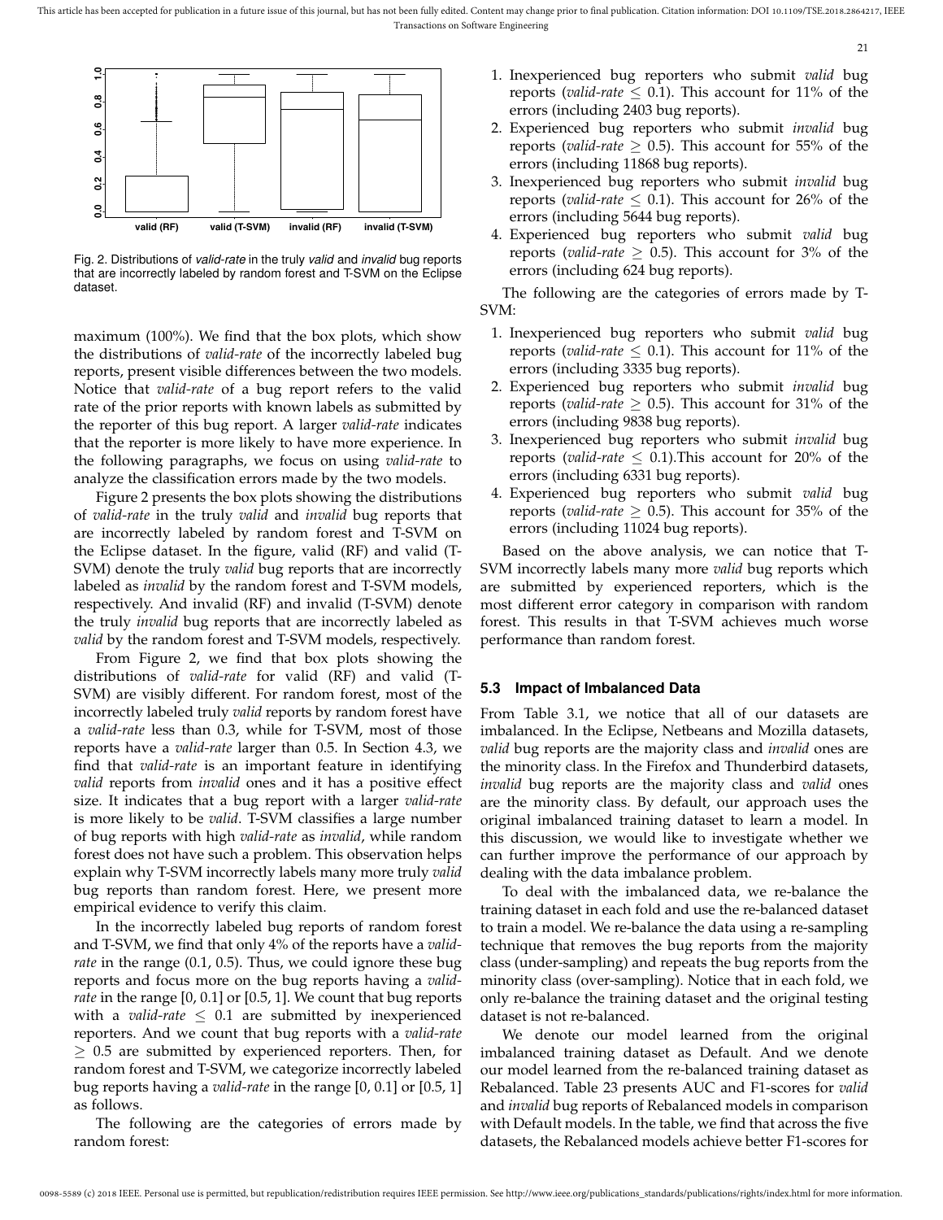Fig. 2. Distributions of *valid-rate* in the truly *valid* and *invalid* bug reports that are incorrectly labeled by random forest and T-SVM on the Eclipse dataset.

maximum (100%). We find that the box plots, which show the distributions of *valid-rate* of the incorrectly labeled bug reports, present visible differences between the two models. Notice that *valid-rate* of a bug report refers to the valid rate of the prior reports with known labels as submitted by the reporter of this bug report. A larger *valid-rate* indicates that the reporter is more likely to have more experience. In the following paragraphs, we focus on using *valid-rate* to analyze the classification errors made by the two models.

Figure 2 presents the box plots showing the distributions of *valid-rate* in the truly *valid* and *invalid* bug reports that are incorrectly labeled by random forest and T-SVM on the Eclipse dataset. In the figure, valid (RF) and valid (T-SVM) denote the truly *valid* bug reports that are incorrectly labeled as *invalid* by the random forest and T-SVM models, respectively. And invalid (RF) and invalid (T-SVM) denote the truly *invalid* bug reports that are incorrectly labeled as *valid* by the random forest and T-SVM models, respectively.

From Figure 2, we find that box plots showing the distributions of *valid-rate* for valid (RF) and valid (T-SVM) are visibly different. For random forest, most of the incorrectly labeled truly *valid* reports by random forest have a *valid-rate* less than 0.3, while for T-SVM, most of those reports have a *valid-rate* larger than 0.5. In Section 4.3, we find that *valid-rate* is an important feature in identifying *valid* reports from *invalid* ones and it has a positive effect size. It indicates that a bug report with a larger *valid-rate* is more likely to be *valid*. T-SVM classifies a large number of bug reports with high *valid-rate* as *invalid*, while random forest does not have such a problem. This observation helps explain why T-SVM incorrectly labels many more truly *valid* bug reports than random forest. Here, we present more empirical evidence to verify this claim.

In the incorrectly labeled bug reports of random forest and T-SVM, we find that only 4% of the reports have a *valid-rate* in the range (0.1, 0.5). Thus, we could ignore these bug reports and focus more on the bug reports having a *valid-rate* in the range [0, 0.1] or [0.5, 1]. We count that bug reports with a *valid-rate* $\leq$ 0.1 are submitted by inexperienced reporters. And we count that bug reports with a *valid-rate* $\geq$ 0.5 are submitted by experienced reporters. Then, for random forest and T-SVM, we categorize incorrectly labeled bug reports having a *valid-rate* in the range [0, 0.1] or [0.5, 1] as follows.

The following are the categories of errors made by random forest:

1. Inexperienced bug reporters who submit *valid* bug reports (*valid-rate* $\leq$ 0.1). This account for 11% of the errors (including 2403 bug reports).
2. Experienced bug reporters who submit *invalid* bug reports (*valid-rate* $\geq$ 0.5). This account for 55% of the errors (including 11868 bug reports).
3. Inexperienced bug reporters who submit *invalid* bug reports (*valid-rate* $\leq$ 0.1). This account for 26% of the errors (including 5644 bug reports).
4. Experienced bug reporters who submit *valid* bug reports (*valid-rate* $\geq$ 0.5). This account for 3% of the errors (including 624 bug reports).

The following are the categories of errors made by T-SVM:

1. Inexperienced bug reporters who submit *valid* bug reports (*valid-rate* $\leq$ 0.1). This account for 11% of the errors (including 3335 bug reports).
2. Experienced bug reporters who submit *invalid* bug reports (*valid-rate* $\geq$ 0.5). This account for 31% of the errors (including 9838 bug reports).
3. Inexperienced bug reporters who submit *invalid* bug reports (*valid-rate* $\leq$ 0.1).This account for 20% of the errors (including 6331 bug reports).
4. Experienced bug reporters who submit *valid* bug reports (*valid-rate* $\geq$ 0.5). This account for 35% of the errors (including 11024 bug reports).

Based on the above analysis, we can notice that T-SVM incorrectly labels many more *valid* bug reports which are submitted by experienced reporters, which is the most different error category in comparison with random forest. This results in that T-SVM achieves much worse performance than random forest.

### 5.3 Impact of Imbalanced Data

From Table 3.1, we notice that all of our datasets are imbalanced. In the Eclipse, Netbeans and Mozilla datasets, *valid* bug reports are the majority class and *invalid* ones are the minority class. In the Firefox and Thunderbird datasets, *invalid* bug reports are the majority class and *valid* ones are the minority class. By default, our approach uses the original imbalanced training dataset to learn a model. In this discussion, we would like to investigate whether we can further improve the performance of our approach by dealing with the data imbalance problem.

To deal with the imbalanced data, we re-balance the training dataset in each fold and use the re-balanced dataset to train a model. We re-balance the data using a re-sampling technique that removes the bug reports from the majority class (under-sampling) and repeats the bug reports from the minority class (over-sampling). Notice that in each fold, we only re-balance the training dataset and the original testing dataset is not re-balanced.

We denote our model learned from the original imbalanced training dataset as Default. And we denote our model learned from the re-balanced training dataset as Rebalanced. Table 23 presents AUC and F1-scores for *valid* and *invalid* bug reports of Rebalanced models in comparison with Default models. In the table, we find that across the five datasets, the Rebalanced models achieve better F1-scores for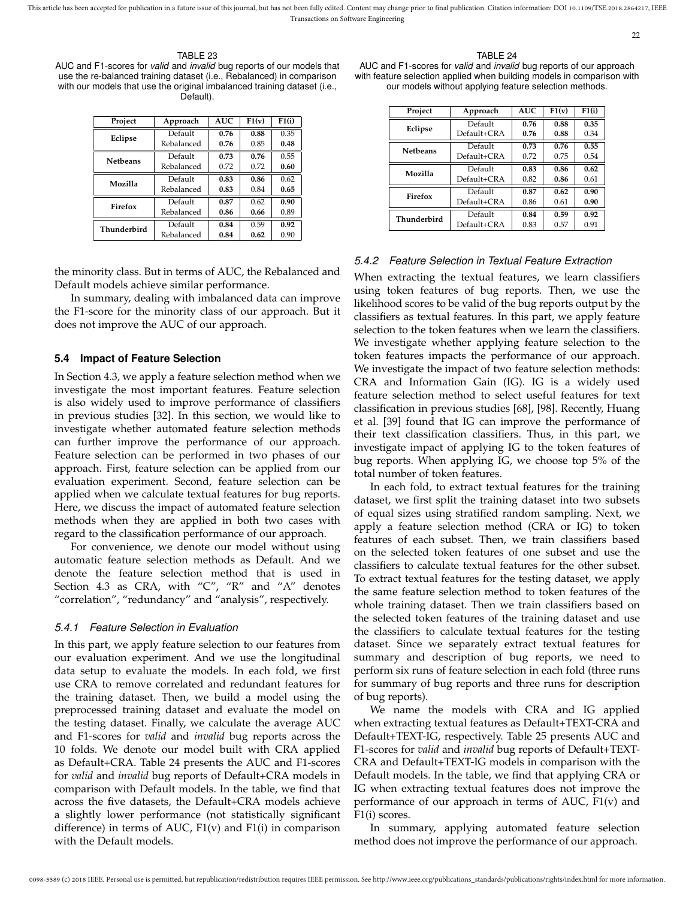TABLE 23
AUC and F1-scores for *valid* and *invalid* bug reports of our models that use the re-balanced training dataset (i.e., Rebalanced) in comparison with our models that use the original imbalanced training dataset (i.e., Default).

| Project | Approach | AUC | F1(v) | F1(i) |
|---|---|---|---|---|
| Eclipse | Default | **0.76** | **0.88** | 0.35 |
| | Rebalanced | **0.76** | 0.85 | **0.48** |
| Netbeans | Default | **0.73** | **0.76** | 0.55 |
| | Rebalanced | 0.72 | 0.72 | **0.60** |
| Mozilla | Default | **0.83** | **0.86** | 0.62 |
| | Rebalanced | **0.83** | 0.84 | **0.65** |
| Firefox | Default | **0.87** | 0.62 | **0.90** |
| | Rebalanced | 0.86 | **0.66** | 0.89 |
| Thunderbird | Default | **0.84** | 0.59 | **0.92** |
| | Rebalanced | **0.84** | **0.62** | 0.90 |

TABLE 24
AUC and F1-scores for *valid* and *invalid* bug reports of our approach with feature selection applied when building models in comparison with our models without applying feature selection methods.

| Project | Approach | AUC | F1(v) | F1(i) |
|---|---|---|---|---|
| Eclipse | Default | **0.76** | **0.88** | **0.35** |
| | Default+CRA | **0.76** | **0.88** | 0.34 |
| Netbeans | Default | **0.73** | **0.76** | **0.55** |
| | Default+CRA | 0.72 | 0.75 | 0.54 |
| Mozilla | Default | **0.83** | **0.86** | **0.62** |
| | Default+CRA | 0.82 | **0.86** | 0.61 |
| Firefox | Default | **0.87** | **0.62** | **0.90** |
| | Default+CRA | 0.86 | 0.61 | **0.90** |
| Thunderbird | Default | **0.84** | **0.59** | **0.92** |
| | Default+CRA | 0.83 | 0.57 | 0.91 |

the minority class. But in terms of AUC, the Rebalanced and Default models achieve similar performance.

In summary, dealing with imbalanced data can improve the F1-score for the minority class of our approach. But it does not improve the AUC of our approach.

### 5.4 Impact of Feature Selection

In Section 4.3, we apply a feature selection method when we investigate the most important features. Feature selection is also widely used to improve performance of classifiers in previous studies [32]. In this section, we would like to investigate whether automated feature selection methods can further improve the performance of our approach. Feature selection can be performed in two phases of our approach. First, feature selection can be applied from our evaluation experiment. Second, feature selection can be applied when we calculate textual features for bug reports. Here, we discuss the impact of automated feature selection methods when they are applied in both two cases with regard to the classification performance of our approach.

For convenience, we denote our model without using automatic feature selection methods as Default. And we denote the feature selection method that is used in Section 4.3 as CRA, with "C", "R" and "A" denotes "correlation", "redundancy" and "analysis", respectively.

#### 5.4.1 Feature Selection in Evaluation

In this part, we apply feature selection to our features from our evaluation experiment. And we use the longitudinal data setup to evaluate the models. In each fold, we first use CRA to remove correlated and redundant features for the training dataset. Then, we build a model using the preprocessed training dataset and evaluate the model on the testing dataset. Finally, we calculate the average AUC and F1-scores for *valid* and *invalid* bug reports across the 10 folds. We denote our model built with CRA applied as Default+CRA. Table 24 presents the AUC and F1-scores for *valid* and *invalid* bug reports of Default+CRA models in comparison with Default models. In the table, we find that across the five datasets, the Default+CRA models achieve a slightly lower performance (not statistically significant difference) in terms of AUC, F1(v) and F1(i) in comparison with the Default models.

#### 5.4.2 Feature Selection in Textual Feature Extraction

When extracting the textual features, we learn classifiers using token features of bug reports. Then, we use the likelihood scores to be valid of the bug reports output by the classifiers as textual features. In this part, we apply feature selection to the token features when we learn the classifiers. We investigate whether applying feature selection to the token features impacts the performance of our approach. We investigate the impact of two feature selection methods: CRA and Information Gain (IG). IG is a widely used feature selection method to select useful features for text classification in previous studies [68], [98]. Recently, Huang et al. [39] found that IG can improve the performance of their text classification classifiers. Thus, in this part, we investigate impact of applying IG to the token features of bug reports. When applying IG, we choose top 5% of the total number of token features.

In each fold, to extract textual features for the training dataset, we first split the training dataset into two subsets of equal sizes using stratified random sampling. Next, we apply a feature selection method (CRA or IG) to token features of each subset. Then, we train classifiers based on the selected token features of one subset and use the classifiers to calculate textual features for the other subset. To extract textual features for the testing dataset, we apply the same feature selection method to token features of the whole training dataset. Then we train classifiers based on the selected token features of the training dataset and use the classifiers to calculate textual features for the testing dataset. Since we separately extract textual features for summary and description of bug reports, we need to perform six runs of feature selection in each fold (three runs for summary of bug reports and three runs for description of bug reports).

We name the models with CRA and IG applied when extracting textual features as Default+TEXT-CRA and Default+TEXT-IG, respectively. Table 25 presents AUC and F1-scores for *valid* and *invalid* bug reports of Default+TEXT-CRA and Default+TEXT-IG models in comparison with the Default models. In the table, we find that applying CRA or IG when extracting textual features does not improve the performance of our approach in terms of AUC, F1(v) and F1(i) scores.

In summary, applying automated feature selection method does not improve the performance of our approach.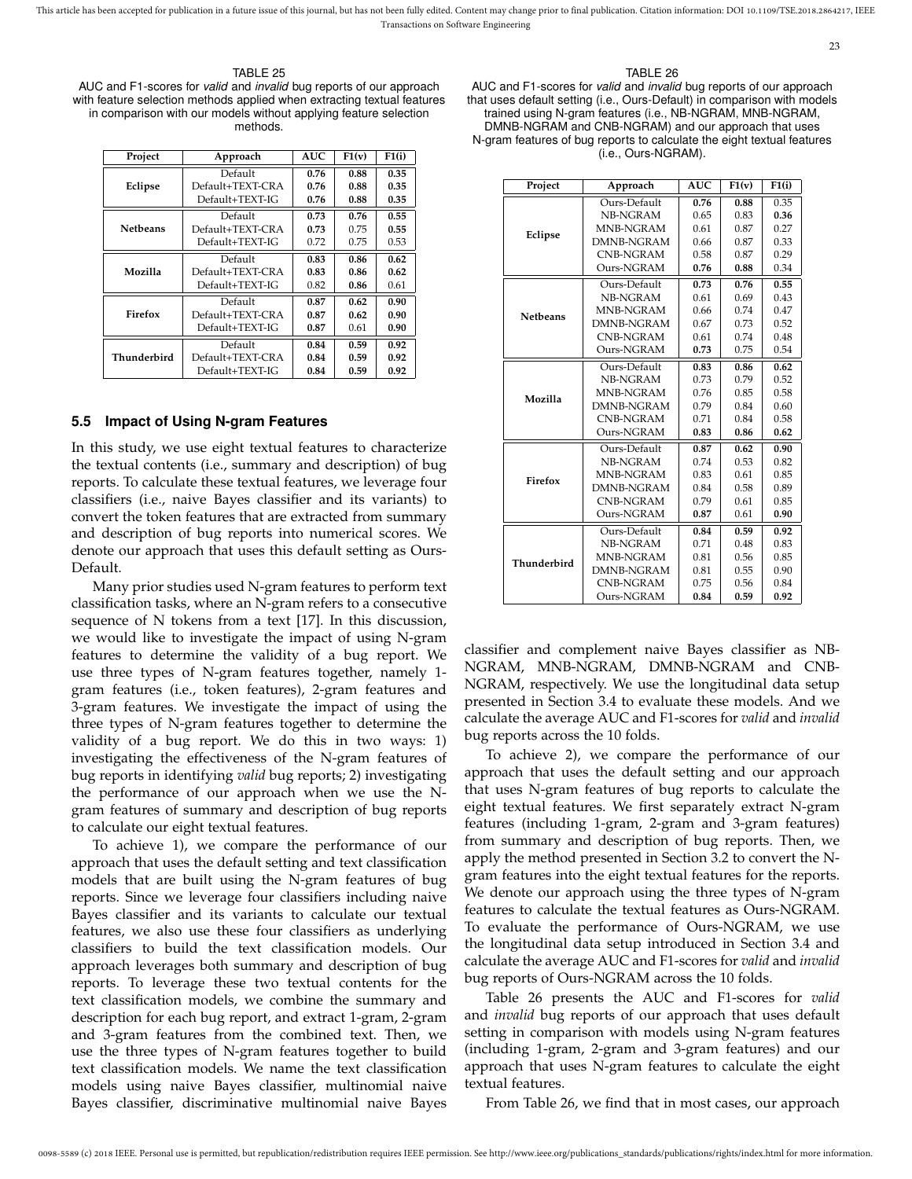TABLE 25
AUC and F1-scores for *valid* and *invalid* bug reports of our approach with feature selection methods applied when extracting textual features in comparison with our models without applying feature selection methods.

| Project | Approach | AUC | F1(v) | F1(i) |
|---|---|---|---|---|
| Eclipse | Default | **0.76** | **0.88** | **0.35** |
| | Default+TEXT-CRA | **0.76** | **0.88** | **0.35** |
| | Default+TEXT-IG | **0.76** | **0.88** | **0.35** |
| Netbeans | Default | **0.73** | **0.76** | **0.55** |
| | Default+TEXT-CRA | **0.73** | 0.75 | **0.55** |
| | Default+TEXT-IG | 0.72 | 0.75 | 0.53 |
| Mozilla | Default | **0.83** | **0.86** | **0.62** |
| | Default+TEXT-CRA | **0.83** | **0.86** | **0.62** |
| | Default+TEXT-IG | 0.82 | **0.86** | 0.61 |
| Firefox | Default | **0.87** | **0.62** | **0.90** |
| | Default+TEXT-CRA | **0.87** | **0.62** | **0.90** |
| | Default+TEXT-IG | **0.87** | 0.61 | **0.90** |
| Thunderbird | Default | **0.84** | **0.59** | **0.92** |
| | Default+TEXT-CRA | **0.84** | **0.59** | **0.92** |
| | Default+TEXT-IG | **0.84** | **0.59** | **0.92** |

### 5.5 Impact of Using N-gram Features

In this study, we use eight textual features to characterize the textual contents (i.e., summary and description) of bug reports. To calculate these textual features, we leverage four classifiers (i.e., naive Bayes classifier and its variants) to convert the token features that are extracted from summary and description of bug reports into numerical scores. We denote our approach that uses this default setting as Ours-Default.

Many prior studies used N-gram features to perform text classification tasks, where an N-gram refers to a consecutive sequence of N tokens from a text [17]. In this discussion, we would like to investigate the impact of using N-gram features to determine the validity of a bug report. We use three types of N-gram features together, namely 1-gram features (i.e., token features), 2-gram features and 3-gram features. We investigate the impact of using the three types of N-gram features together to determine the validity of a bug report. We do this in two ways: 1) investigating the effectiveness of the N-gram features of bug reports in identifying *valid* bug reports; 2) investigating the performance of our approach when we use the N-gram features of summary and description of bug reports to calculate our eight textual features.

To achieve 1), we compare the performance of our approach that uses the default setting and text classification models that are built using the N-gram features of bug reports. Since we leverage four classifiers including naive Bayes classifier and its variants to calculate our textual features, we also use these four classifiers as underlying classifiers to build the text classification models. Our approach leverages both summary and description of bug reports. To leverage these two textual contents for the text classification models, we combine the summary and description for each bug report, and extract 1-gram, 2-gram and 3-gram features from the combined text. Then, we use the three types of N-gram features together to build text classification models. We name the text classification models using naive Bayes classifier, multinomial naive Bayes classifier, discriminative multinomial naive Bayes classifier and complement naive Bayes classifier as NB-NGRAM, MNB-NGRAM, DMNB-NGRAM and CNB-NGRAM, respectively. We use the longitudinal data setup presented in Section 3.4 to evaluate these models. And we calculate the average AUC and F1-scores for *valid* and *invalid* bug reports across the 10 folds.

TABLE 26
AUC and F1-scores for *valid* and *invalid* bug reports of our approach that uses default setting (i.e., Ours-Default) in comparison with models trained using N-gram features (i.e., NB-NGRAM, MNB-NGRAM, DMNB-NGRAM and CNB-NGRAM) and our approach that uses N-gram features of bug reports to calculate the eight textual features (i.e., Ours-NGRAM).

| Project | Approach | AUC | F1(v) | F1(i) |
|---|---|---|---|---|
| Eclipse | Ours-Default | **0.76** | **0.88** | 0.35 |
| | NB-NGRAM | 0.65 | 0.83 | **0.36** |
| | MNB-NGRAM | 0.61 | 0.87 | 0.27 |
| | DMNB-NGRAM | 0.66 | 0.87 | 0.33 |
| | CNB-NGRAM | 0.58 | 0.87 | 0.29 |
| | Ours-NGRAM | **0.76** | **0.88** | 0.34 |
| Netbeans | Ours-Default | **0.73** | **0.76** | **0.55** |
| | NB-NGRAM | 0.61 | 0.69 | 0.43 |
| | MNB-NGRAM | 0.66 | 0.74 | 0.47 |
| | DMNB-NGRAM | 0.67 | 0.73 | 0.52 |
| | CNB-NGRAM | 0.61 | 0.74 | 0.48 |
| | Ours-NGRAM | **0.73** | 0.75 | 0.54 |
| Mozilla | Ours-Default | **0.83** | **0.86** | **0.62** |
| | NB-NGRAM | 0.73 | 0.79 | 0.52 |
| | MNB-NGRAM | 0.76 | 0.85 | 0.58 |
| | DMNB-NGRAM | 0.79 | 0.84 | 0.60 |
| | CNB-NGRAM | 0.71 | 0.84 | 0.58 |
| | Ours-NGRAM | **0.83** | **0.86** | **0.62** |
| Firefox | Ours-Default | **0.87** | **0.62** | **0.90** |
| | NB-NGRAM | 0.74 | 0.53 | 0.82 |
| | MNB-NGRAM | 0.83 | 0.61 | 0.85 |
| | DMNB-NGRAM | 0.84 | 0.58 | 0.89 |
| | CNB-NGRAM | 0.79 | 0.61 | 0.85 |
| | Ours-NGRAM | **0.87** | 0.61 | **0.90** |
| Thunderbird | Ours-Default | **0.84** | **0.59** | **0.92** |
| | NB-NGRAM | 0.71 | 0.48 | 0.83 |
| | MNB-NGRAM | 0.81 | 0.56 | 0.85 |
| | DMNB-NGRAM | 0.81 | 0.55 | 0.90 |
| | CNB-NGRAM | 0.75 | 0.56 | 0.84 |
| | Ours-NGRAM | **0.84** | **0.59** | **0.92** |

To achieve 2), we compare the performance of our approach that uses the default setting and our approach that uses N-gram features of bug reports to calculate the eight textual features. We first separately extract N-gram features (including 1-gram, 2-gram and 3-gram features) from summary and description of bug reports. Then, we apply the method presented in Section 3.2 to convert the N-gram features into the eight textual features for the reports. We denote our approach using the three types of N-gram features to calculate the textual features as Ours-NGRAM. To evaluate the performance of Ours-NGRAM, we use the longitudinal data setup introduced in Section 3.4 and calculate the average AUC and F1-scores for *valid* and *invalid* bug reports of Ours-NGRAM across the 10 folds.

Table 26 presents the AUC and F1-scores for *valid* and *invalid* bug reports of our approach that uses default setting in comparison with models using N-gram features (including 1-gram, 2-gram and 3-gram features) and our approach that uses N-gram features to calculate the eight textual features.

From Table 26, we find that in most cases, our approach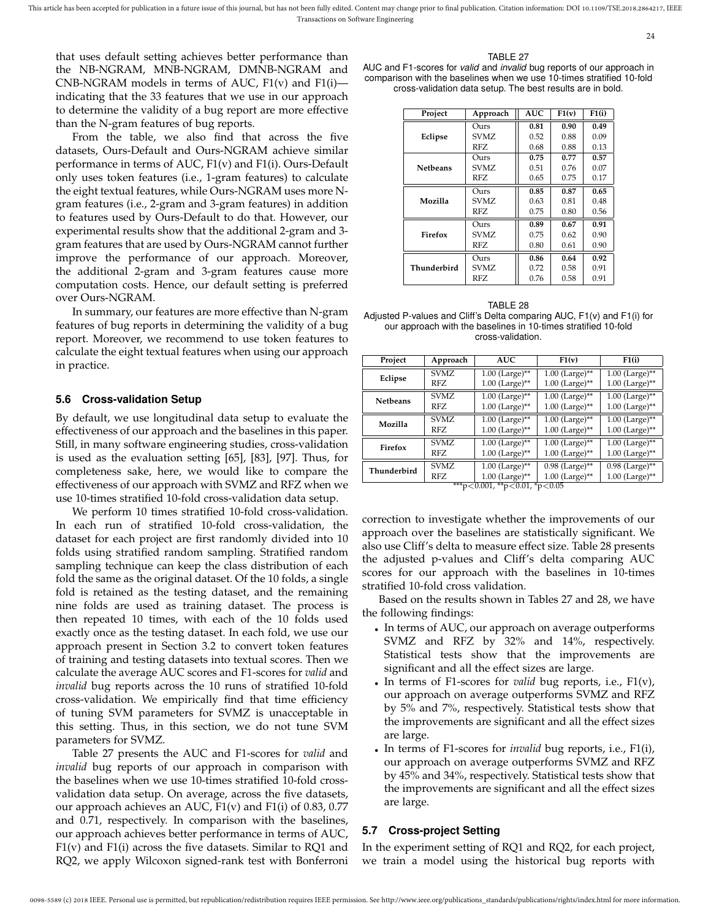that uses default setting achieves better performance than the NB-NGRAM, MNB-NGRAM, DMNB-NGRAM and CNB-NGRAM models in terms of AUC, F1(v) and F1(i)—indicating that the 33 features that we use in our approach to determine the validity of a bug report are more effective than the N-gram features of bug reports.

From the table, we also find that across the five datasets, Ours-Default and Ours-NGRAM achieve similar performance in terms of AUC, F1(v) and F1(i). Ours-Default only uses token features (i.e., 1-gram features) to calculate the eight textual features, while Ours-NGRAM uses more N-gram features (i.e., 2-gram and 3-gram features) in addition to features used by Ours-Default to do that. However, our experimental results show that the additional 2-gram and 3-gram features that are used by Ours-NGRAM cannot further improve the performance of our approach. Moreover, the additional 2-gram and 3-gram features cause more computation costs. Hence, our default setting is preferred over Ours-NGRAM.

In summary, our features are more effective than N-gram features of bug reports in determining the validity of a bug report. Moreover, we recommend to use token features to calculate the eight textual features when using our approach in practice.

### 5.6 Cross-validation Setup

By default, we use longitudinal data setup to evaluate the effectiveness of our approach and the baselines in this paper. Still, in many software engineering studies, cross-validation is used as the evaluation setting [65], [83], [97]. Thus, for completeness sake, here, we would like to compare the effectiveness of our approach with SVMZ and RFZ when we use 10-times stratified 10-fold cross-validation data setup.

We perform 10 times stratified 10-fold cross-validation. In each run of stratified 10-fold cross-validation, the dataset for each project are first randomly divided into 10 folds using stratified random sampling. Stratified random sampling technique can keep the class distribution of each fold the same as the original dataset. Of the 10 folds, a single fold is retained as the testing dataset, and the remaining nine folds are used as training dataset. The process is then repeated 10 times, with each of the 10 folds used exactly once as the testing dataset. In each fold, we use our approach present in Section 3.2 to convert token features of training and testing datasets into textual scores. Then we calculate the average AUC scores and F1-scores for *valid* and *invalid* bug reports across the 10 runs of stratified 10-fold cross-validation. We empirically find that time efficiency of tuning SVM parameters for SVMZ is unacceptable in this setting. Thus, in this section, we do not tune SVM parameters for SVMZ.

Table 27 presents the AUC and F1-scores for *valid* and *invalid* bug reports of our approach in comparison with the baselines when we use 10-times stratified 10-fold cross-validation data setup. On average, across the five datasets, our approach achieves an AUC, F1(v) and F1(i) of 0.83, 0.77 and 0.71, respectively. In comparison with the baselines, our approach achieves better performance in terms of AUC, F1(v) and F1(i) across the five datasets. Similar to RQ1 and RQ2, we apply Wilcoxon signed-rank test with Bonferroni correction to investigate whether the improvements of our approach over the baselines are statistically significant. We also use Cliff's delta to measure effect size. Table 28 presents the adjusted p-values and Cliff's delta comparing AUC scores for our approach with the baselines in 10-times stratified 10-fold cross validation.

TABLE 27
AUC and F1-scores for *valid* and *invalid* bug reports of our approach in comparison with the baselines when we use 10-times stratified 10-fold cross-validation data setup. The best results are in bold.

| Project | Approach | AUC | F1(v) | F1(i) |
|---|---|---|---|---|
| Eclipse | Ours | **0.81** | **0.90** | **0.49** |
| | SVMZ | 0.52 | 0.88 | 0.09 |
| | RFZ | 0.68 | 0.88 | 0.13 |
| Netbeans | Ours | **0.75** | **0.77** | **0.57** |
| | SVMZ | 0.51 | 0.76 | 0.07 |
| | RFZ | 0.65 | 0.75 | 0.17 |
| Mozilla | Ours | **0.85** | **0.87** | **0.65** |
| | SVMZ | 0.63 | 0.81 | 0.48 |
| | RFZ | 0.75 | 0.80 | 0.56 |
| Firefox | Ours | **0.89** | **0.67** | **0.91** |
| | SVMZ | 0.75 | 0.62 | 0.90 |
| | RFZ | 0.80 | 0.61 | 0.90 |
| Thunderbird | Ours | **0.86** | **0.64** | **0.92** |
| | SVMZ | 0.72 | 0.58 | 0.91 |
| | RFZ | 0.76 | 0.58 | 0.91 |

TABLE 28
Adjusted P-values and Cliff's Delta comparing AUC, F1(v) and F1(i) for our approach with the baselines in 10-times stratified 10-fold cross-validation.

| Project | Approach | AUC | F1(v) | F1(i) |
|---|---|---|---|---|
| Eclipse | SVMZ | 1.00 (Large)** | 1.00 (Large)** | 1.00 (Large)** |
| | RFZ | 1.00 (Large)** | 1.00 (Large)** | 1.00 (Large)** |
| Netbeans | SVMZ | 1.00 (Large)** | 1.00 (Large)** | 1.00 (Large)** |
| | RFZ | 1.00 (Large)** | 1.00 (Large)** | 1.00 (Large)** |
| Mozilla | SVMZ | 1.00 (Large)** | 1.00 (Large)** | 1.00 (Large)** |
| | RFZ | 1.00 (Large)** | 1.00 (Large)** | 1.00 (Large)** |
| Firefox | SVMZ | 1.00 (Large)** | 1.00 (Large)** | 1.00 (Large)** |
| | RFZ | 1.00 (Large)** | 1.00 (Large)** | 1.00 (Large)** |
| Thunderbird | SVMZ | 1.00 (Large)** | 0.98 (Large)** | 0.98 (Large)** |
| | RFZ | 1.00 (Large)** | 1.00 (Large)** | 1.00 (Large)** |

***$p<0.001$, **$p<0.01$, *$p<0.05$

Based on the results shown in Tables 27 and 28, we have the following findings:

- In terms of AUC, our approach on average outperforms SVMZ and RFZ by 32% and 14%, respectively. Statistical tests show that the improvements are significant and all the effect sizes are large.
- In terms of F1-scores for *valid* bug reports, i.e., F1(v), our approach on average outperforms SVMZ and RFZ by 5% and 7%, respectively. Statistical tests show that the improvements are significant and all the effect sizes are large.
- In terms of F1-scores for *invalid* bug reports, i.e., F1(i), our approach on average outperforms SVMZ and RFZ by 45% and 34%, respectively. Statistical tests show that the improvements are significant and all the effect sizes are large.

### 5.7 Cross-project Setting

In the experiment setting of RQ1 and RQ2, for each project, we train a model using the historical bug reports with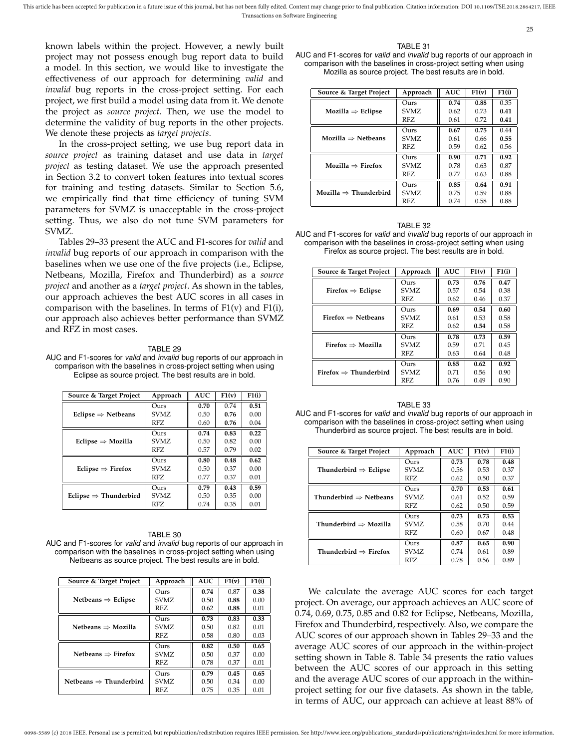known labels within the project. However, a newly built project may not possess enough bug report data to build a model. In this section, we would like to investigate the effectiveness of our approach for determining *valid* and *invalid* bug reports in the cross-project setting. For each project, we first build a model using data from it. We denote the project as *source project*. Then, we use the model to determine the validity of bug reports in the other projects. We denote these projects as *target projects*.

In the cross-project setting, we use bug report data in *source project* as training dataset and use data in *target project* as testing dataset. We use the approach presented in Section 3.2 to convert token features into textual scores for training and testing datasets. Similar to Section 5.6, we empirically find that time efficiency of tuning SVM parameters for SVMZ is unacceptable in the cross-project setting. Thus, we also do not tune SVM parameters for SVMZ.

Tables 29–33 present the AUC and F1-scores for *valid* and *invalid* bug reports of our approach in comparison with the baselines when we use one of the five projects (i.e., Eclipse, Netbeans, Mozilla, Firefox and Thunderbird) as a *source project* and another as a *target project*. As shown in the tables, our approach achieves the best AUC scores in all cases in comparison with the baselines. In terms of F1(v) and F1(i), our approach also achieves better performance than SVMZ and RFZ in most cases.

TABLE 29
AUC and F1-scores for *valid* and *invalid* bug reports of our approach in comparison with the baselines in cross-project setting when using Eclipse as source project. The best results are in bold.

| Source & Target Project | Approach | AUC | F1(v) | F1(i) |
|---|---|---|---|---|
| Eclipse ⇒ Netbeans | Ours | **0.70** | 0.74 | **0.51** |
| | SVMZ | 0.50 | **0.76** | 0.00 |
| | RFZ | 0.60 | **0.76** | 0.04 |
| Eclipse ⇒ Mozilla | Ours | **0.74** | **0.83** | **0.22** |
| | SVMZ | 0.50 | 0.82 | 0.00 |
| | RFZ | 0.57 | 0.79 | 0.02 |
| Eclipse ⇒ Firefox | Ours | **0.80** | **0.48** | **0.62** |
| | SVMZ | 0.50 | 0.37 | 0.00 |
| | RFZ | 0.77 | 0.37 | 0.01 |
| Eclipse ⇒ Thunderbird | Ours | **0.79** | **0.43** | **0.59** |
| | SVMZ | 0.50 | 0.35 | 0.00 |
| | RFZ | 0.74 | 0.35 | 0.01 |

TABLE 30
AUC and F1-scores for *valid* and *invalid* bug reports of our approach in comparison with the baselines in cross-project setting when using Netbeans as source project. The best results are in bold.

| Source & Target Project | Approach | AUC | F1(v) | F1(i) |
|---|---|---|---|---|
| Netbeans ⇒ Eclipse | Ours | **0.74** | 0.87 | **0.38** |
| | SVMZ | 0.50 | **0.88** | 0.00 |
| | RFZ | 0.62 | **0.88** | 0.01 |
| Netbeans ⇒ Mozilla | Ours | **0.73** | **0.83** | **0.33** |
| | SVMZ | 0.50 | 0.82 | 0.01 |
| | RFZ | 0.58 | 0.80 | 0.03 |
| Netbeans ⇒ Firefox | Ours | **0.82** | **0.50** | **0.65** |
| | SVMZ | 0.50 | 0.37 | 0.00 |
| | RFZ | 0.78 | 0.37 | 0.01 |
| Netbeans ⇒ Thunderbird | Ours | **0.79** | **0.45** | **0.65** |
| | SVMZ | 0.50 | 0.34 | 0.00 |
| | RFZ | 0.75 | 0.35 | 0.01 |

TABLE 31
AUC and F1-scores for *valid* and *invalid* bug reports of our approach in comparison with the baselines in cross-project setting when using Mozilla as source project. The best results are in bold.

| Source & Target Project | Approach | AUC | F1(v) | F1(i) |
|---|---|---|---|---|
| Mozilla ⇒ Eclipse | Ours | **0.74** | **0.88** | 0.35 |
| | SVMZ | 0.62 | 0.73 | **0.41** |
| | RFZ | 0.61 | 0.72 | **0.41** |
| Mozilla ⇒ Netbeans | Ours | **0.67** | **0.75** | 0.44 |
| | SVMZ | 0.61 | 0.66 | **0.55** |
| | RFZ | 0.59 | 0.62 | 0.56 |
| Mozilla ⇒ Firefox | Ours | **0.90** | **0.71** | **0.92** |
| | SVMZ | 0.78 | 0.63 | 0.87 |
| | RFZ | 0.77 | 0.63 | 0.88 |
| Mozilla ⇒ Thunderbird | Ours | **0.85** | **0.64** | **0.91** |
| | SVMZ | 0.75 | 0.59 | 0.88 |
| | RFZ | 0.74 | 0.58 | 0.88 |

TABLE 32
AUC and F1-scores for *valid* and *invalid* bug reports of our approach in comparison with the baselines in cross-project setting when using Firefox as source project. The best results are in bold.

| Source & Target Project | Approach | AUC | F1(v) | F1(i) |
|---|---|---|---|---|
| Firefox ⇒ Eclipse | Ours | **0.73** | **0.76** | **0.47** |
| | SVMZ | 0.57 | 0.54 | 0.38 |
| | RFZ | 0.62 | 0.46 | 0.37 |
| Firefox ⇒ Netbeans | Ours | **0.69** | **0.54** | **0.60** |
| | SVMZ | 0.61 | 0.53 | 0.58 |
| | RFZ | 0.62 | **0.54** | 0.58 |
| Firefox ⇒ Mozilla | Ours | **0.78** | **0.73** | **0.59** |
| | SVMZ | 0.59 | 0.71 | 0.45 |
| | RFZ | 0.63 | 0.64 | 0.48 |
| Firefox ⇒ Thunderbird | Ours | **0.85** | **0.62** | **0.92** |
| | SVMZ | 0.71 | 0.56 | 0.90 |
| | RFZ | 0.76 | 0.49 | 0.90 |

TABLE 33
AUC and F1-scores for *valid* and *invalid* bug reports of our approach in comparison with the baselines in cross-project setting when using Thunderbird as source project. The best results are in bold.

| Source & Target Project | Approach | AUC | F1(v) | F1(i) |
|---|---|---|---|---|
| Thunderbird ⇒ Eclipse | Ours | **0.73** | **0.78** | **0.48** |
| | SVMZ | 0.56 | 0.53 | 0.37 |
| | RFZ | 0.62 | 0.50 | 0.37 |
| Thunderbird ⇒ Netbeans | Ours | **0.70** | **0.53** | **0.61** |
| | SVMZ | 0.61 | 0.52 | 0.59 |
| | RFZ | 0.62 | 0.50 | 0.59 |
| Thunderbird ⇒ Mozilla | Ours | **0.73** | **0.73** | **0.53** |
| | SVMZ | 0.58 | 0.70 | 0.44 |
| | RFZ | 0.60 | 0.67 | 0.48 |
| Thunderbird ⇒ Firefox | Ours | **0.87** | **0.65** | **0.90** |
| | SVMZ | 0.74 | 0.61 | 0.89 |
| | RFZ | 0.78 | 0.56 | 0.89 |

We calculate the average AUC scores for each target project. On average, our approach achieves an AUC score of 0.74, 0.69, 0.75, 0.85 and 0.82 for Eclipse, Netbeans, Mozilla, Firefox and Thunderbird, respectively. Also, we compare the AUC scores of our approach shown in Tables 29–33 and the average AUC scores of our approach in the within-project setting shown in Table 8. Table 34 presents the ratio values between the AUC scores of our approach in this setting and the average AUC scores of our approach in the within-project setting for our five datasets. As shown in the table, in terms of AUC, our approach can achieve at least 88% of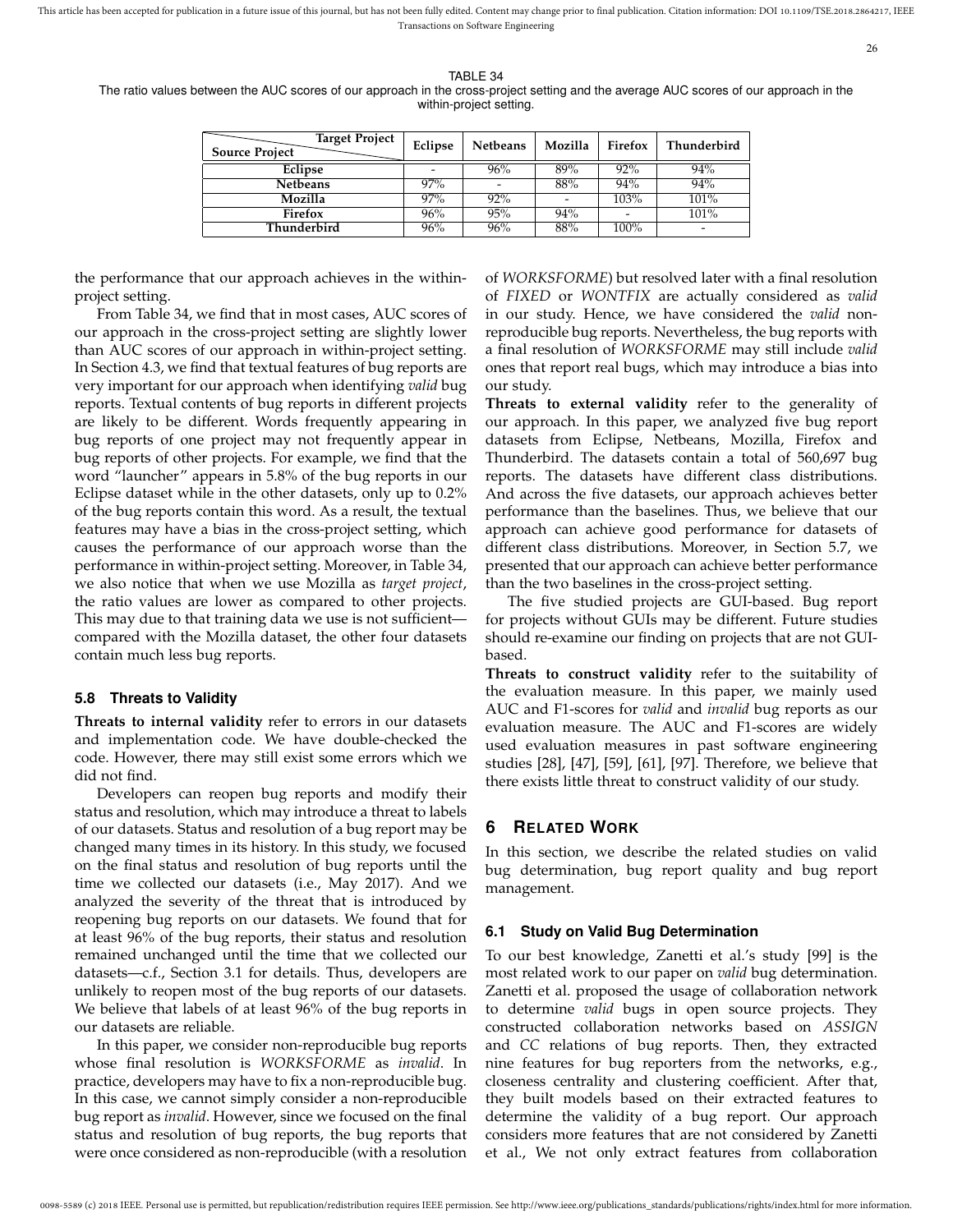TABLE 34
The ratio values between the AUC scores of our approach in the cross-project setting and the average AUC scores of our approach in the within-project setting.

| Source Project \ Target Project | Eclipse | Netbeans | Mozilla | Firefox | Thunderbird |
|---|---|---|---|---|---|
| Eclipse | - | 96% | 89% | 92% | 94% |
| Netbeans | 97% | - | 88% | 94% | 94% |
| Mozilla | 97% | 92% | - | 103% | 101% |
| Firefox | 96% | 95% | 94% | - | 101% |
| Thunderbird | 96% | 96% | 88% | 100% | - |

the performance that our approach achieves in the within-project setting.

From Table 34, we find that in most cases, AUC scores of our approach in the cross-project setting are slightly lower than AUC scores of our approach in within-project setting. In Section 4.3, we find that textual features of bug reports are very important for our approach when identifying *valid* bug reports. Textual contents of bug reports in different projects are likely to be different. Words frequently appearing in bug reports of one project may not frequently appear in bug reports of other projects. For example, we find that the word "launcher" appears in 5.8% of the bug reports in our Eclipse dataset while in the other datasets, only up to 0.2% of the bug reports contain this word. As a result, the textual features may have a bias in the cross-project setting, which causes the performance of our approach worse than the performance in within-project setting. Moreover, in Table 34, we also notice that when we use Mozilla as *target project*, the ratio values are lower as compared to other projects. This may due to that training data we use is not sufficient—compared with the Mozilla dataset, the other four datasets contain much less bug reports.

### 5.8 Threats to Validity

**Threats to internal validity** refer to errors in our datasets and implementation code. We have double-checked the code. However, there may still exist some errors which we did not find.

Developers can reopen bug reports and modify their status and resolution, which may introduce a threat to labels of our datasets. Status and resolution of a bug report may be changed many times in its history. In this study, we focused on the final status and resolution of bug reports until the time we collected our datasets (i.e., May 2017). And we analyzed the severity of the threat that is introduced by reopening bug reports on our datasets. We found that for at least 96% of the bug reports, their status and resolution remained unchanged until the time that we collected our datasets—c.f., Section 3.1 for details. Thus, developers are unlikely to reopen most of the bug reports of our datasets. We believe that labels of at least 96% of the bug reports in our datasets are reliable.

In this paper, we consider non-reproducible bug reports whose final resolution is *WORKSFORME* as *invalid*. In practice, developers may have to fix a non-reproducible bug. In this case, we cannot simply consider a non-reproducible bug report as *invalid*. However, since we focused on the final status and resolution of bug reports, the bug reports that were once considered as non-reproducible (with a resolution of *WORKSFORME*) but resolved later with a final resolution of *FIXED* or *WONTFIX* are actually considered as *valid* in our study. Hence, we have considered the *valid* non-reproducible bug reports. Nevertheless, the bug reports with a final resolution of *WORKSFORME* may still include *valid* ones that report real bugs, which may introduce a bias into our study.

**Threats to external validity** refer to the generality of our approach. In this paper, we analyzed five bug report datasets from Eclipse, Netbeans, Mozilla, Firefox and Thunderbird. The datasets contain a total of 560,697 bug reports. The datasets have different class distributions. And across the five datasets, our approach achieves better performance than the baselines. Thus, we believe that our approach can achieve good performance for datasets of different class distributions. Moreover, in Section 5.7, we presented that our approach can achieve better performance than the two baselines in the cross-project setting.

The five studied projects are GUI-based. Bug report for projects without GUIs may be different. Future studies should re-examine our finding on projects that are not GUI-based.

**Threats to construct validity** refer to the suitability of the evaluation measure. In this paper, we mainly used AUC and F1-scores for *valid* and *invalid* bug reports as our evaluation measure. The AUC and F1-scores are widely used evaluation measures in past software engineering studies [28], [47], [59], [61], [97]. Therefore, we believe that there exists little threat to construct validity of our study.

## 6 Related Work

In this section, we describe the related studies on valid bug determination, bug report quality and bug report management.

### 6.1 Study on Valid Bug Determination

To our best knowledge, Zanetti et al.'s study [99] is the most related work to our paper on *valid* bug determination. Zanetti et al. proposed the usage of collaboration network to determine *valid* bugs in open source projects. They constructed collaboration networks based on *ASSIGN* and *CC* relations of bug reports. Then, they extracted nine features for bug reporters from the networks, e.g., closeness centrality and clustering coefficient. After that, they built models based on their extracted features to determine the validity of a bug report. Our approach considers more features that are not considered by Zanetti et al., We not only extract features from collaboration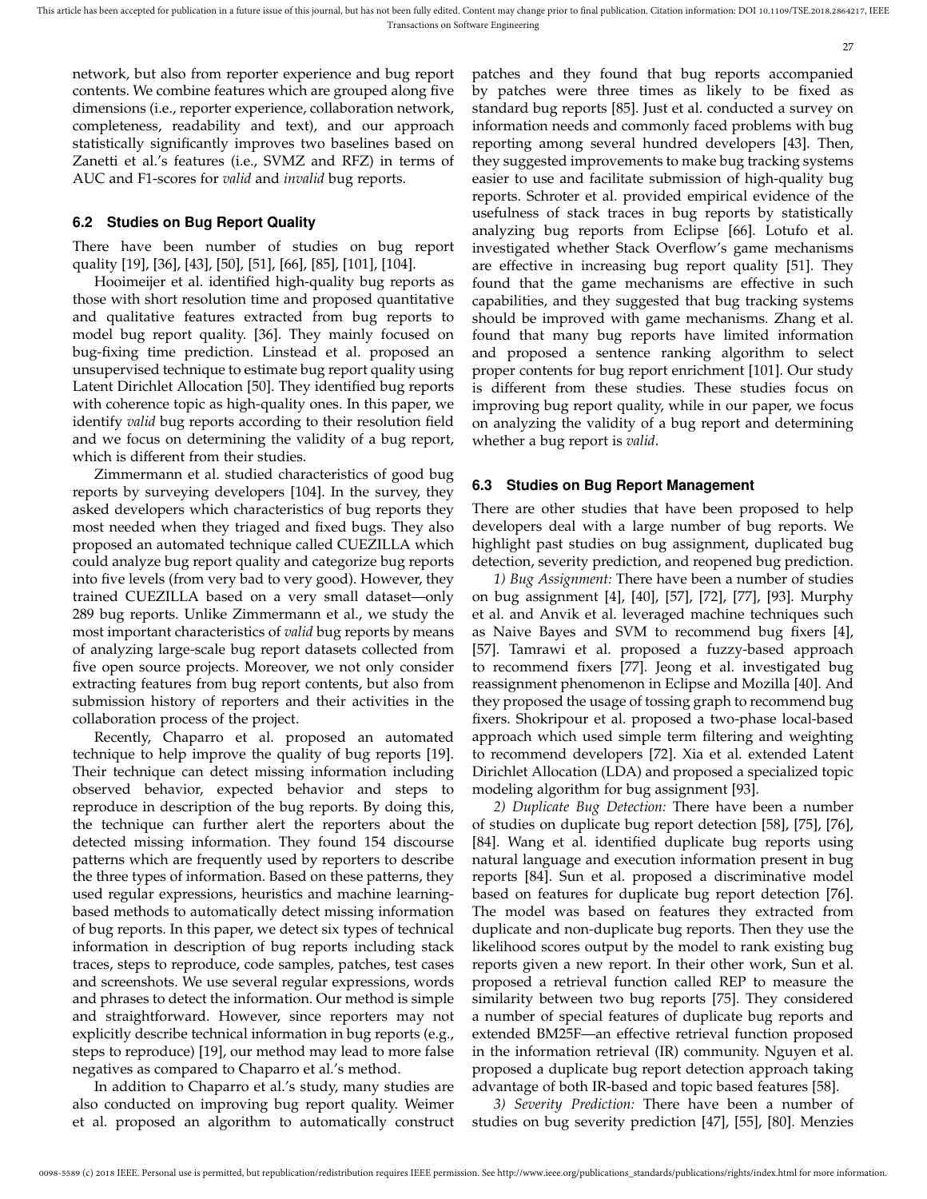network, but also from reporter experience and bug report contents. We combine features which are grouped along five dimensions (i.e., reporter experience, collaboration network, completeness, readability and text), and our approach statistically significantly improves two baselines based on Zanetti et al.'s features (i.e., SVMZ and RFZ) in terms of AUC and F1-scores for *valid* and *invalid* bug reports.

### 6.2 Studies on Bug Report Quality

There have been number of studies on bug report quality [19], [36], [43], [50], [51], [66], [85], [101], [104].

Hooimeijer et al. identified high-quality bug reports as those with short resolution time and proposed quantitative and qualitative features extracted from bug reports to model bug report quality. [36]. They mainly focused on bug-fixing time prediction. Linstead et al. proposed an unsupervised technique to estimate bug report quality using Latent Dirichlet Allocation [50]. They identified bug reports with coherence topic as high-quality ones. In this paper, we identify *valid* bug reports according to their resolution field and we focus on determining the validity of a bug report, which is different from their studies.

Zimmermann et al. studied characteristics of good bug reports by surveying developers [104]. In the survey, they asked developers which characteristics of bug reports they most needed when they triaged and fixed bugs. They also proposed an automated technique called CUEZILLA which could analyze bug report quality and categorize bug reports into five levels (from very bad to very good). However, they trained CUEZILLA based on a very small dataset—only 289 bug reports. Unlike Zimmermann et al., we study the most important characteristics of *valid* bug reports by means of analyzing large-scale bug report datasets collected from five open source projects. Moreover, we not only consider extracting features from bug report contents, but also from submission history of reporters and their activities in the collaboration process of the project.

Recently, Chaparro et al. proposed an automated technique to help improve the quality of bug reports [19]. Their technique can detect missing information including observed behavior, expected behavior and steps to reproduce in description of the bug reports. By doing this, the technique can further alert the reporters about the detected missing information. They found 154 discourse patterns which are frequently used by reporters to describe the three types of information. Based on these patterns, they used regular expressions, heuristics and machine learning-based methods to automatically detect missing information of bug reports. In this paper, we detect six types of technical information in description of bug reports including stack traces, steps to reproduce, code samples, patches, test cases and screenshots. We use several regular expressions, words and phrases to detect the information. Our method is simple and straightforward. However, since reporters may not explicitly describe technical information in bug reports (e.g., steps to reproduce) [19], our method may lead to more false negatives as compared to Chaparro et al.'s method.

In addition to Chaparro et al.'s study, many studies are also conducted on improving bug report quality. Weimer et al. proposed an algorithm to automatically construct patches and they found that bug reports accompanied by patches were three times as likely to be fixed as standard bug reports [85]. Just et al. conducted a survey on information needs and commonly faced problems with bug reporting among several hundred developers [43]. Then, they suggested improvements to make bug tracking systems easier to use and facilitate submission of high-quality bug reports. Schroter et al. provided empirical evidence of the usefulness of stack traces in bug reports by statistically analyzing bug reports from Eclipse [66]. Lotufo et al. investigated whether Stack Overflow's game mechanisms are effective in increasing bug report quality [51]. They found that the game mechanisms are effective in such capabilities, and they suggested that bug tracking systems should be improved with game mechanisms. Zhang et al. found that many bug reports have limited information and proposed a sentence ranking algorithm to select proper contents for bug report enrichment [101]. Our study is different from these studies. These studies focus on improving bug report quality, while in our paper, we focus on analyzing the validity of a bug report and determining whether a bug report is *valid*.

### 6.3 Studies on Bug Report Management

There are other studies that have been proposed to help developers deal with a large number of bug reports. We highlight past studies on bug assignment, duplicated bug detection, severity prediction, and reopened bug prediction.

*1) Bug Assignment:* There have been a number of studies on bug assignment [4], [40], [57], [72], [77], [93]. Murphy et al. and Anvik et al. leveraged machine techniques such as Naive Bayes and SVM to recommend bug fixers [4], [57]. Tamrawi et al. proposed a fuzzy-based approach to recommend fixers [77]. Jeong et al. investigated bug reassignment phenomenon in Eclipse and Mozilla [40]. And they proposed the usage of tossing graph to recommend bug fixers. Shokripour et al. proposed a two-phase local-based approach which used simple term filtering and weighting to recommend developers [72]. Xia et al. extended Latent Dirichlet Allocation (LDA) and proposed a specialized topic modeling algorithm for bug assignment [93].

*2) Duplicate Bug Detection:* There have been a number of studies on duplicate bug report detection [58], [75], [76], [84]. Wang et al. identified duplicate bug reports using natural language and execution information present in bug reports [84]. Sun et al. proposed a discriminative model based on features for duplicate bug report detection [76]. The model was based on features they extracted from duplicate and non-duplicate bug reports. Then they use the likelihood scores output by the model to rank existing bug reports given a new report. In their other work, Sun et al. proposed a retrieval function called REP to measure the similarity between two bug reports [75]. They considered a number of special features of duplicate bug reports and extended BM25F—an effective retrieval function proposed in the information retrieval (IR) community. Nguyen et al. proposed a duplicate bug report detection approach taking advantage of both IR-based and topic based features [58].

*3) Severity Prediction:* There have been a number of studies on bug severity prediction [47], [55], [80]. Menzies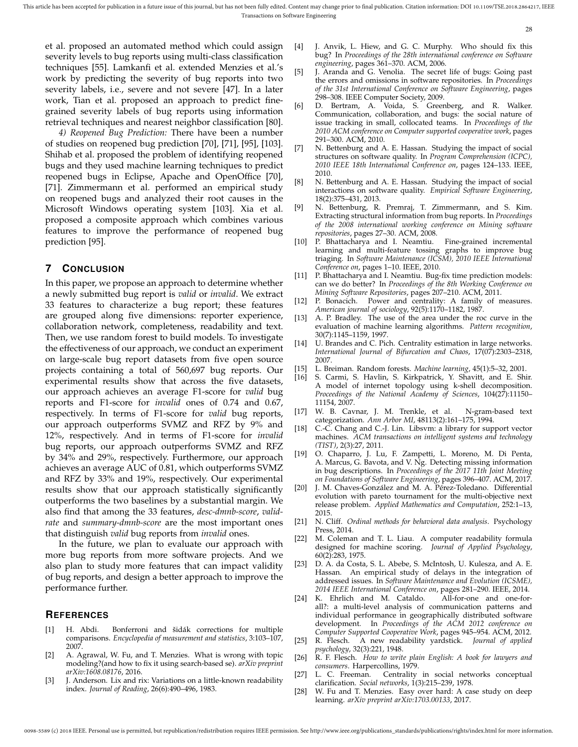et al. proposed an automated method which could assign severity levels to bug reports using multi-class classification techniques [55]. Lamkanfi et al. extended Menzies et al.'s work by predicting the severity of bug reports into two severity labels, i.e., severe and not severe [47]. In a later work, Tian et al. proposed an approach to predict fine-grained severity labels of bug reports using information retrieval techniques and nearest neighbor classification [80].

*4) Reopened Bug Prediction:* There have been a number of studies on reopened bug prediction [70], [71], [95], [103]. Shihab et al. proposed the problem of identifying reopened bugs and they used machine learning techniques to predict reopened bugs in Eclipse, Apache and OpenOffice [70], [71]. Zimmermann et al. performed an empirical study on reopened bugs and analyzed their root causes in the Microsoft Windows operating system [103]. Xia et al. proposed a composite approach which combines various features to improve the performance of reopened bug prediction [95].

## 7 Conclusion

In this paper, we propose an approach to determine whether a newly submitted bug report is *valid* or *invalid*. We extract 33 features to characterize a bug report; these features are grouped along five dimensions: reporter experience, collaboration network, completeness, readability and text. Then, we use random forest to build models. To investigate the effectiveness of our approach, we conduct an experiment on large-scale bug report datasets from five open source projects containing a total of 560,697 bug reports. Our experimental results show that across the five datasets, our approach achieves an average F1-score for *valid* bug reports and F1-score for *invalid* ones of 0.74 and 0.67, respectively. In terms of F1-score for *valid* bug reports, our approach outperforms SVMZ and RFZ by 9% and 12%, respectively. And in terms of F1-score for *invalid* bug reports, our approach outperforms SVMZ and RFZ by 34% and 29%, respectively. Furthermore, our approach achieves an average AUC of 0.81, which outperforms SVMZ and RFZ by 33% and 19%, respectively. Our experimental results show that our approach statistically significantly outperforms the two baselines by a substantial margin. We also find that among the 33 features, *desc-dmnb-score*, *valid-rate* and *summary-dmnb-score* are the most important ones that distinguish *valid* bug reports from *invalid* ones.

In the future, we plan to evaluate our approach with more bug reports from more software projects. And we also plan to study more features that can impact validity of bug reports, and design a better approach to improve the performance further.

## References

[1] H. Abdi. Bonferroni and šidák corrections for multiple comparisons. *Encyclopedia of measurement and statistics*, 3:103–107, 2007.

[2] A. Agrawal, W. Fu, and T. Menzies. What is wrong with topic modeling?(and how to fix it using search-based se). *arXiv preprint arXiv:1608.08176*, 2016.

[3] J. Anderson. Lix and rix: Variations on a little-known readability index. *Journal of Reading*, 26(6):490–496, 1983.

[4] J. Anvik, L. Hiew, and G. C. Murphy. Who should fix this bug? In *Proceedings of the 28th international conference on Software engineering*, pages 361–370. ACM, 2006.

[5] J. Aranda and G. Venolia. The secret life of bugs: Going past the errors and omissions in software repositories. In *Proceedings of the 31st International Conference on Software Engineering*, pages 298–308. IEEE Computer Society, 2009.

[6] D. Bertram, A. Voida, S. Greenberg, and R. Walker. Communication, collaboration, and bugs: the social nature of issue tracking in small, collocated teams. In *Proceedings of the 2010 ACM conference on Computer supported cooperative work*, pages 291–300. ACM, 2010.

[7] N. Bettenburg and A. E. Hassan. Studying the impact of social structures on software quality. In *Program Comprehension (ICPC), 2010 IEEE 18th International Conference on*, pages 124–133. IEEE, 2010.

[8] N. Bettenburg and A. E. Hassan. Studying the impact of social interactions on software quality. *Empirical Software Engineering*, 18(2):375–431, 2013.

[9] N. Bettenburg, R. Premraj, T. Zimmermann, and S. Kim. Extracting structural information from bug reports. In *Proceedings of the 2008 international working conference on Mining software repositories*, pages 27–30. ACM, 2008.

[10] P. Bhattacharya and I. Neamtiu. Fine-grained incremental learning and multi-feature tossing graphs to improve bug triaging. In *Software Maintenance (ICSM), 2010 IEEE International Conference on*, pages 1–10. IEEE, 2010.

[11] P. Bhattacharya and I. Neamtiu. Bug-fix time prediction models: can we do better? In *Proceedings of the 8th Working Conference on Mining Software Repositories*, pages 207–210. ACM, 2011.

[12] P. Bonacich. Power and centrality: A family of measures. *American journal of sociology*, 92(5):1170–1182, 1987.

[13] A. P. Bradley. The use of the area under the roc curve in the evaluation of machine learning algorithms. *Pattern recognition*, 30(7):1145–1159, 1997.

[14] U. Brandes and C. Pich. Centrality estimation in large networks. *International Journal of Bifurcation and Chaos*, 17(07):2303–2318, 2007.

[15] L. Breiman. Random forests. *Machine learning*, 45(1):5–32, 2001.

[16] S. Carmi, S. Havlin, S. Kirkpatrick, Y. Shavitt, and E. Shir. A model of internet topology using k-shell decomposition. *Proceedings of the National Academy of Sciences*, 104(27):11150–11154, 2007.

[17] W. B. Cavnar, J. M. Trenkle, et al. N-gram-based text categorization. *Ann Arbor MI*, 48113(2):161–175, 1994.

[18] C.-C. Chang and C.-J. Lin. Libsvm: a library for support vector machines. *ACM transactions on intelligent systems and technology (TIST)*, 2(3):27, 2011.

[19] O. Chaparro, J. Lu, F. Zampetti, L. Moreno, M. Di Penta, A. Marcus, G. Bavota, and V. Ng. Detecting missing information in bug descriptions. In *Proceedings of the 2017 11th Joint Meeting on Foundations of Software Engineering*, pages 396–407. ACM, 2017.

[20] J. M. Chaves-González and M. A. Pérez-Toledano. Differential evolution with pareto tournament for the multi-objective next release problem. *Applied Mathematics and Computation*, 252:1–13, 2015.

[21] N. Cliff. *Ordinal methods for behavioral data analysis*. Psychology Press, 2014.

[22] M. Coleman and T. L. Liau. A computer readability formula designed for machine scoring. *Journal of Applied Psychology*, 60(2):283, 1975.

[23] D. A. da Costa, S. L. Abebe, S. McIntosh, U. Kulesza, and A. E. Hassan. An empirical study of delays in the integration of addressed issues. In *Software Maintenance and Evolution (ICSME), 2014 IEEE International Conference on*, pages 281–290. IEEE, 2014.

[24] K. Ehrlich and M. Cataldo. All-for-one and one-for-all?: a multi-level analysis of communication patterns and individual performance in geographically distributed software development. In *Proceedings of the ACM 2012 conference on Computer Supported Cooperative Work*, pages 945–954. ACM, 2012.

[25] R. Flesch. A new readability yardstick. *Journal of applied psychology*, 32(3):221, 1948.

[26] R. F. Flesch. *How to write plain English: A book for lawyers and consumers*. Harpercollins, 1979.

[27] L. C. Freeman. Centrality in social networks conceptual clarification. *Social networks*, 1(3):215–239, 1978.

[28] W. Fu and T. Menzies. Easy over hard: A case study on deep learning. *arXiv preprint arXiv:1703.00133*, 2017.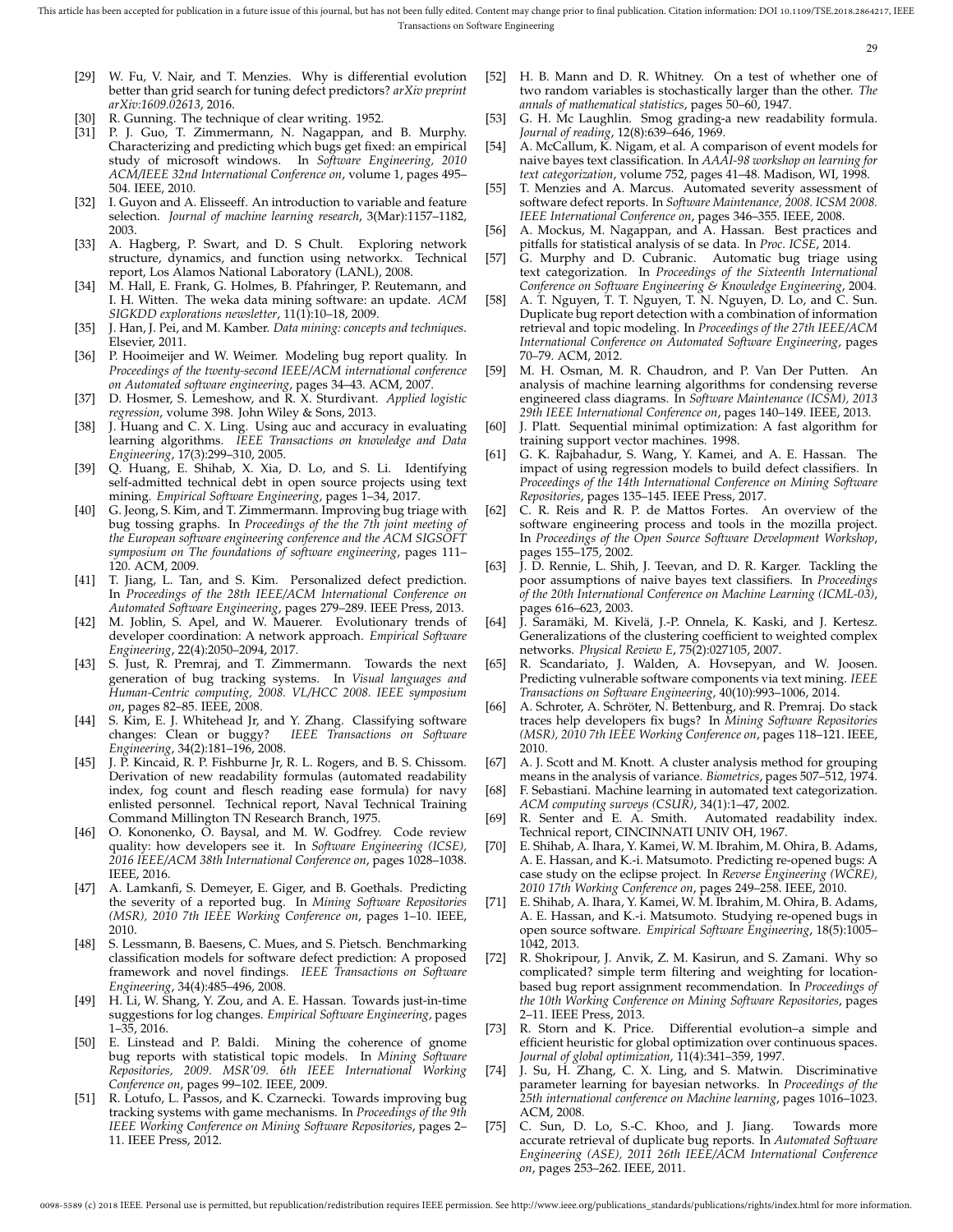[29] W. Fu, V. Nair, and T. Menzies. Why is differential evolution better than grid search for tuning defect predictors? *arXiv preprint arXiv:1609.02613*, 2016.

[30] R. Gunning. The technique of clear writing. 1952.

[31] P. J. Guo, T. Zimmermann, N. Nagappan, and B. Murphy. Characterizing and predicting which bugs get fixed: an empirical study of microsoft windows. In *Software Engineering, 2010 ACM/IEEE 32nd International Conference on*, volume 1, pages 495–504. IEEE, 2010.

[32] I. Guyon and A. Elisseeff. An introduction to variable and feature selection. *Journal of machine learning research*, 3(Mar):1157–1182, 2003.

[33] A. Hagberg, P. Swart, and D. S Chult. Exploring network structure, dynamics, and function using networkx. Technical report, Los Alamos National Laboratory (LANL), 2008.

[34] M. Hall, E. Frank, G. Holmes, B. Pfahringer, P. Reutemann, and I. H. Witten. The weka data mining software: an update. *ACM SIGKDD explorations newsletter*, 11(1):10–18, 2009.

[35] J. Han, J. Pei, and M. Kamber. *Data mining: concepts and techniques*. Elsevier, 2011.

[36] P. Hooimeijer and W. Weimer. Modeling bug report quality. In *Proceedings of the twenty-second IEEE/ACM international conference on Automated software engineering*, pages 34–43. ACM, 2007.

[37] D. Hosmer, S. Lemeshow, and R. X. Sturdivant. *Applied logistic regression*, volume 398. John Wiley & Sons, 2013.

[38] J. Huang and C. X. Ling. Using auc and accuracy in evaluating learning algorithms. *IEEE Transactions on knowledge and Data Engineering*, 17(3):299–310, 2005.

[39] Q. Huang, E. Shihab, X. Xia, D. Lo, and S. Li. Identifying self-admitted technical debt in open source projects using text mining. *Empirical Software Engineering*, pages 1–34, 2017.

[40] G. Jeong, S. Kim, and T. Zimmermann. Improving bug triage with bug tossing graphs. In *Proceedings of the the 7th joint meeting of the European software engineering conference and the ACM SIGSOFT symposium on The foundations of software engineering*, pages 111–120. ACM, 2009.

[41] T. Jiang, L. Tan, and S. Kim. Personalized defect prediction. In *Proceedings of the 28th IEEE/ACM International Conference on Automated Software Engineering*, pages 279–289. IEEE Press, 2013.

[42] M. Joblin, S. Apel, and W. Mauerer. Evolutionary trends of developer coordination: A network approach. *Empirical Software Engineering*, 22(4):2050–2094, 2017.

[43] S. Just, R. Premraj, and T. Zimmermann. Towards the next generation of bug tracking systems. In *Visual languages and Human-Centric computing, 2008. VL/HCC 2008. IEEE symposium on*, pages 82–85. IEEE, 2008.

[44] S. Kim, E. J. Whitehead Jr, and Y. Zhang. Classifying software changes: Clean or buggy? *IEEE Transactions on Software Engineering*, 34(2):181–196, 2008.

[45] J. P. Kincaid, R. P. Fishburne Jr, R. L. Rogers, and B. S. Chissom. Derivation of new readability formulas (automated readability index, fog count and flesch reading ease formula) for navy enlisted personnel. Technical report, Naval Technical Training Command Millington TN Research Branch, 1975.

[46] O. Kononenko, O. Baysal, and M. W. Godfrey. Code review quality: how developers see it. In *Software Engineering (ICSE), 2016 IEEE/ACM 38th International Conference on*, pages 1028–1038. IEEE, 2016.

[47] A. Lamkanfi, S. Demeyer, E. Giger, and B. Goethals. Predicting the severity of a reported bug. In *Mining Software Repositories (MSR), 2010 7th IEEE Working Conference on*, pages 1–10. IEEE, 2010.

[48] S. Lessmann, B. Baesens, C. Mues, and S. Pietsch. Benchmarking classification models for software defect prediction: A proposed framework and novel findings. *IEEE Transactions on Software Engineering*, 34(4):485–496, 2008.

[49] H. Li, W. Shang, Y. Zou, and A. E. Hassan. Towards just-in-time suggestions for log changes. *Empirical Software Engineering*, pages 1–35, 2016.

[50] E. Linstead and P. Baldi. Mining the coherence of gnome bug reports with statistical topic models. In *Mining Software Repositories, 2009. MSR'09. 6th IEEE International Working Conference on*, pages 99–102. IEEE, 2009.

[51] R. Lotufo, L. Passos, and K. Czarnecki. Towards improving bug tracking systems with game mechanisms. In *Proceedings of the 9th IEEE Working Conference on Mining Software Repositories*, pages 2–11. IEEE Press, 2012.

[52] H. B. Mann and D. R. Whitney. On a test of whether one of two random variables is stochastically larger than the other. *The annals of mathematical statistics*, pages 50–60, 1947.

[53] G. H. Mc Laughlin. Smog grading-a new readability formula. *Journal of reading*, 12(8):639–646, 1969.

[54] A. McCallum, K. Nigam, et al. A comparison of event models for naive bayes text classification. In *AAAI-98 workshop on learning for text categorization*, volume 752, pages 41–48. Madison, WI, 1998.

[55] T. Menzies and A. Marcus. Automated severity assessment of software defect reports. In *Software Maintenance, 2008. ICSM 2008. IEEE International Conference on*, pages 346–355. IEEE, 2008.

[56] A. Mockus, M. Nagappan, and A. Hassan. Best practices and pitfalls for statistical analysis of se data. In *Proc. ICSE*, 2014.

[57] G. Murphy and D. Cubranic. Automatic bug triage using text categorization. In *Proceedings of the Sixteenth International Conference on Software Engineering & Knowledge Engineering*, 2004.

[58] A. T. Nguyen, T. T. Nguyen, T. N. Nguyen, D. Lo, and C. Sun. Duplicate bug report detection with a combination of information retrieval and topic modeling. In *Proceedings of the 27th IEEE/ACM International Conference on Automated Software Engineering*, pages 70–79. ACM, 2012.

[59] M. H. Osman, M. R. Chaudron, and P. Van Der Putten. An analysis of machine learning algorithms for condensing reverse engineered class diagrams. In *Software Maintenance (ICSM), 2013 29th IEEE International Conference on*, pages 140–149. IEEE, 2013.

[60] J. Platt. Sequential minimal optimization: A fast algorithm for training support vector machines. 1998.

[61] G. K. Rajbahadur, S. Wang, Y. Kamei, and A. E. Hassan. The impact of using regression models to build defect classifiers. In *Proceedings of the 14th International Conference on Mining Software Repositories*, pages 135–145. IEEE Press, 2017.

[62] C. R. Reis and R. P. de Mattos Fortes. An overview of the software engineering process and tools in the mozilla project. In *Proceedings of the Open Source Software Development Workshop*, pages 155–175, 2002.

[63] J. D. Rennie, L. Shih, J. Teevan, and D. R. Karger. Tackling the poor assumptions of naive bayes text classifiers. In *Proceedings of the 20th International Conference on Machine Learning (ICML-03)*, pages 616–623, 2003.

[64] J. Saramäki, M. Kivelä, J.-P. Onnela, K. Kaski, and J. Kertesz. Generalizations of the clustering coefficient to weighted complex networks. *Physical Review E*, 75(2):027105, 2007.

[65] R. Scandariato, J. Walden, A. Hovsepyan, and W. Joosen. Predicting vulnerable software components via text mining. *IEEE Transactions on Software Engineering*, 40(10):993–1006, 2014.

[66] A. Schroter, A. Schröter, N. Bettenburg, and R. Premraj. Do stack traces help developers fix bugs? In *Mining Software Repositories (MSR), 2010 7th IEEE Working Conference on*, pages 118–121. IEEE, 2010.

[67] A. J. Scott and M. Knott. A cluster analysis method for grouping means in the analysis of variance. *Biometrics*, pages 507–512, 1974.

[68] F. Sebastiani. Machine learning in automated text categorization. *ACM computing surveys (CSUR)*, 34(1):1–47, 2002.

[69] R. Senter and E. A. Smith. Automated readability index. Technical report, CINCINNATI UNIV OH, 1967.

[70] E. Shihab, A. Ihara, Y. Kamei, W. M. Ibrahim, M. Ohira, B. Adams, A. E. Hassan, and K.-i. Matsumoto. Predicting re-opened bugs: A case study on the eclipse project. In *Reverse Engineering (WCRE), 2010 17th Working Conference on*, pages 249–258. IEEE, 2010.

[71] E. Shihab, A. Ihara, Y. Kamei, W. M. Ibrahim, M. Ohira, B. Adams, A. E. Hassan, and K.-i. Matsumoto. Studying re-opened bugs in open source software. *Empirical Software Engineering*, 18(5):1005–1042, 2013.

[72] R. Shokripour, J. Anvik, Z. M. Kasirun, and S. Zamani. Why so complicated? simple term filtering and weighting for location-based bug report assignment recommendation. In *Proceedings of the 10th Working Conference on Mining Software Repositories*, pages 2–11. IEEE Press, 2013.

[73] R. Storn and K. Price. Differential evolution–a simple and efficient heuristic for global optimization over continuous spaces. *Journal of global optimization*, 11(4):341–359, 1997.

[74] J. Su, H. Zhang, C. X. Ling, and S. Matwin. Discriminative parameter learning for bayesian networks. In *Proceedings of the 25th international conference on Machine learning*, pages 1016–1023. ACM, 2008.

[75] C. Sun, D. Lo, S.-C. Khoo, and J. Jiang. Towards more accurate retrieval of duplicate bug reports. In *Automated Software Engineering (ASE), 2011 26th IEEE/ACM International Conference on*, pages 253–262. IEEE, 2011.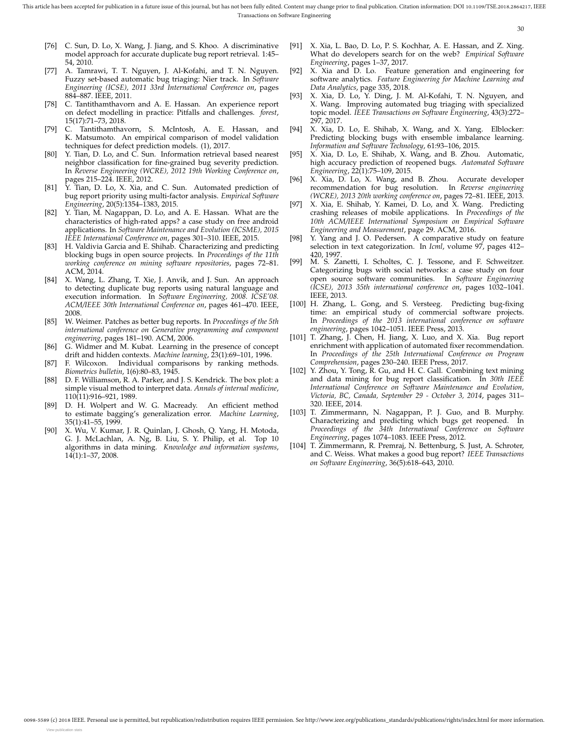[76] C. Sun, D. Lo, X. Wang, J. Jiang, and S. Khoo. A discriminative model approach for accurate duplicate bug report retrieval. 1:45–54, 2010.

[77] A. Tamrawi, T. T. Nguyen, J. Al-Kofahi, and T. N. Nguyen. Fuzzy set-based automatic bug triaging: Nier track. In *Software Engineering (ICSE), 2011 33rd International Conference on*, pages 884–887. IEEE, 2011.

[78] C. Tantithamthavorn and A. E. Hassan. An experience report on defect modelling in practice: Pitfalls and challenges. *forest*, 15(17):71–73, 2018.

[79] C. Tantithamthavorn, S. McIntosh, A. E. Hassan, and K. Matsumoto. An empirical comparison of model validation techniques for defect prediction models. (1), 2017.

[80] Y. Tian, D. Lo, and C. Sun. Information retrieval based nearest neighbor classification for fine-grained bug severity prediction. In *Reverse Engineering (WCRE), 2012 19th Working Conference on*, pages 215–224. IEEE, 2012.

[81] Y. Tian, D. Lo, X. Xia, and C. Sun. Automated prediction of bug report priority using multi-factor analysis. *Empirical Software Engineering*, 20(5):1354–1383, 2015.

[82] Y. Tian, M. Nagappan, D. Lo, and A. E. Hassan. What are the characteristics of high-rated apps? a case study on free android applications. In *Software Maintenance and Evolution (ICSME), 2015 IEEE International Conference on*, pages 301–310. IEEE, 2015.

[83] H. Valdivia Garcia and E. Shihab. Characterizing and predicting blocking bugs in open source projects. In *Proceedings of the 11th working conference on mining software repositories*, pages 72–81. ACM, 2014.

[84] X. Wang, L. Zhang, T. Xie, J. Anvik, and J. Sun. An approach to detecting duplicate bug reports using natural language and execution information. In *Software Engineering, 2008. ICSE'08. ACM/IEEE 30th International Conference on*, pages 461–470. IEEE, 2008.

[85] W. Weimer. Patches as better bug reports. In *Proceedings of the 5th international conference on Generative programming and component engineering*, pages 181–190. ACM, 2006.

[86] G. Widmer and M. Kubat. Learning in the presence of concept drift and hidden contexts. *Machine learning*, 23(1):69–101, 1996.

[87] F. Wilcoxon. Individual comparisons by ranking methods. *Biometrics bulletin*, 1(6):80–83, 1945.

[88] D. F. Williamson, R. A. Parker, and J. S. Kendrick. The box plot: a simple visual method to interpret data. *Annals of internal medicine*, 110(11):916–921, 1989.

[89] D. H. Wolpert and W. G. Macready. An efficient method to estimate bagging's generalization error. *Machine Learning*, 35(1):41–55, 1999.

[90] X. Wu, V. Kumar, J. R. Quinlan, J. Ghosh, Q. Yang, H. Motoda, G. J. McLachlan, A. Ng, B. Liu, S. Y. Philip, et al. Top 10 algorithms in data mining. *Knowledge and information systems*, 14(1):1–37, 2008.

[91] X. Xia, L. Bao, D. Lo, P. S. Kochhar, A. E. Hassan, and Z. Xing. What do developers search for on the web? *Empirical Software Engineering*, pages 1–37, 2017.

[92] X. Xia and D. Lo. Feature generation and engineering for software analytics. *Feature Engineering for Machine Learning and Data Analytics*, page 335, 2018.

[93] X. Xia, D. Lo, Y. Ding, J. M. Al-Kofahi, T. N. Nguyen, and X. Wang. Improving automated bug triaging with specialized topic model. *IEEE Transactions on Software Engineering*, 43(3):272–297, 2017.

[94] X. Xia, D. Lo, E. Shihab, X. Wang, and X. Yang. Elblocker: Predicting blocking bugs with ensemble imbalance learning. *Information and Software Technology*, 61:93–106, 2015.

[95] X. Xia, D. Lo, E. Shihab, X. Wang, and B. Zhou. Automatic, high accuracy prediction of reopened bugs. *Automated Software Engineering*, 22(1):75–109, 2015.

[96] X. Xia, D. Lo, X. Wang, and B. Zhou. Accurate developer recommendation for bug resolution. In *Reverse engineering (WCRE), 2013 20th working conference on*, pages 72–81. IEEE, 2013.

[97] X. Xia, E. Shihab, Y. Kamei, D. Lo, and X. Wang. Predicting crashing releases of mobile applications. In *Proceedings of the 10th ACM/IEEE International Symposium on Empirical Software Engineering and Measurement*, page 29. ACM, 2016.

[98] Y. Yang and J. O. Pedersen. A comparative study on feature selection in text categorization. In *Icml*, volume 97, pages 412–420, 1997.

[99] M. S. Zanetti, I. Scholtes, C. J. Tessone, and F. Schweitzer. Categorizing bugs with social networks: a case study on four open source software communities. In *Software Engineering (ICSE), 2013 35th international conference on*, pages 1032–1041. IEEE, 2013.

[100] H. Zhang, L. Gong, and S. Versteeg. Predicting bug-fixing time: an empirical study of commercial software projects. In *Proceedings of the 2013 international conference on software engineering*, pages 1042–1051. IEEE Press, 2013.

[101] T. Zhang, J. Chen, H. Jiang, X. Luo, and X. Xia. Bug report enrichment with application of automated fixer recommendation. In *Proceedings of the 25th International Conference on Program Comprehension*, pages 230–240. IEEE Press, 2017.

[102] Y. Zhou, Y. Tong, R. Gu, and H. C. Gall. Combining text mining and data mining for bug report classification. In *30th IEEE International Conference on Software Maintenance and Evolution, Victoria, BC, Canada, September 29 - October 3, 2014*, pages 311–320. IEEE, 2014.

[103] T. Zimmermann, N. Nagappan, P. J. Guo, and B. Murphy. Characterizing and predicting which bugs get reopened. In *Proceedings of the 34th International Conference on Software Engineering*, pages 1074–1083. IEEE Press, 2012.

[104] T. Zimmermann, R. Premraj, N. Bettenburg, S. Just, A. Schroter, and C. Weiss. What makes a good bug report? *IEEE Transactions on Software Engineering*, 36(5):618–643, 2010.